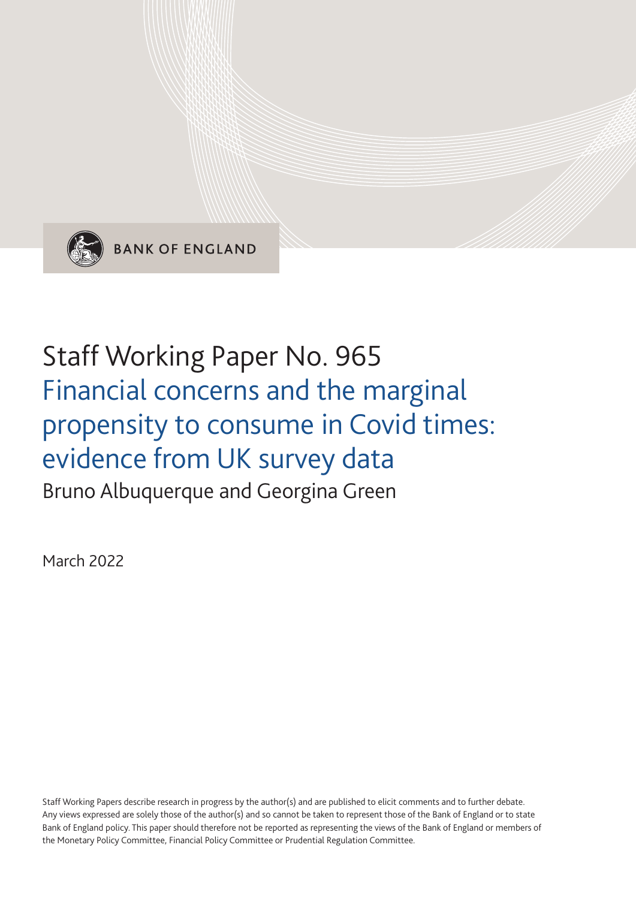BANK OF ENGLAND

# Staff Working Paper No. 965

## Financial concerns and the marginal propensity to consume in Covid times: evidence from UK survey data

Bruno Albuquerque and Georgina Green

March 2022

Staff Working Papers describe research in progress by the author(s) and are published to elicit comments and to further debate. Any views expressed are solely those of the author(s) and so cannot be taken to represent those of the Bank of England or to state Bank of England policy. This paper should therefore not be reported as representing the views of the Bank of England or members of the Monetary Policy Committee, Financial Policy Committee or Prudential Regulation Committee.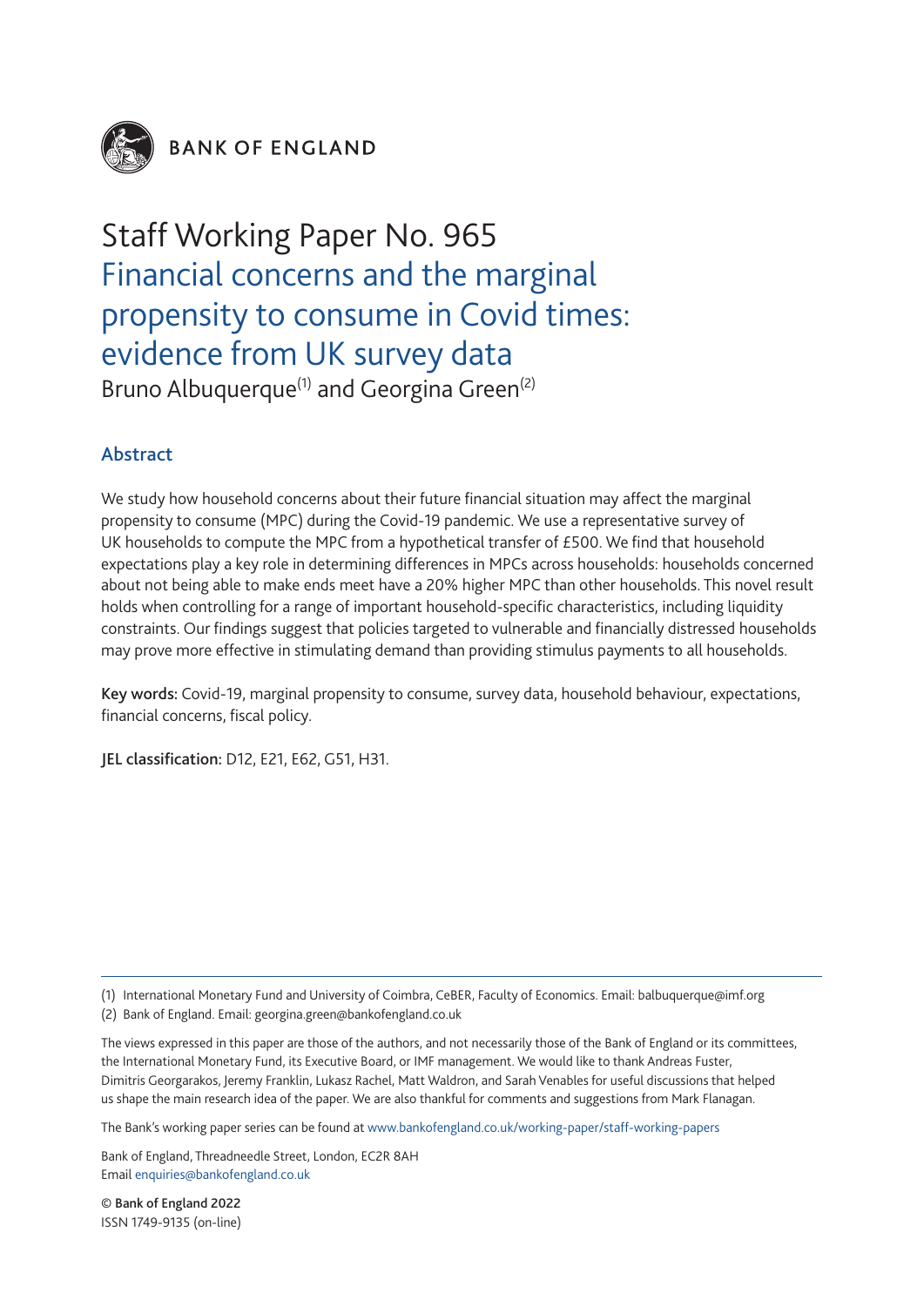BANK OF ENGLAND

# Staff Working Paper No. 965

## Financial concerns and the marginal propensity to consume in Covid times: evidence from UK survey data

Bruno Albuquerque[1] and Georgina Green[2]

### Abstract

We study how household concerns about their future financial situation may affect the marginal propensity to consume (MPC) during the Covid-19 pandemic. We use a representative survey of UK households to compute the MPC from a hypothetical transfer of £500. We find that household expectations play a key role in determining differences in MPCs across households: households concerned about not being able to make ends meet have a 20% higher MPC than other households. This novel result holds when controlling for a range of important household-specific characteristics, including liquidity constraints. Our findings suggest that policies targeted to vulnerable and financially distressed households may prove more effective in stimulating demand than providing stimulus payments to all households.

**Key words:** Covid-19, marginal propensity to consume, survey data, household behaviour, expectations, financial concerns, fiscal policy.

**JEL classification:** D12, E21, E62, G51, H31.

(1) International Monetary Fund and University of Coimbra, CeBER, Faculty of Economics. Email: balbuquerque@imf.org

(2) Bank of England. Email: georgina.green@bankofengland.co.uk

The views expressed in this paper are those of the authors, and not necessarily those of the Bank of England or its committees, the International Monetary Fund, its Executive Board, or IMF management. We would like to thank Andreas Fuster, Dimitris Georgarakos, Jeremy Franklin, Lukasz Rachel, Matt Waldron, and Sarah Venables for useful discussions that helped us shape the main research idea of the paper. We are also thankful for comments and suggestions from Mark Flanagan.

The Bank's working paper series can be found at www.bankofengland.co.uk/working-paper/staff-working-papers

Bank of England, Threadneedle Street, London, EC2R 8AH
Email enquiries@bankofengland.co.uk

© Bank of England 2022
ISSN 1749-9135 (on-line)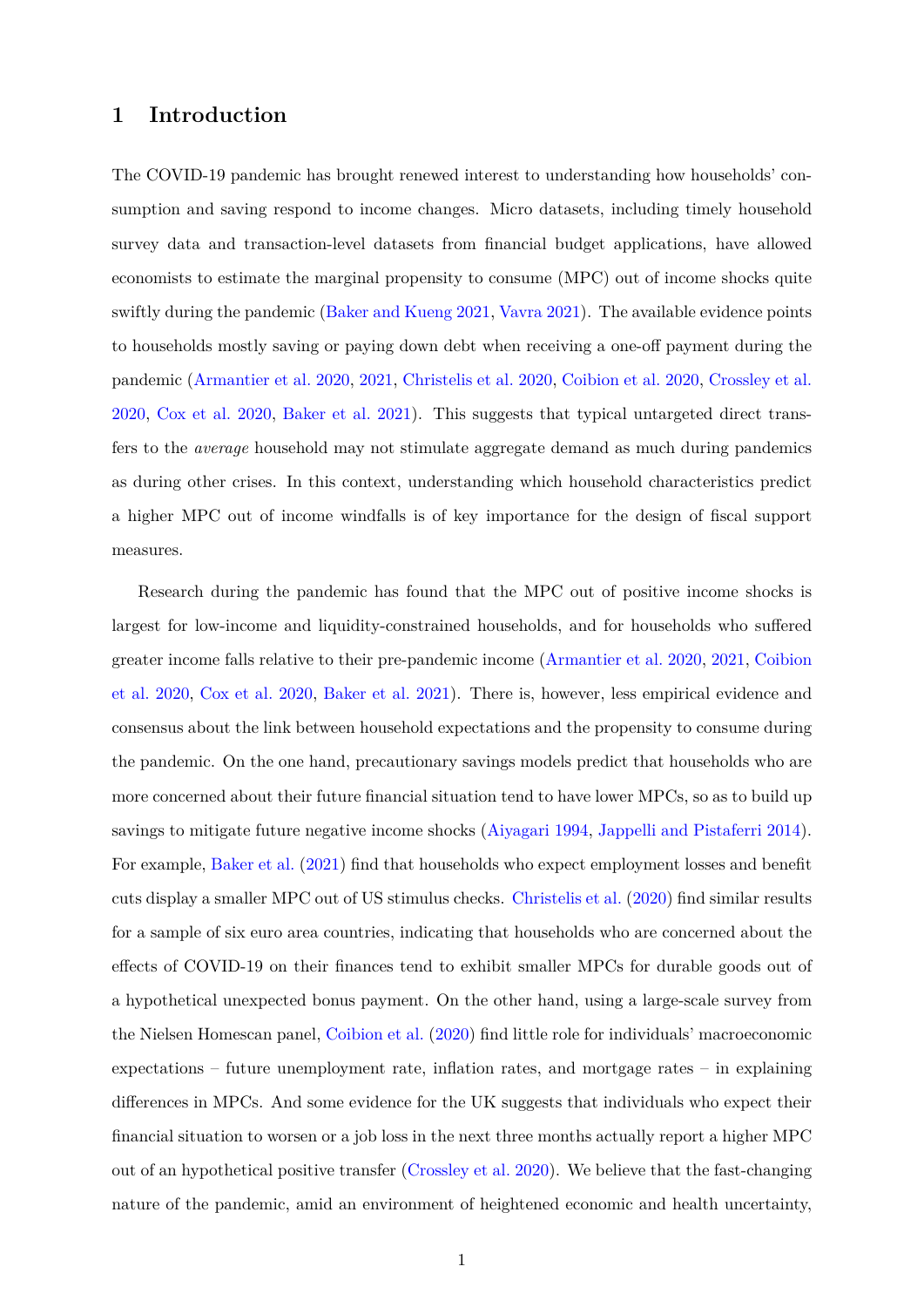# 1 Introduction

The COVID-19 pandemic has brought renewed interest to understanding how households' consumption and saving respond to income changes. Micro datasets, including timely household survey data and transaction-level datasets from financial budget applications, have allowed economists to estimate the marginal propensity to consume (MPC) out of income shocks quite swiftly during the pandemic (Baker and Kueng 2021, Vavra 2021). The available evidence points to households mostly saving or paying down debt when receiving a one-off payment during the pandemic (Armantier et al. 2020, 2021, Christelis et al. 2020, Coibion et al. 2020, Crossley et al. 2020, Cox et al. 2020, Baker et al. 2021). This suggests that typical untargeted direct transfers to the *average* household may not stimulate aggregate demand as much during pandemics as during other crises. In this context, understanding which household characteristics predict a higher MPC out of income windfalls is of key importance for the design of fiscal support measures.

Research during the pandemic has found that the MPC out of positive income shocks is largest for low-income and liquidity-constrained households, and for households who suffered greater income falls relative to their pre-pandemic income (Armantier et al. 2020, 2021, Coibion et al. 2020, Cox et al. 2020, Baker et al. 2021). There is, however, less empirical evidence and consensus about the link between household expectations and the propensity to consume during the pandemic. On the one hand, precautionary savings models predict that households who are more concerned about their future financial situation tend to have lower MPCs, so as to build up savings to mitigate future negative income shocks (Aiyagari 1994, Jappelli and Pistaferri 2014). For example, Baker et al. (2021) find that households who expect employment losses and benefit cuts display a smaller MPC out of US stimulus checks. Christelis et al. (2020) find similar results for a sample of six euro area countries, indicating that households who are concerned about the effects of COVID-19 on their finances tend to exhibit smaller MPCs for durable goods out of a hypothetical unexpected bonus payment. On the other hand, using a large-scale survey from the Nielsen Homescan panel, Coibion et al. (2020) find little role for individuals' macroeconomic expectations – future unemployment rate, inflation rates, and mortgage rates – in explaining differences in MPCs. And some evidence for the UK suggests that individuals who expect their financial situation to worsen or a job loss in the next three months actually report a higher MPC out of an hypothetical positive transfer (Crossley et al. 2020). We believe that the fast-changing nature of the pandemic, amid an environment of heightened economic and health uncertainty,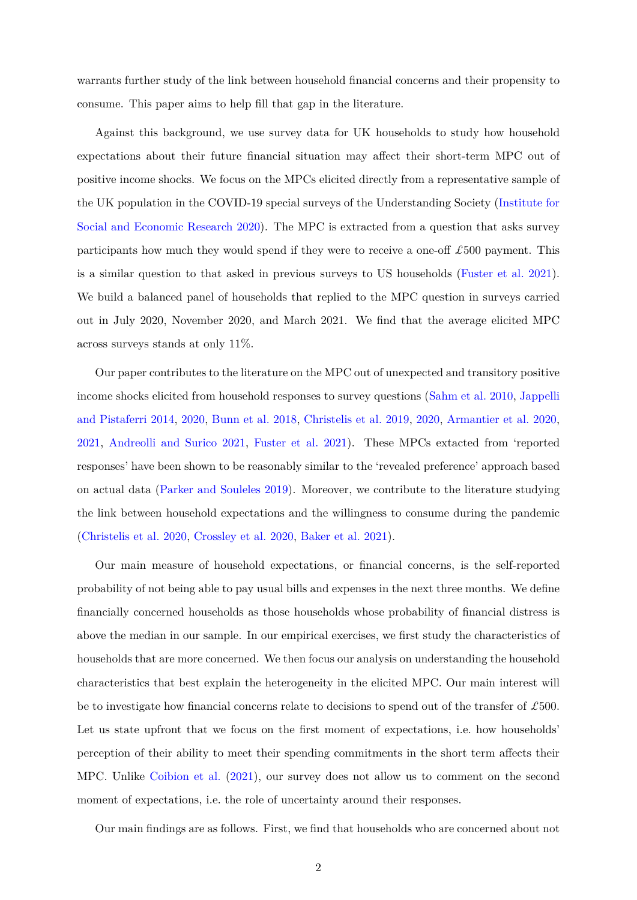warrants further study of the link between household financial concerns and their propensity to consume. This paper aims to help fill that gap in the literature.

Against this background, we use survey data for UK households to study how household expectations about their future financial situation may affect their short-term MPC out of positive income shocks. We focus on the MPCs elicited directly from a representative sample of the UK population in the COVID-19 special surveys of the Understanding Society (Institute for Social and Economic Research 2020). The MPC is extracted from a question that asks survey participants how much they would spend if they were to receive a one-off £500 payment. This is a similar question to that asked in previous surveys to US households (Fuster et al. 2021). We build a balanced panel of households that replied to the MPC question in surveys carried out in July 2020, November 2020, and March 2021. We find that the average elicited MPC across surveys stands at only 11%.

Our paper contributes to the literature on the MPC out of unexpected and transitory positive income shocks elicited from household responses to survey questions (Sahm et al. 2010, Jappelli and Pistaferri 2014, 2020, Bunn et al. 2018, Christelis et al. 2019, 2020, Armantier et al. 2020, 2021, Andreolli and Surico 2021, Fuster et al. 2021). These MPCs extacted from 'reported responses' have been shown to be reasonably similar to the 'revealed preference' approach based on actual data (Parker and Souleles 2019). Moreover, we contribute to the literature studying the link between household expectations and the willingness to consume during the pandemic (Christelis et al. 2020, Crossley et al. 2020, Baker et al. 2021).

Our main measure of household expectations, or financial concerns, is the self-reported probability of not being able to pay usual bills and expenses in the next three months. We define financially concerned households as those households whose probability of financial distress is above the median in our sample. In our empirical exercises, we first study the characteristics of households that are more concerned. We then focus our analysis on understanding the household characteristics that best explain the heterogeneity in the elicited MPC. Our main interest will be to investigate how financial concerns relate to decisions to spend out of the transfer of £500. Let us state upfront that we focus on the first moment of expectations, i.e. how households' perception of their ability to meet their spending commitments in the short term affects their MPC. Unlike Coibion et al. (2021), our survey does not allow us to comment on the second moment of expectations, i.e. the role of uncertainty around their responses.

Our main findings are as follows. First, we find that households who are concerned about not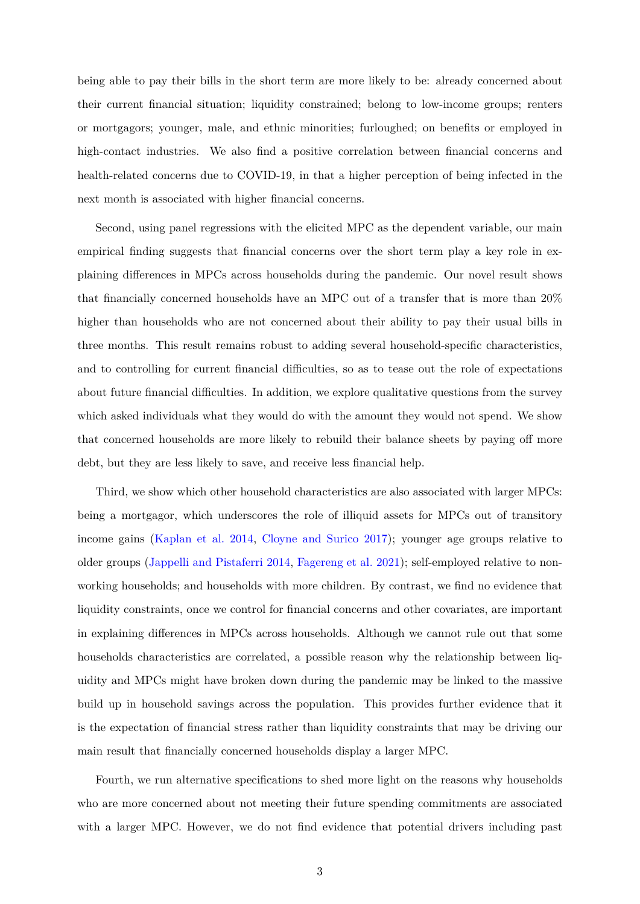being able to pay their bills in the short term are more likely to be: already concerned about their current financial situation; liquidity constrained; belong to low-income groups; renters or mortgagors; younger, male, and ethnic minorities; furloughed; on benefits or employed in high-contact industries. We also find a positive correlation between financial concerns and health-related concerns due to COVID-19, in that a higher perception of being infected in the next month is associated with higher financial concerns.

Second, using panel regressions with the elicited MPC as the dependent variable, our main empirical finding suggests that financial concerns over the short term play a key role in explaining differences in MPCs across households during the pandemic. Our novel result shows that financially concerned households have an MPC out of a transfer that is more than 20% higher than households who are not concerned about their ability to pay their usual bills in three months. This result remains robust to adding several household-specific characteristics, and to controlling for current financial difficulties, so as to tease out the role of expectations about future financial difficulties. In addition, we explore qualitative questions from the survey which asked individuals what they would do with the amount they would not spend. We show that concerned households are more likely to rebuild their balance sheets by paying off more debt, but they are less likely to save, and receive less financial help.

Third, we show which other household characteristics are also associated with larger MPCs: being a mortgagor, which underscores the role of illiquid assets for MPCs out of transitory income gains (Kaplan et al. 2014, Cloyne and Surico 2017); younger age groups relative to older groups (Jappelli and Pistaferri 2014, Fagereng et al. 2021); self-employed relative to non-working households; and households with more children. By contrast, we find no evidence that liquidity constraints, once we control for financial concerns and other covariates, are important in explaining differences in MPCs across households. Although we cannot rule out that some households characteristics are correlated, a possible reason why the relationship between liquidity and MPCs might have broken down during the pandemic may be linked to the massive build up in household savings across the population. This provides further evidence that it is the expectation of financial stress rather than liquidity constraints that may be driving our main result that financially concerned households display a larger MPC.

Fourth, we run alternative specifications to shed more light on the reasons why households who are more concerned about not meeting their future spending commitments are associated with a larger MPC. However, we do not find evidence that potential drivers including past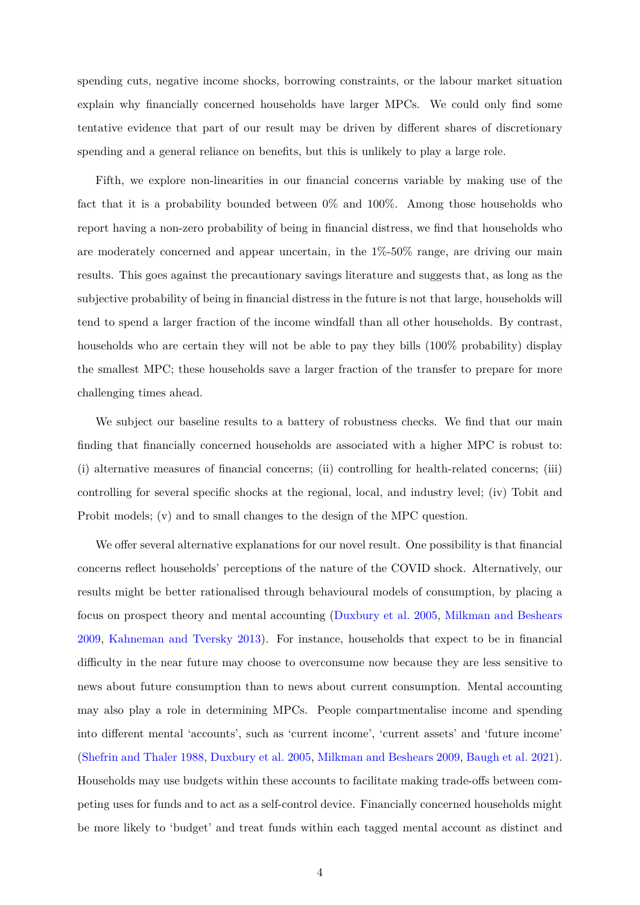spending cuts, negative income shocks, borrowing constraints, or the labour market situation explain why financially concerned households have larger MPCs. We could only find some tentative evidence that part of our result may be driven by different shares of discretionary spending and a general reliance on benefits, but this is unlikely to play a large role.

Fifth, we explore non-linearities in our financial concerns variable by making use of the fact that it is a probability bounded between 0% and 100%. Among those households who report having a non-zero probability of being in financial distress, we find that households who are moderately concerned and appear uncertain, in the 1%-50% range, are driving our main results. This goes against the precautionary savings literature and suggests that, as long as the subjective probability of being in financial distress in the future is not that large, households will tend to spend a larger fraction of the income windfall than all other households. By contrast, households who are certain they will not be able to pay they bills (100% probability) display the smallest MPC; these households save a larger fraction of the transfer to prepare for more challenging times ahead.

We subject our baseline results to a battery of robustness checks. We find that our main finding that financially concerned households are associated with a higher MPC is robust to: (i) alternative measures of financial concerns; (ii) controlling for health-related concerns; (iii) controlling for several specific shocks at the regional, local, and industry level; (iv) Tobit and Probit models; (v) and to small changes to the design of the MPC question.

We offer several alternative explanations for our novel result. One possibility is that financial concerns reflect households' perceptions of the nature of the COVID shock. Alternatively, our results might be better rationalised through behavioural models of consumption, by placing a focus on prospect theory and mental accounting (Duxbury et al. 2005, Milkman and Beshears 2009, Kahneman and Tversky 2013). For instance, households that expect to be in financial difficulty in the near future may choose to overconsume now because they are less sensitive to news about future consumption than to news about current consumption. Mental accounting may also play a role in determining MPCs. People compartmentalise income and spending into different mental 'accounts', such as 'current income', 'current assets' and 'future income' (Shefrin and Thaler 1988, Duxbury et al. 2005, Milkman and Beshears 2009, Baugh et al. 2021). Households may use budgets within these accounts to facilitate making trade-offs between competing uses for funds and to act as a self-control device. Financially concerned households might be more likely to 'budget' and treat funds within each tagged mental account as distinct and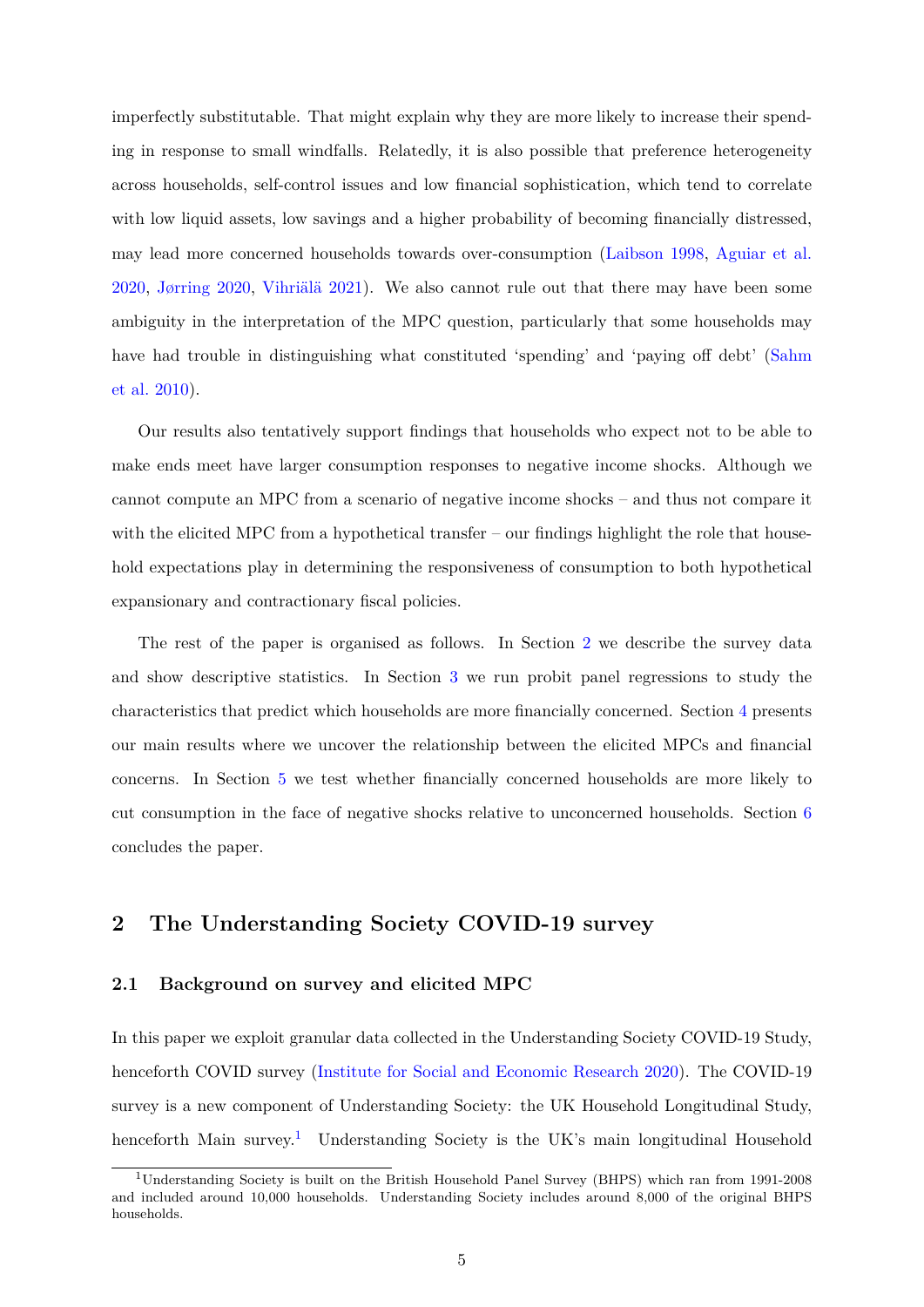imperfectly substitutable. That might explain why they are more likely to increase their spending in response to small windfalls. Relatedly, it is also possible that preference heterogeneity across households, self-control issues and low financial sophistication, which tend to correlate with low liquid assets, low savings and a higher probability of becoming financially distressed, may lead more concerned households towards over-consumption (Laibson 1998, Aguiar et al. 2020, Jørring 2020, Vihriälä 2021). We also cannot rule out that there may have been some ambiguity in the interpretation of the MPC question, particularly that some households may have had trouble in distinguishing what constituted 'spending' and 'paying off debt' (Sahm et al. 2010).

Our results also tentatively support findings that households who expect not to be able to make ends meet have larger consumption responses to negative income shocks. Although we cannot compute an MPC from a scenario of negative income shocks – and thus not compare it with the elicited MPC from a hypothetical transfer – our findings highlight the role that household expectations play in determining the responsiveness of consumption to both hypothetical expansionary and contractionary fiscal policies.

The rest of the paper is organised as follows. In Section 2 we describe the survey data and show descriptive statistics. In Section 3 we run probit panel regressions to study the characteristics that predict which households are more financially concerned. Section 4 presents our main results where we uncover the relationship between the elicited MPCs and financial concerns. In Section 5 we test whether financially concerned households are more likely to cut consumption in the face of negative shocks relative to unconcerned households. Section 6 concludes the paper.

## 2 The Understanding Society COVID-19 survey

### 2.1 Background on survey and elicited MPC

In this paper we exploit granular data collected in the Understanding Society COVID-19 Study, henceforth COVID survey (Institute for Social and Economic Research 2020). The COVID-19 survey is a new component of Understanding Society: the UK Household Longitudinal Study, henceforth Main survey.[1] Understanding Society is the UK's main longitudinal Household

[1] Understanding Society is built on the British Household Panel Survey (BHPS) which ran from 1991-2008 and included around 10,000 households. Understanding Society includes around 8,000 of the original BHPS households.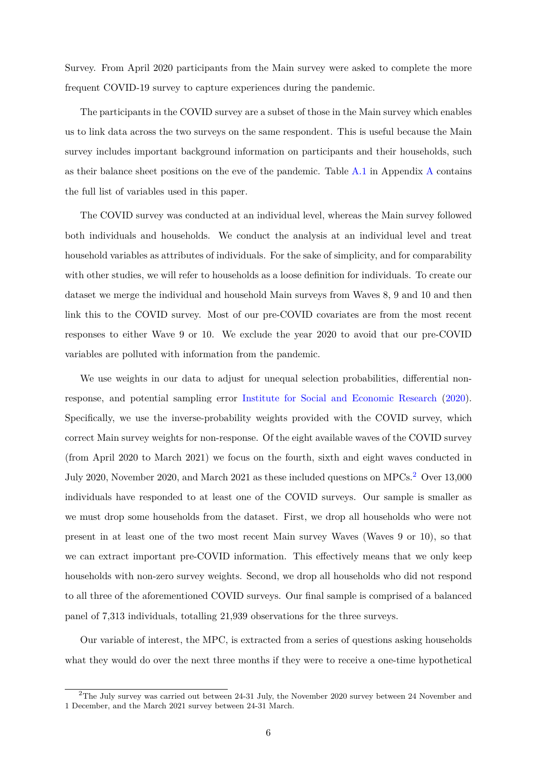Survey. From April 2020 participants from the Main survey were asked to complete the more frequent COVID-19 survey to capture experiences during the pandemic.

The participants in the COVID survey are a subset of those in the Main survey which enables us to link data across the two surveys on the same respondent. This is useful because the Main survey includes important background information on participants and their households, such as their balance sheet positions on the eve of the pandemic. Table A.1 in Appendix A contains the full list of variables used in this paper.

The COVID survey was conducted at an individual level, whereas the Main survey followed both individuals and households. We conduct the analysis at an individual level and treat household variables as attributes of individuals. For the sake of simplicity, and for comparability with other studies, we will refer to households as a loose definition for individuals. To create our dataset we merge the individual and household Main surveys from Waves 8, 9 and 10 and then link this to the COVID survey. Most of our pre-COVID covariates are from the most recent responses to either Wave 9 or 10. We exclude the year 2020 to avoid that our pre-COVID variables are polluted with information from the pandemic.

We use weights in our data to adjust for unequal selection probabilities, differential non-response, and potential sampling error Institute for Social and Economic Research (2020). Specifically, we use the inverse-probability weights provided with the COVID survey, which correct Main survey weights for non-response. Of the eight available waves of the COVID survey (from April 2020 to March 2021) we focus on the fourth, sixth and eight waves conducted in July 2020, November 2020, and March 2021 as these included questions on MPCs.[2] Over 13,000 individuals have responded to at least one of the COVID surveys. Our sample is smaller as we must drop some households from the dataset. First, we drop all households who were not present in at least one of the two most recent Main survey Waves (Waves 9 or 10), so that we can extract important pre-COVID information. This effectively means that we only keep households with non-zero survey weights. Second, we drop all households who did not respond to all three of the aforementioned COVID surveys. Our final sample is comprised of a balanced panel of 7,313 individuals, totalling 21,939 observations for the three surveys.

Our variable of interest, the MPC, is extracted from a series of questions asking households what they would do over the next three months if they were to receive a one-time hypothetical

[2] The July survey was carried out between 24-31 July, the November 2020 survey between 24 November and 1 December, and the March 2021 survey between 24-31 March.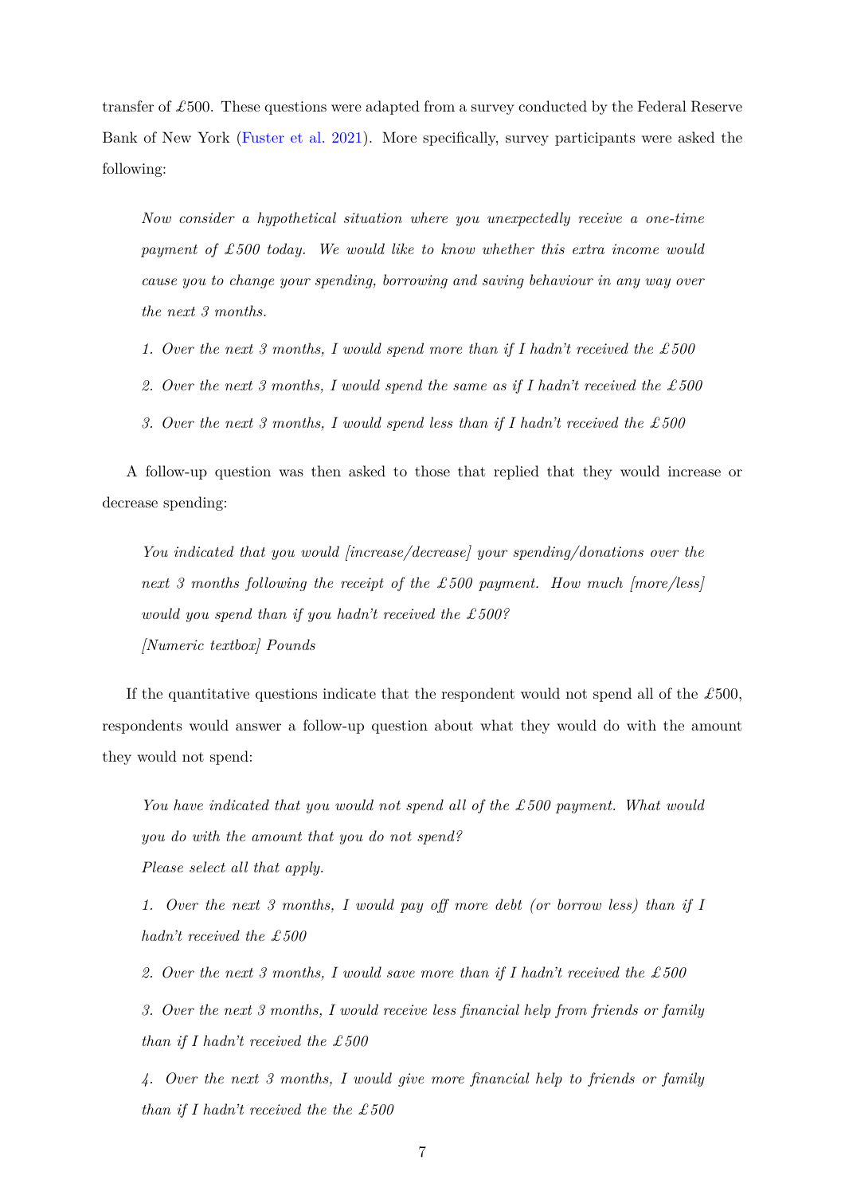transfer of £500. These questions were adapted from a survey conducted by the Federal Reserve Bank of New York (Fuster et al. 2021). More specifically, survey participants were asked the following:

*Now consider a hypothetical situation where you unexpectedly receive a one-time payment of £500 today. We would like to know whether this extra income would cause you to change your spending, borrowing and saving behaviour in any way over the next 3 months.*

*1. Over the next 3 months, I would spend more than if I hadn't received the £500*

*2. Over the next 3 months, I would spend the same as if I hadn't received the £500*

*3. Over the next 3 months, I would spend less than if I hadn't received the £500*

A follow-up question was then asked to those that replied that they would increase or decrease spending:

*You indicated that you would [increase/decrease] your spending/donations over the next 3 months following the receipt of the £500 payment. How much [more/less] would you spend than if you hadn't received the £500?*
*[Numeric textbox] Pounds*

If the quantitative questions indicate that the respondent would not spend all of the £500, respondents would answer a follow-up question about what they would do with the amount they would not spend:

*You have indicated that you would not spend all of the £500 payment. What would you do with the amount that you do not spend?*
*Please select all that apply.*

*1. Over the next 3 months, I would pay off more debt (or borrow less) than if I hadn't received the £500*

*2. Over the next 3 months, I would save more than if I hadn't received the £500*

*3. Over the next 3 months, I would receive less financial help from friends or family than if I hadn't received the £500*

*4. Over the next 3 months, I would give more financial help to friends or family than if I hadn't received the the £500*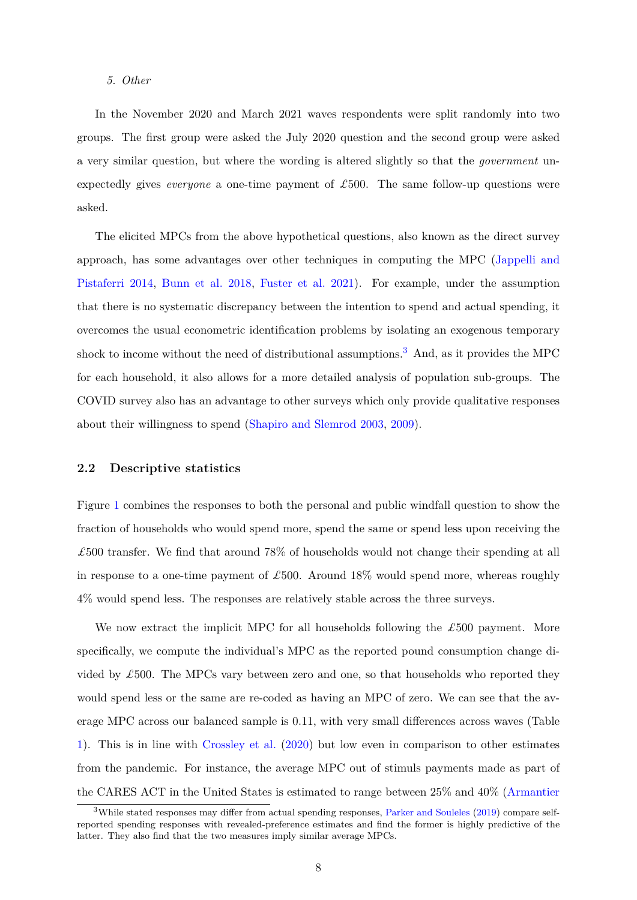5. *Other*

In the November 2020 and March 2021 waves respondents were split randomly into two groups. The first group were asked the July 2020 question and the second group were asked a very similar question, but where the wording is altered slightly so that the *government* unexpectedly gives *everyone* a one-time payment of £500. The same follow-up questions were asked.

The elicited MPCs from the above hypothetical questions, also known as the direct survey approach, has some advantages over other techniques in computing the MPC (Jappelli and Pistaferri 2014, Bunn et al. 2018, Fuster et al. 2021). For example, under the assumption that there is no systematic discrepancy between the intention to spend and actual spending, it overcomes the usual econometric identification problems by isolating an exogenous temporary shock to income without the need of distributional assumptions.[3] And, as it provides the MPC for each household, it also allows for a more detailed analysis of population sub-groups. The COVID survey also has an advantage to other surveys which only provide qualitative responses about their willingness to spend (Shapiro and Slemrod 2003, 2009).

### 2.2 Descriptive statistics

Figure 1 combines the responses to both the personal and public windfall question to show the fraction of households who would spend more, spend the same or spend less upon receiving the £500 transfer. We find that around 78% of households would not change their spending at all in response to a one-time payment of £500. Around 18% would spend more, whereas roughly 4% would spend less. The responses are relatively stable across the three surveys.

We now extract the implicit MPC for all households following the £500 payment. More specifically, we compute the individual's MPC as the reported pound consumption change divided by £500. The MPCs vary between zero and one, so that households who reported they would spend less or the same are re-coded as having an MPC of zero. We can see that the average MPC across our balanced sample is 0.11, with very small differences across waves (Table 1). This is in line with Crossley et al. (2020) but low even in comparison to other estimates from the pandemic. For instance, the average MPC out of stimulus payments made as part of the CARES ACT in the United States is estimated to range between 25% and 40% (Armantier

[3] While stated responses may differ from actual spending responses, Parker and Souleles (2019) compare self-reported spending responses with revealed-preference estimates and find the former is highly predictive of the latter. They also find that the two measures imply similar average MPCs.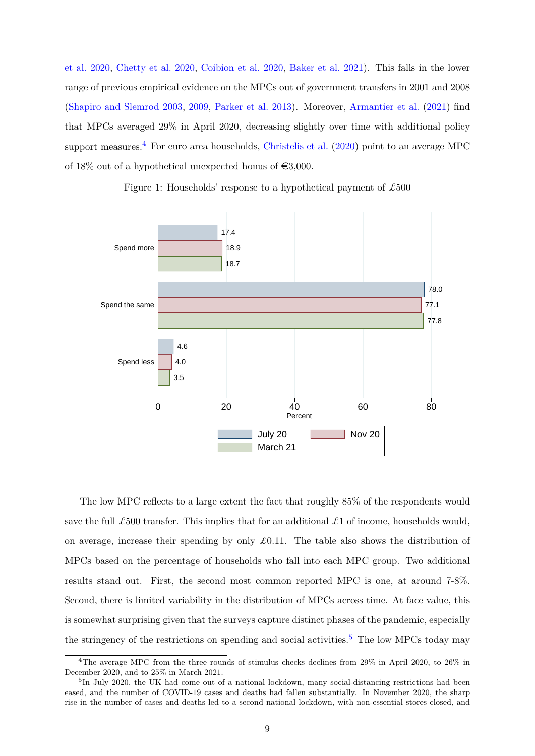et al. 2020, Chetty et al. 2020, Coibion et al. 2020, Baker et al. 2021). This falls in the lower range of previous empirical evidence on the MPCs out of government transfers in 2001 and 2008 (Shapiro and Slemrod 2003, 2009, Parker et al. 2013). Moreover, Armantier et al. (2021) find that MPCs averaged 29% in April 2020, decreasing slightly over time with additional policy support measures.[4] For euro area households, Christelis et al. (2020) point to an average MPC of 18% out of a hypothetical unexpected bonus of €3,000.

Figure 1: Households' response to a hypothetical payment of £500

| | July 20 | Nov 20 | March 21 |
|---|---|---|---|
| Spend more | 17.4 | 18.9 | 18.7 |
| Spend the same | 78.0 | 77.1 | 77.8 |
| Spend less | 4.6 | 4.0 | 3.5 |

The low MPC reflects to a large extent the fact that roughly 85% of the respondents would save the full £500 transfer. This implies that for an additional £1 of income, households would, on average, increase their spending by only £0.11. The table also shows the distribution of MPCs based on the percentage of households who fall into each MPC group. Two additional results stand out. First, the second most common reported MPC is one, at around 7-8%. Second, there is limited variability in the distribution of MPCs across time. At face value, this is somewhat surprising given that the surveys capture distinct phases of the pandemic, especially the stringency of the restrictions on spending and social activities.[5] The low MPCs today may

[4] The average MPC from the three rounds of stimulus checks declines from 29% in April 2020, to 26% in December 2020, and to 25% in March 2021.

[5] In July 2020, the UK had come out of a national lockdown, many social-distancing restrictions had been eased, and the number of COVID-19 cases and deaths had fallen substantially. In November 2020, the sharp rise in the number of cases and deaths led to a second national lockdown, with non-essential stores closed, and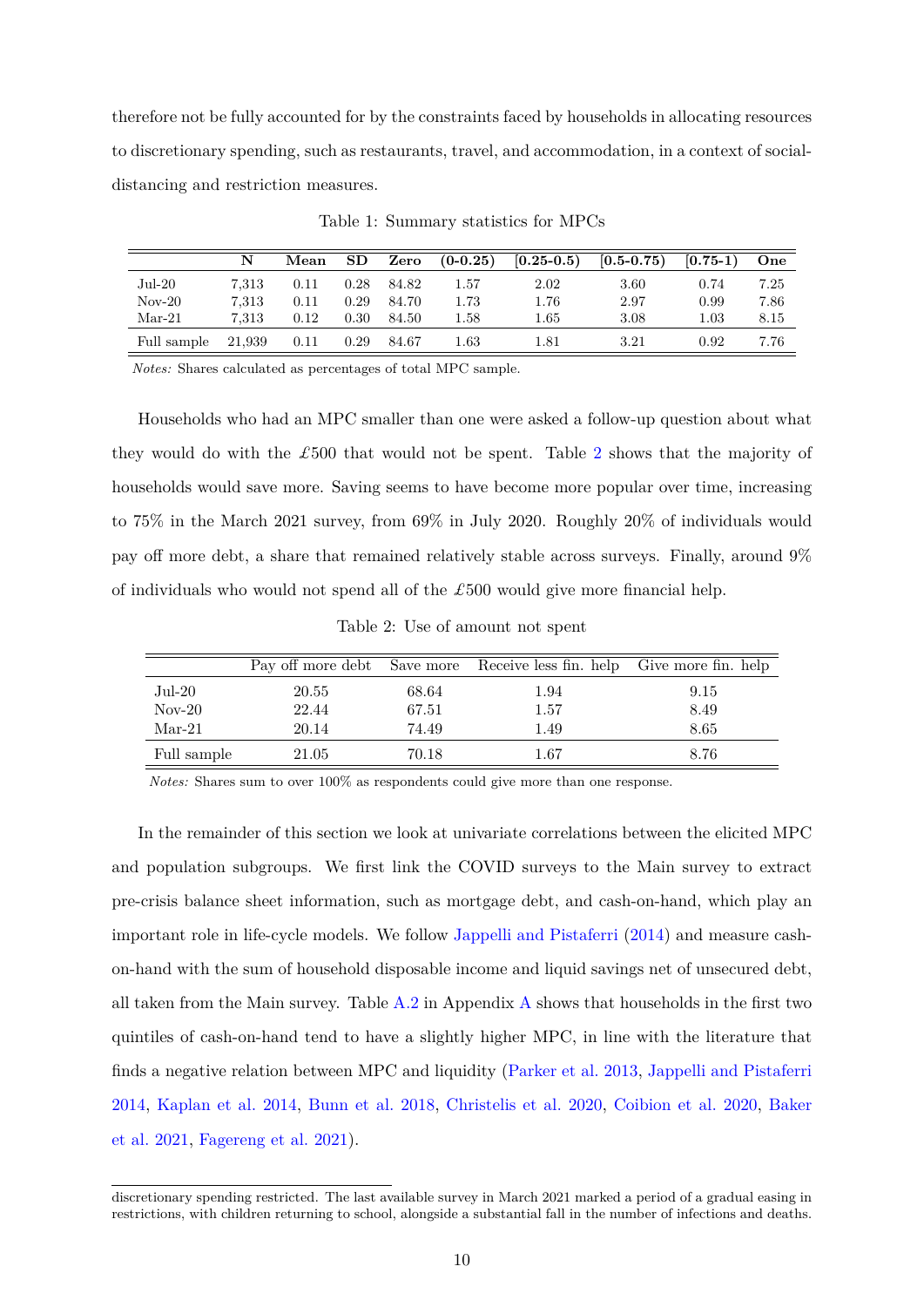therefore not be fully accounted for by the constraints faced by households in allocating resources to discretionary spending, such as restaurants, travel, and accommodation, in a context of social-distancing and restriction measures.

Table 1: Summary statistics for MPCs

| | N | Mean | SD | Zero | (0-0.25) | [0.25-0.5) | [0.5-0.75) | [0.75-1) | One |
|---|---|---|---|---|---|---|---|---|---|
| Jul-20 | 7,313 | 0.11 | 0.28 | 84.82 | 1.57 | 2.02 | 3.60 | 0.74 | 7.25 |
| Nov-20 | 7,313 | 0.11 | 0.29 | 84.70 | 1.73 | 1.76 | 2.97 | 0.99 | 7.86 |
| Mar-21 | 7,313 | 0.12 | 0.30 | 84.50 | 1.58 | 1.65 | 3.08 | 1.03 | 8.15 |
| Full sample | 21,939 | 0.11 | 0.29 | 84.67 | 1.63 | 1.81 | 3.21 | 0.92 | 7.76 |

*Notes:* Shares calculated as percentages of total MPC sample.

Households who had an MPC smaller than one were asked a follow-up question about what they would do with the £500 that would not be spent. Table 2 shows that the majority of households would save more. Saving seems to have become more popular over time, increasing to 75% in the March 2021 survey, from 69% in July 2020. Roughly 20% of individuals would pay off more debt, a share that remained relatively stable across surveys. Finally, around 9% of individuals who would not spend all of the £500 would give more financial help.

Table 2: Use of amount not spent

| | Pay off more debt | Save more | Receive less fin. help | Give more fin. help |
|---|---|---|---|---|
| Jul-20 | 20.55 | 68.64 | 1.94 | 9.15 |
| Nov-20 | 22.44 | 67.51 | 1.57 | 8.49 |
| Mar-21 | 20.14 | 74.49 | 1.49 | 8.65 |
| Full sample | 21.05 | 70.18 | 1.67 | 8.76 |

*Notes:* Shares sum to over 100% as respondents could give more than one response.

In the remainder of this section we look at univariate correlations between the elicited MPC and population subgroups. We first link the COVID surveys to the Main survey to extract pre-crisis balance sheet information, such as mortgage debt, and cash-on-hand, which play an important role in life-cycle models. We follow Jappelli and Pistaferri (2014) and measure cash-on-hand with the sum of household disposable income and liquid savings net of unsecured debt, all taken from the Main survey. Table A.2 in Appendix A shows that households in the first two quintiles of cash-on-hand tend to have a slightly higher MPC, in line with the literature that finds a negative relation between MPC and liquidity (Parker et al. 2013, Jappelli and Pistaferri 2014, Kaplan et al. 2014, Bunn et al. 2018, Christelis et al. 2020, Coibion et al. 2020, Baker et al. 2021, Fagereng et al. 2021).

discretionary spending restricted. The last available survey in March 2021 marked a period of a gradual easing in restrictions, with children returning to school, alongside a substantial fall in the number of infections and deaths.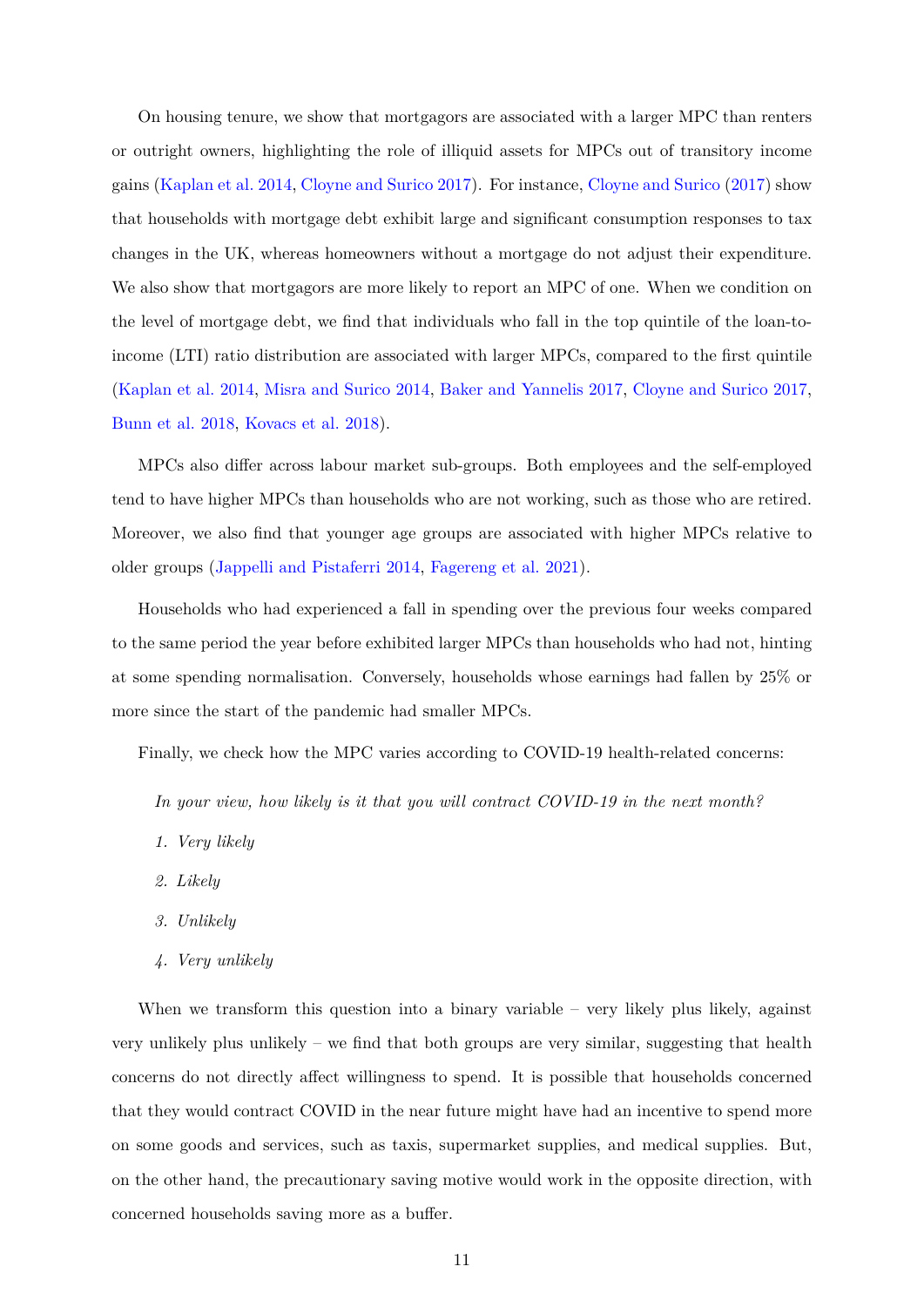On housing tenure, we show that mortgagors are associated with a larger MPC than renters or outright owners, highlighting the role of illiquid assets for MPCs out of transitory income gains (Kaplan et al. 2014, Cloyne and Surico 2017). For instance, Cloyne and Surico (2017) show that households with mortgage debt exhibit large and significant consumption responses to tax changes in the UK, whereas homeowners without a mortgage do not adjust their expenditure. We also show that mortgagors are more likely to report an MPC of one. When we condition on the level of mortgage debt, we find that individuals who fall in the top quintile of the loan-to-income (LTI) ratio distribution are associated with larger MPCs, compared to the first quintile (Kaplan et al. 2014, Misra and Surico 2014, Baker and Yannelis 2017, Cloyne and Surico 2017, Bunn et al. 2018, Kovacs et al. 2018).

MPCs also differ across labour market sub-groups. Both employees and the self-employed tend to have higher MPCs than households who are not working, such as those who are retired. Moreover, we also find that younger age groups are associated with higher MPCs relative to older groups (Jappelli and Pistaferri 2014, Fagereng et al. 2021).

Households who had experienced a fall in spending over the previous four weeks compared to the same period the year before exhibited larger MPCs than households who had not, hinting at some spending normalisation. Conversely, households whose earnings had fallen by 25% or more since the start of the pandemic had smaller MPCs.

Finally, we check how the MPC varies according to COVID-19 health-related concerns:

*In your view, how likely is it that you will contract COVID-19 in the next month?*

1. *Very likely*
2. *Likely*
3. *Unlikely*
4. *Very unlikely*

When we transform this question into a binary variable – very likely plus likely, against very unlikely plus unlikely – we find that both groups are very similar, suggesting that health concerns do not directly affect willingness to spend. It is possible that households concerned that they would contract COVID in the near future might have had an incentive to spend more on some goods and services, such as taxis, supermarket supplies, and medical supplies. But, on the other hand, the precautionary saving motive would work in the opposite direction, with concerned households saving more as a buffer.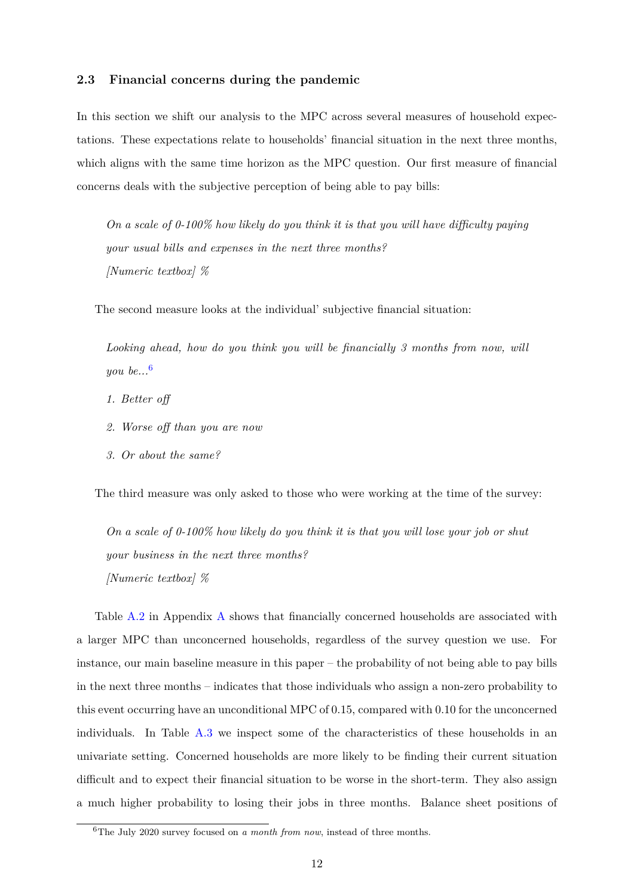### 2.3 Financial concerns during the pandemic

In this section we shift our analysis to the MPC across several measures of household expectations. These expectations relate to households' financial situation in the next three months, which aligns with the same time horizon as the MPC question. Our first measure of financial concerns deals with the subjective perception of being able to pay bills:

> *On a scale of 0-100% how likely do you think it is that you will have difficulty paying your usual bills and expenses in the next three months?*
> *[Numeric textbox] %*

The second measure looks at the individual' subjective financial situation:

> *Looking ahead, how do you think you will be financially 3 months from now, will you be...*[6]
>
> 1. *Better off*
> 2. *Worse off than you are now*
> 3. *Or about the same?*

The third measure was only asked to those who were working at the time of the survey:

> *On a scale of 0-100% how likely do you think it is that you will lose your job or shut your business in the next three months?*
> *[Numeric textbox] %*

Table A.2 in Appendix A shows that financially concerned households are associated with a larger MPC than unconcerned households, regardless of the survey question we use. For instance, our main baseline measure in this paper – the probability of not being able to pay bills in the next three months – indicates that those individuals who assign a non-zero probability to this event occurring have an unconditional MPC of 0.15, compared with 0.10 for the unconcerned individuals. In Table A.3 we inspect some of the characteristics of these households in an univariate setting. Concerned households are more likely to be finding their current situation difficult and to expect their financial situation to be worse in the short-term. They also assign a much higher probability to losing their jobs in three months. Balance sheet positions of

[6] The July 2020 survey focused on *a month from now*, instead of three months.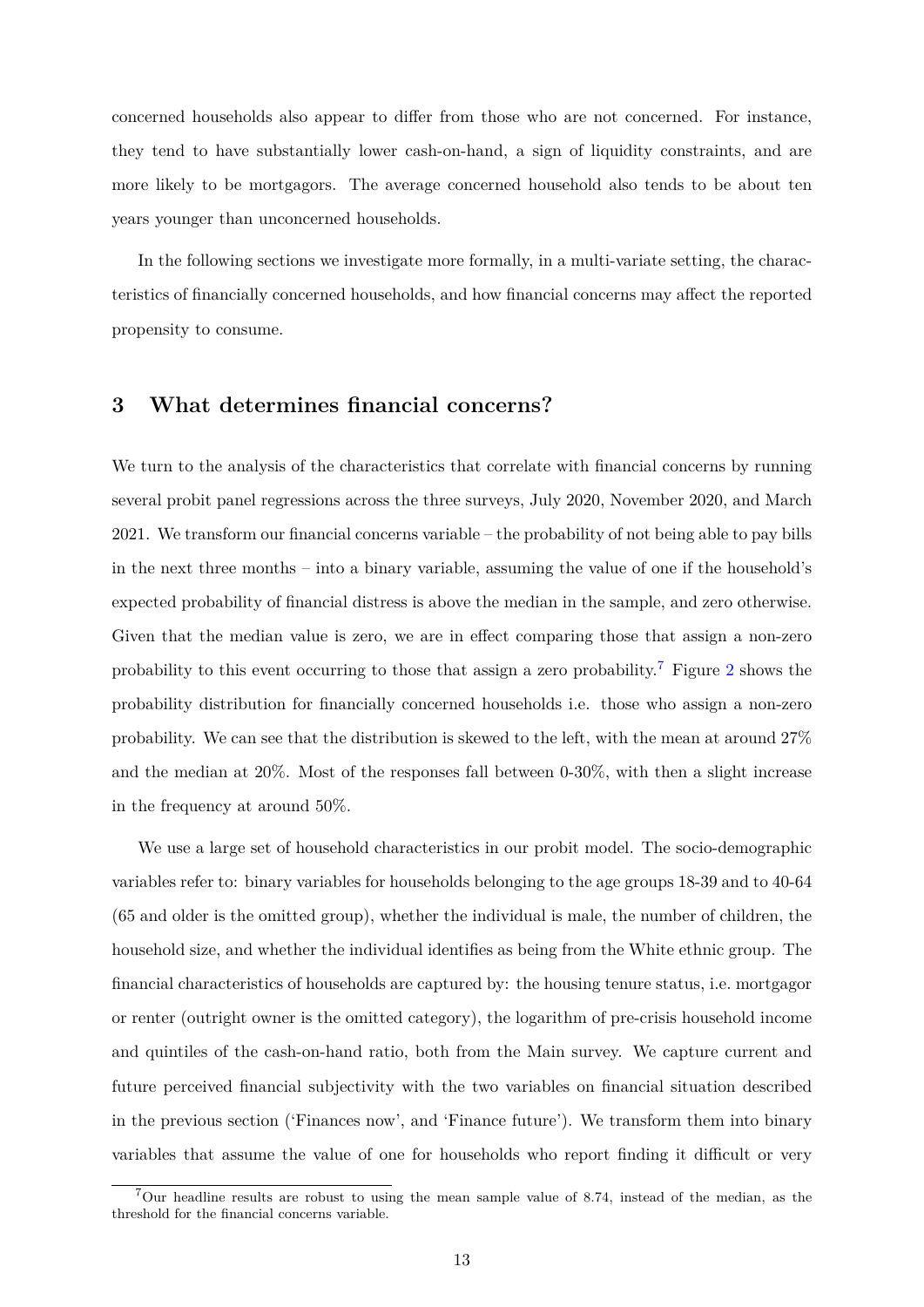concerned households also appear to differ from those who are not concerned. For instance, they tend to have substantially lower cash-on-hand, a sign of liquidity constraints, and are more likely to be mortgagors. The average concerned household also tends to be about ten years younger than unconcerned households.

In the following sections we investigate more formally, in a multi-variate setting, the characteristics of financially concerned households, and how financial concerns may affect the reported propensity to consume.

## 3 What determines financial concerns?

We turn to the analysis of the characteristics that correlate with financial concerns by running several probit panel regressions across the three surveys, July 2020, November 2020, and March 2021. We transform our financial concerns variable – the probability of not being able to pay bills in the next three months – into a binary variable, assuming the value of one if the household's expected probability of financial distress is above the median in the sample, and zero otherwise. Given that the median value is zero, we are in effect comparing those that assign a non-zero probability to this event occurring to those that assign a zero probability.[7] Figure 2 shows the probability distribution for financially concerned households i.e. those who assign a non-zero probability. We can see that the distribution is skewed to the left, with the mean at around 27% and the median at 20%. Most of the responses fall between 0-30%, with then a slight increase in the frequency at around 50%.

We use a large set of household characteristics in our probit model. The socio-demographic variables refer to: binary variables for households belonging to the age groups 18-39 and to 40-64 (65 and older is the omitted group), whether the individual is male, the number of children, the household size, and whether the individual identifies as being from the White ethnic group. The financial characteristics of households are captured by: the housing tenure status, i.e. mortgagor or renter (outright owner is the omitted category), the logarithm of pre-crisis household income and quintiles of the cash-on-hand ratio, both from the Main survey. We capture current and future perceived financial subjectivity with the two variables on financial situation described in the previous section ('Finances now', and 'Finance future'). We transform them into binary variables that assume the value of one for households who report finding it difficult or very

[7] Our headline results are robust to using the mean sample value of 8.74, instead of the median, as the threshold for the financial concerns variable.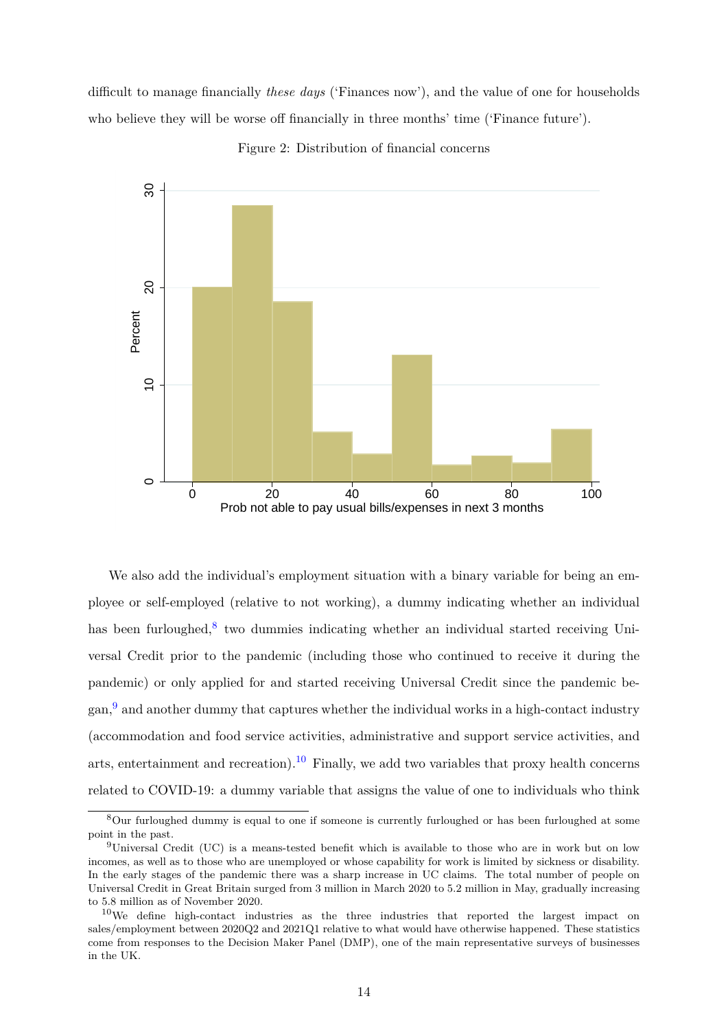difficult to manage financially *these days* ('Finances now'), and the value of one for households who believe they will be worse off financially in three months' time ('Finance future').

Figure 2: Distribution of financial concerns

We also add the individual's employment situation with a binary variable for being an employee or self-employed (relative to not working), a dummy indicating whether an individual has been furloughed,[8] two dummies indicating whether an individual started receiving Universal Credit prior to the pandemic (including those who continued to receive it during the pandemic) or only applied for and started receiving Universal Credit since the pandemic began,[9] and another dummy that captures whether the individual works in a high-contact industry (accommodation and food service activities, administrative and support service activities, and arts, entertainment and recreation).[10] Finally, we add two variables that proxy health concerns related to COVID-19: a dummy variable that assigns the value of one to individuals who think

[8] Our furloughed dummy is equal to one if someone is currently furloughed or has been furloughed at some point in the past.

[9] Universal Credit (UC) is a means-tested benefit which is available to those who are in work but on low incomes, as well as to those who are unemployed or whose capability for work is limited by sickness or disability. In the early stages of the pandemic there was a sharp increase in UC claims. The total number of people on Universal Credit in Great Britain surged from 3 million in March 2020 to 5.2 million in May, gradually increasing to 5.8 million as of November 2020.

[10] We define high-contact industries as the three industries that reported the largest impact on sales/employment between 2020Q2 and 2021Q1 relative to what would have otherwise happened. These statistics come from responses to the Decision Maker Panel (DMP), one of the main representative surveys of businesses in the UK.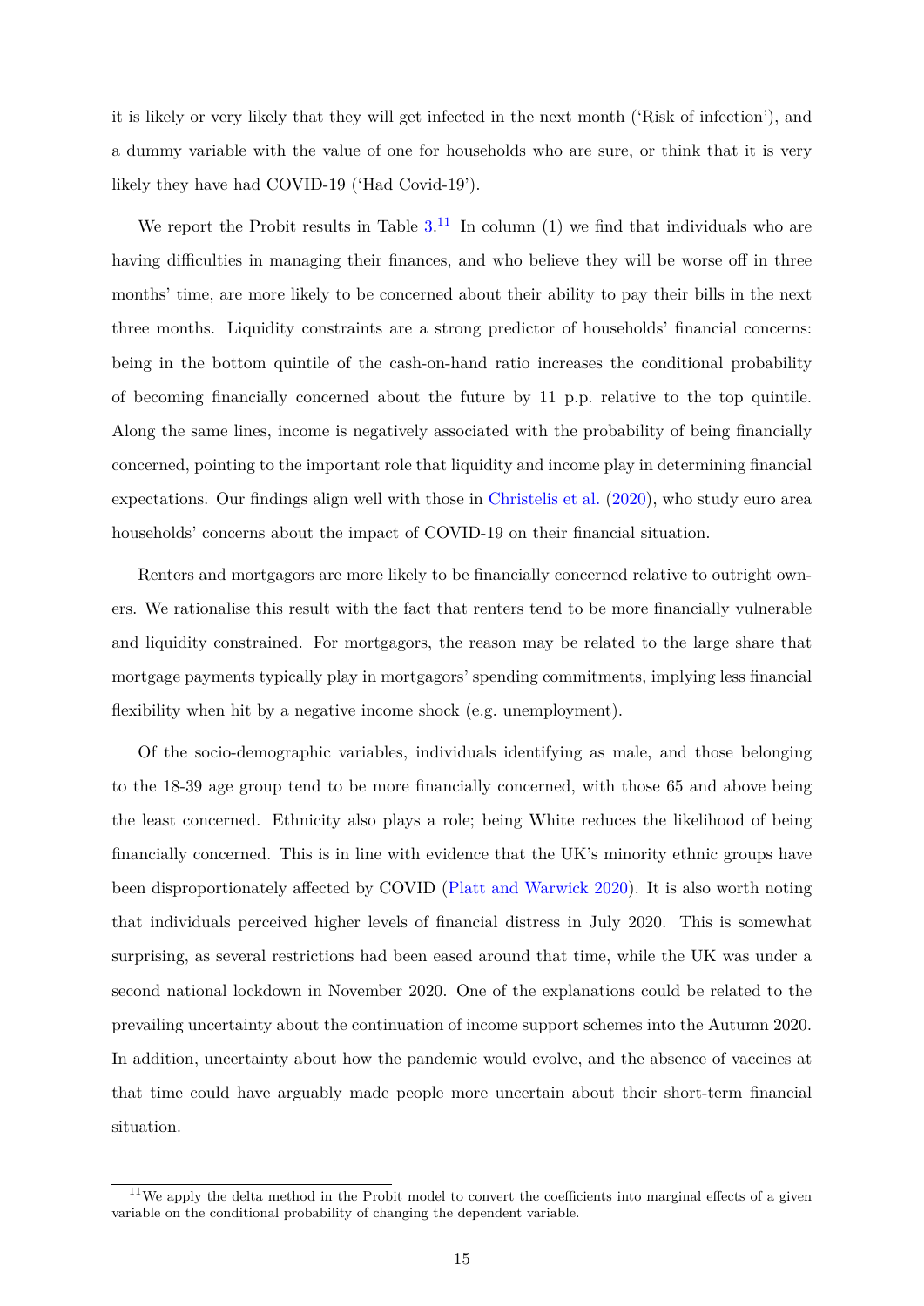it is likely or very likely that they will get infected in the next month ('Risk of infection'), and a dummy variable with the value of one for households who are sure, or think that it is very likely they have had COVID-19 ('Had Covid-19').

We report the Probit results in Table 3.[11] In column (1) we find that individuals who are having difficulties in managing their finances, and who believe they will be worse off in three months' time, are more likely to be concerned about their ability to pay their bills in the next three months. Liquidity constraints are a strong predictor of households' financial concerns: being in the bottom quintile of the cash-on-hand ratio increases the conditional probability of becoming financially concerned about the future by 11 p.p. relative to the top quintile. Along the same lines, income is negatively associated with the probability of being financially concerned, pointing to the important role that liquidity and income play in determining financial expectations. Our findings align well with those in Christelis et al. (2020), who study euro area households' concerns about the impact of COVID-19 on their financial situation.

Renters and mortgagors are more likely to be financially concerned relative to outright owners. We rationalise this result with the fact that renters tend to be more financially vulnerable and liquidity constrained. For mortgagors, the reason may be related to the large share that mortgage payments typically play in mortgagors' spending commitments, implying less financial flexibility when hit by a negative income shock (e.g. unemployment).

Of the socio-demographic variables, individuals identifying as male, and those belonging to the 18-39 age group tend to be more financially concerned, with those 65 and above being the least concerned. Ethnicity also plays a role; being White reduces the likelihood of being financially concerned. This is in line with evidence that the UK's minority ethnic groups have been disproportionately affected by COVID (Platt and Warwick 2020). It is also worth noting that individuals perceived higher levels of financial distress in July 2020. This is somewhat surprising, as several restrictions had been eased around that time, while the UK was under a second national lockdown in November 2020. One of the explanations could be related to the prevailing uncertainty about the continuation of income support schemes into the Autumn 2020. In addition, uncertainty about how the pandemic would evolve, and the absence of vaccines at that time could have arguably made people more uncertain about their short-term financial situation.

[11] We apply the delta method in the Probit model to convert the coefficients into marginal effects of a given variable on the conditional probability of changing the dependent variable.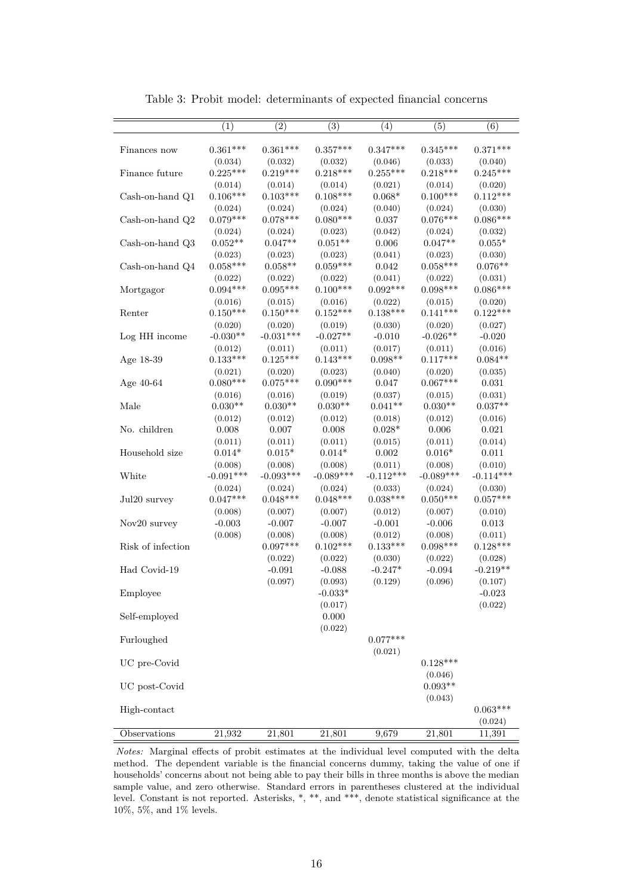Table 3: Probit model: determinants of expected financial concerns

| | (1) | (2) | (3) | (4) | (5) | (6) |
|---|---|---|---|---|---|---|
| Finances now | 0.361*** | 0.361*** | 0.357*** | 0.347*** | 0.345*** | 0.371*** |
| | (0.034) | (0.032) | (0.032) | (0.046) | (0.033) | (0.040) |
| Finance future | 0.225*** | 0.219*** | 0.218*** | 0.255*** | 0.218*** | 0.245*** |
| | (0.014) | (0.014) | (0.014) | (0.021) | (0.014) | (0.020) |
| Cash-on-hand Q1 | 0.106*** | 0.103*** | 0.108*** | 0.068* | 0.100*** | 0.112*** |
| | (0.024) | (0.024) | (0.024) | (0.040) | (0.024) | (0.030) |
| Cash-on-hand Q2 | 0.079*** | 0.078*** | 0.080*** | 0.037 | 0.076*** | 0.086*** |
| | (0.024) | (0.024) | (0.023) | (0.042) | (0.024) | (0.032) |
| Cash-on-hand Q3 | 0.052** | 0.047** | 0.051** | 0.006 | 0.047** | 0.055* |
| | (0.023) | (0.023) | (0.023) | (0.041) | (0.023) | (0.030) |
| Cash-on-hand Q4 | 0.058*** | 0.058** | 0.059*** | 0.042 | 0.058*** | 0.076** |
| | (0.022) | (0.022) | (0.022) | (0.041) | (0.022) | (0.031) |
| Mortgagor | 0.094*** | 0.095*** | 0.100*** | 0.092*** | 0.098*** | 0.086*** |
| | (0.016) | (0.015) | (0.016) | (0.022) | (0.015) | (0.020) |
| Renter | 0.150*** | 0.150*** | 0.152*** | 0.138*** | 0.141*** | 0.122*** |
| | (0.020) | (0.020) | (0.019) | (0.030) | (0.020) | (0.027) |
| Log HH income | -0.030** | -0.031*** | -0.027** | -0.010 | -0.026** | -0.020 |
| | (0.012) | (0.011) | (0.011) | (0.017) | (0.011) | (0.016) |
| Age 18-39 | 0.133*** | 0.125*** | 0.143*** | 0.098** | 0.117*** | 0.084** |
| | (0.021) | (0.020) | (0.023) | (0.040) | (0.020) | (0.035) |
| Age 40-64 | 0.080*** | 0.075*** | 0.090*** | 0.047 | 0.067*** | 0.031 |
| | (0.016) | (0.016) | (0.019) | (0.037) | (0.015) | (0.031) |
| Male | 0.030** | 0.030** | 0.030** | 0.041** | 0.030** | 0.037** |
| | (0.012) | (0.012) | (0.012) | (0.018) | (0.012) | (0.016) |
| No. children | 0.008 | 0.007 | 0.008 | 0.028* | 0.006 | 0.021 |
| | (0.011) | (0.011) | (0.011) | (0.015) | (0.011) | (0.014) |
| Household size | 0.014* | 0.015* | 0.014* | 0.002 | 0.016* | 0.011 |
| | (0.008) | (0.008) | (0.008) | (0.011) | (0.008) | (0.010) |
| White | -0.091*** | -0.093*** | -0.089*** | -0.112*** | -0.089*** | -0.114*** |
| | (0.024) | (0.024) | (0.024) | (0.033) | (0.024) | (0.030) |
| Jul20 survey | 0.047*** | 0.048*** | 0.048*** | 0.038*** | 0.050*** | 0.057*** |
| | (0.008) | (0.007) | (0.007) | (0.012) | (0.007) | (0.010) |
| Nov20 survey | -0.003 | -0.007 | -0.007 | -0.001 | -0.006 | 0.013 |
| | (0.008) | (0.008) | (0.008) | (0.012) | (0.008) | (0.011) |
| Risk of infection | | 0.097*** | 0.102*** | 0.133*** | 0.098*** | 0.128*** |
| | | (0.022) | (0.022) | (0.030) | (0.022) | (0.028) |
| Had Covid-19 | | -0.091 | -0.088 | -0.247* | -0.094 | -0.219** |
| | | (0.097) | (0.093) | (0.129) | (0.096) | (0.107) |
| Employee | | | -0.033* | | | -0.023 |
| | | | (0.017) | | | (0.022) |
| Self-employed | | | 0.000 | | | |
| | | | (0.022) | | | |
| Furloughed | | | | 0.077*** | | |
| | | | | (0.021) | | |
| UC pre-Covid | | | | | 0.128*** | |
| | | | | | (0.046) | |
| UC post-Covid | | | | | 0.093** | |
| | | | | | (0.043) | |
| High-contact | | | | | | 0.063*** |
| | | | | | | (0.024) |
| Observations | 21,932 | 21,801 | 21,801 | 9,679 | 21,801 | 11,391 |

*Notes:* Marginal effects of probit estimates at the individual level computed with the delta method. The dependent variable is the financial concerns dummy, taking the value of one if households' concerns about not being able to pay their bills in three months is above the median sample value, and zero otherwise. Standard errors in parentheses clustered at the individual level. Constant is not reported. Asterisks, *, **, and ***, denote statistical significance at the 10%, 5%, and 1% levels.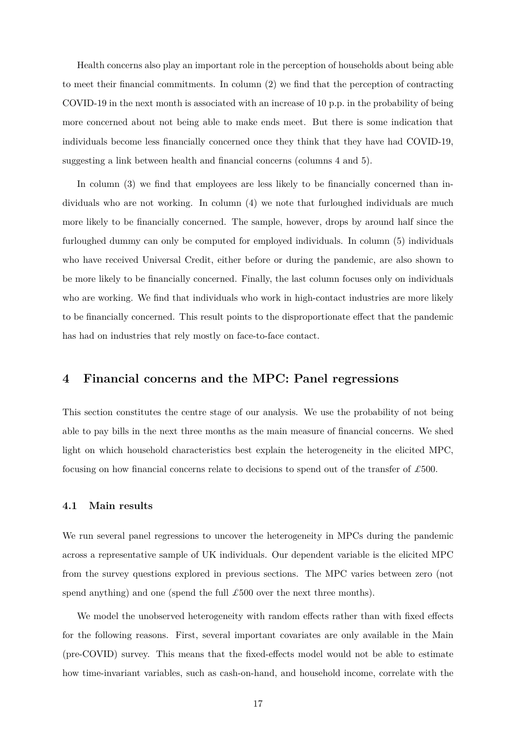Health concerns also play an important role in the perception of households about being able to meet their financial commitments. In column (2) we find that the perception of contracting COVID-19 in the next month is associated with an increase of 10 p.p. in the probability of being more concerned about not being able to make ends meet. But there is some indication that individuals become less financially concerned once they think that they have had COVID-19, suggesting a link between health and financial concerns (columns 4 and 5).

In column (3) we find that employees are less likely to be financially concerned than individuals who are not working. In column (4) we note that furloughed individuals are much more likely to be financially concerned. The sample, however, drops by around half since the furloughed dummy can only be computed for employed individuals. In column (5) individuals who have received Universal Credit, either before or during the pandemic, are also shown to be more likely to be financially concerned. Finally, the last column focuses only on individuals who are working. We find that individuals who work in high-contact industries are more likely to be financially concerned. This result points to the disproportionate effect that the pandemic has had on industries that rely mostly on face-to-face contact.

## 4 Financial concerns and the MPC: Panel regressions

This section constitutes the centre stage of our analysis. We use the probability of not being able to pay bills in the next three months as the main measure of financial concerns. We shed light on which household characteristics best explain the heterogeneity in the elicited MPC, focusing on how financial concerns relate to decisions to spend out of the transfer of £500.

### 4.1 Main results

We run several panel regressions to uncover the heterogeneity in MPCs during the pandemic across a representative sample of UK individuals. Our dependent variable is the elicited MPC from the survey questions explored in previous sections. The MPC varies between zero (not spend anything) and one (spend the full £500 over the next three months).

We model the unobserved heterogeneity with random effects rather than with fixed effects for the following reasons. First, several important covariates are only available in the Main (pre-COVID) survey. This means that the fixed-effects model would not be able to estimate how time-invariant variables, such as cash-on-hand, and household income, correlate with the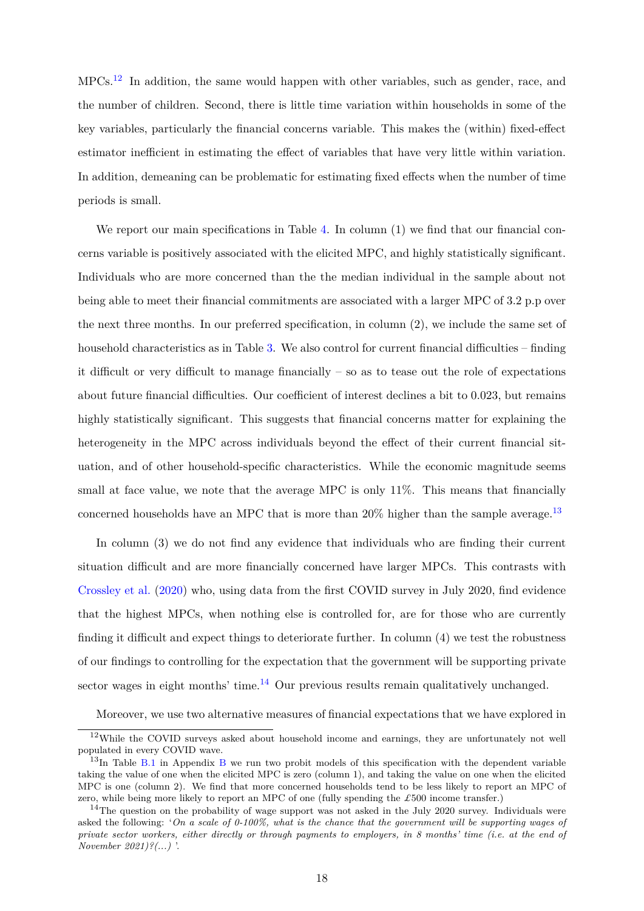MPCs.[12] In addition, the same would happen with other variables, such as gender, race, and the number of children. Second, there is little time variation within households in some of the key variables, particularly the financial concerns variable. This makes the (within) fixed-effect estimator inefficient in estimating the effect of variables that have very little within variation. In addition, demeaning can be problematic for estimating fixed effects when the number of time periods is small.

We report our main specifications in Table 4. In column (1) we find that our financial concerns variable is positively associated with the elicited MPC, and highly statistically significant. Individuals who are more concerned than the the median individual in the sample about not being able to meet their financial commitments are associated with a larger MPC of 3.2 p.p over the next three months. In our preferred specification, in column (2), we include the same set of household characteristics as in Table 3. We also control for current financial difficulties – finding it difficult or very difficult to manage financially – so as to tease out the role of expectations about future financial difficulties. Our coefficient of interest declines a bit to 0.023, but remains highly statistically significant. This suggests that financial concerns matter for explaining the heterogeneity in the MPC across individuals beyond the effect of their current financial situation, and of other household-specific characteristics. While the economic magnitude seems small at face value, we note that the average MPC is only 11%. This means that financially concerned households have an MPC that is more than 20% higher than the sample average.[13]

In column (3) we do not find any evidence that individuals who are finding their current situation difficult and are more financially concerned have larger MPCs. This contrasts with Crossley et al. (2020) who, using data from the first COVID survey in July 2020, find evidence that the highest MPCs, when nothing else is controlled for, are for those who are currently finding it difficult and expect things to deteriorate further. In column (4) we test the robustness of our findings to controlling for the expectation that the government will be supporting private sector wages in eight months' time.[14] Our previous results remain qualitatively unchanged.

Moreover, we use two alternative measures of financial expectations that we have explored in

---

[12] While the COVID surveys asked about household income and earnings, they are unfortunately not well populated in every COVID wave.

[13] In Table B.1 in Appendix B we run two probit models of this specification with the dependent variable taking the value of one when the elicited MPC is zero (column 1), and taking the value on one when the elicited MPC is one (column 2). We find that more concerned households tend to be less likely to report an MPC of zero, while being more likely to report an MPC of one (fully spending the £500 income transfer.)

[14] The question on the probability of wage support was not asked in the July 2020 survey. Individuals were asked the following: '*On a scale of 0-100%, what is the chance that the government will be supporting wages of private sector workers, either directly or through payments to employers, in 8 months' time (i.e. at the end of November 2021)?(...)* '.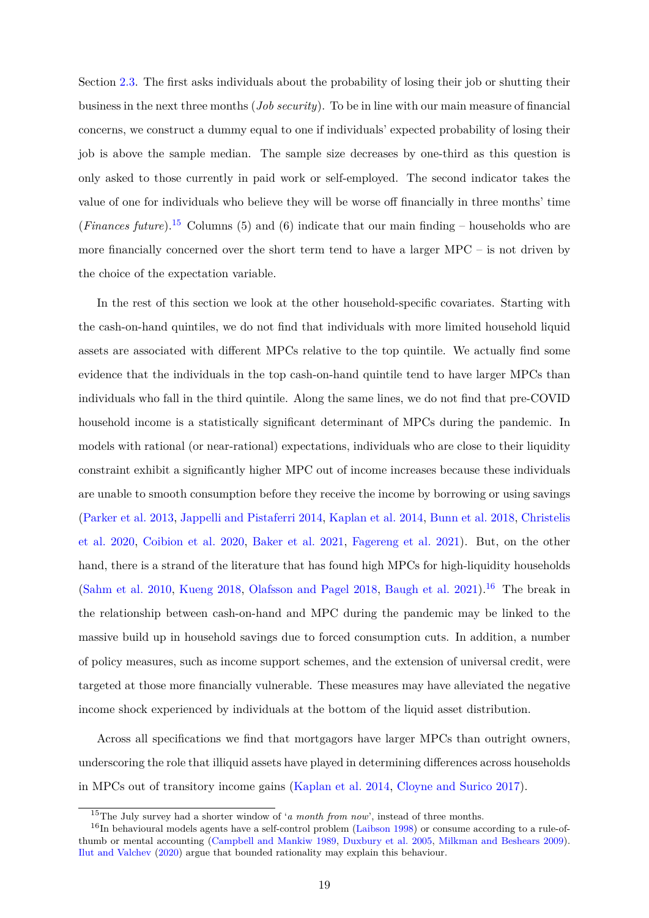Section 2.3. The first asks individuals about the probability of losing their job or shutting their business in the next three months (*Job security*). To be in line with our main measure of financial concerns, we construct a dummy equal to one if individuals' expected probability of losing their job is above the sample median. The sample size decreases by one-third as this question is only asked to those currently in paid work or self-employed. The second indicator takes the value of one for individuals who believe they will be worse off financially in three months' time (*Finances future*).[15] Columns (5) and (6) indicate that our main finding – households who are more financially concerned over the short term tend to have a larger MPC – is not driven by the choice of the expectation variable.

In the rest of this section we look at the other household-specific covariates. Starting with the cash-on-hand quintiles, we do not find that individuals with more limited household liquid assets are associated with different MPCs relative to the top quintile. We actually find some evidence that the individuals in the top cash-on-hand quintile tend to have larger MPCs than individuals who fall in the third quintile. Along the same lines, we do not find that pre-COVID household income is a statistically significant determinant of MPCs during the pandemic. In models with rational (or near-rational) expectations, individuals who are close to their liquidity constraint exhibit a significantly higher MPC out of income increases because these individuals are unable to smooth consumption before they receive the income by borrowing or using savings (Parker et al. 2013, Jappelli and Pistaferri 2014, Kaplan et al. 2014, Bunn et al. 2018, Christelis et al. 2020, Coibion et al. 2020, Baker et al. 2021, Fagereng et al. 2021). But, on the other hand, there is a strand of the literature that has found high MPCs for high-liquidity households (Sahm et al. 2010, Kueng 2018, Olafsson and Pagel 2018, Baugh et al. 2021).[16] The break in the relationship between cash-on-hand and MPC during the pandemic may be linked to the massive build up in household savings due to forced consumption cuts. In addition, a number of policy measures, such as income support schemes, and the extension of universal credit, were targeted at those more financially vulnerable. These measures may have alleviated the negative income shock experienced by individuals at the bottom of the liquid asset distribution.

Across all specifications we find that mortgagors have larger MPCs than outright owners, underscoring the role that illiquid assets have played in determining differences across households in MPCs out of transitory income gains (Kaplan et al. 2014, Cloyne and Surico 2017).

[15] The July survey had a shorter window of '*a month from now*', instead of three months.

[16] In behavioural models agents have a self-control problem (Laibson 1998) or consume according to a rule-of-thumb or mental accounting (Campbell and Mankiw 1989, Duxbury et al. 2005, Milkman and Beshears 2009). Ilut and Valchev (2020) argue that bounded rationality may explain this behaviour.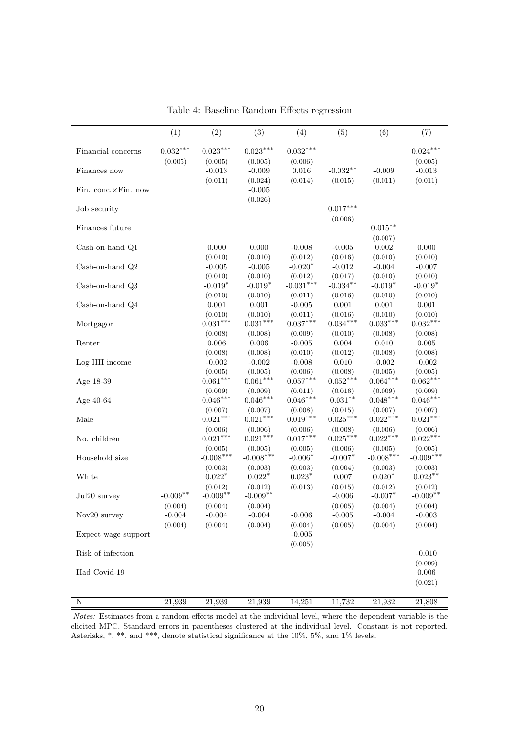Table 4: Baseline Random Effects regression

| | (1) | (2) | (3) | (4) | (5) | (6) | (7) |
|---|---|---|---|---|---|---|---|
| Financial concerns | $0.032^{***}$ | $0.023^{***}$ | $0.023^{***}$ | $0.032^{***}$ | | | $0.024^{***}$ |
| | (0.005) | (0.005) | (0.005) | (0.006) | | | (0.005) |
| Finances now | | -0.013 | -0.009 | 0.016 | $-0.032^{**}$ | -0.009 | -0.013 |
| | | (0.011) | (0.024) | (0.014) | (0.015) | (0.011) | (0.011) |
| Fin. conc.×Fin. now | | | -0.005 | | | | |
| | | | (0.026) | | | | |
| Job security | | | | | $0.017^{***}$ | | |
| | | | | | (0.006) | | |
| Finances future | | | | | | $0.015^{**}$ | |
| | | | | | | (0.007) | |
| Cash-on-hand Q1 | | 0.000 | 0.000 | -0.008 | -0.005 | 0.002 | 0.000 |
| | | (0.010) | (0.010) | (0.012) | (0.016) | (0.010) | (0.010) |
| Cash-on-hand Q2 | | -0.005 | -0.005 | $-0.020^{*}$ | -0.012 | -0.004 | -0.007 |
| | | (0.010) | (0.010) | (0.012) | (0.017) | (0.010) | (0.010) |
| Cash-on-hand Q3 | | $-0.019^{*}$ | $-0.019^{*}$ | $-0.031^{***}$ | $-0.034^{**}$ | $-0.019^{*}$ | $-0.019^{*}$ |
| | | (0.010) | (0.010) | (0.011) | (0.016) | (0.010) | (0.010) |
| Cash-on-hand Q4 | | 0.001 | 0.001 | -0.005 | 0.001 | 0.001 | 0.001 |
| | | (0.010) | (0.010) | (0.011) | (0.016) | (0.010) | (0.010) |
| Mortgagor | | $0.031^{***}$ | $0.031^{***}$ | $0.037^{***}$ | $0.034^{***}$ | $0.033^{***}$ | $0.032^{***}$ |
| | | (0.008) | (0.008) | (0.009) | (0.010) | (0.008) | (0.008) |
| Renter | | 0.006 | 0.006 | -0.005 | 0.004 | 0.010 | 0.005 |
| | | (0.008) | (0.008) | (0.010) | (0.012) | (0.008) | (0.008) |
| Log HH income | | -0.002 | -0.002 | -0.008 | 0.010 | -0.002 | -0.002 |
| | | (0.005) | (0.005) | (0.006) | (0.008) | (0.005) | (0.005) |
| Age 18-39 | | $0.061^{***}$ | $0.061^{***}$ | $0.057^{***}$ | $0.052^{***}$ | $0.064^{***}$ | $0.062^{***}$ |
| | | (0.009) | (0.009) | (0.011) | (0.016) | (0.009) | (0.009) |
| Age 40-64 | | $0.046^{***}$ | $0.046^{***}$ | $0.046^{***}$ | $0.031^{**}$ | $0.048^{***}$ | $0.046^{***}$ |
| | | (0.007) | (0.007) | (0.008) | (0.015) | (0.007) | (0.007) |
| Male | | $0.021^{***}$ | $0.021^{***}$ | $0.019^{***}$ | $0.025^{***}$ | $0.022^{***}$ | $0.021^{***}$ |
| | | (0.006) | (0.006) | (0.006) | (0.008) | (0.006) | (0.006) |
| No. children | | $0.021^{***}$ | $0.021^{***}$ | $0.017^{***}$ | $0.025^{***}$ | $0.022^{***}$ | $0.022^{***}$ |
| | | (0.005) | (0.005) | (0.005) | (0.006) | (0.005) | (0.005) |
| Household size | | $-0.008^{***}$ | $-0.008^{***}$ | $-0.006^{*}$ | $-0.007^{*}$ | $-0.008^{***}$ | $-0.009^{***}$ |
| | | (0.003) | (0.003) | (0.003) | (0.004) | (0.003) | (0.003) |
| White | | $0.022^{*}$ | $0.022^{*}$ | $0.023^{*}$ | 0.007 | $0.020^{*}$ | $0.023^{**}$ |
| | | (0.012) | (0.012) | (0.013) | (0.015) | (0.012) | (0.012) |
| Jul20 survey | $-0.009^{**}$ | $-0.009^{**}$ | $-0.009^{**}$ | | -0.006 | $-0.007^{*}$ | $-0.009^{**}$ |
| | (0.004) | (0.004) | (0.004) | | (0.005) | (0.004) | (0.004) |
| Nov20 survey | -0.004 | -0.004 | -0.004 | -0.006 | -0.005 | -0.004 | -0.003 |
| | (0.004) | (0.004) | (0.004) | (0.004) | (0.005) | (0.004) | (0.004) |
| Expect wage support | | | | -0.005 | | | |
| | | | | (0.005) | | | |
| Risk of infection | | | | | | | -0.010 |
| | | | | | | | (0.009) |
| Had Covid-19 | | | | | | | 0.006 |
| | | | | | | | (0.021) |
| N | 21,939 | 21,939 | 21,939 | 14,251 | 11,732 | 21,932 | 21,808 |

*Notes:* Estimates from a random-effects model at the individual level, where the dependent variable is the elicited MPC. Standard errors in parentheses clustered at the individual level. Constant is not reported. Asterisks, *, **, and ***, denote statistical significance at the 10%, 5%, and 1% levels.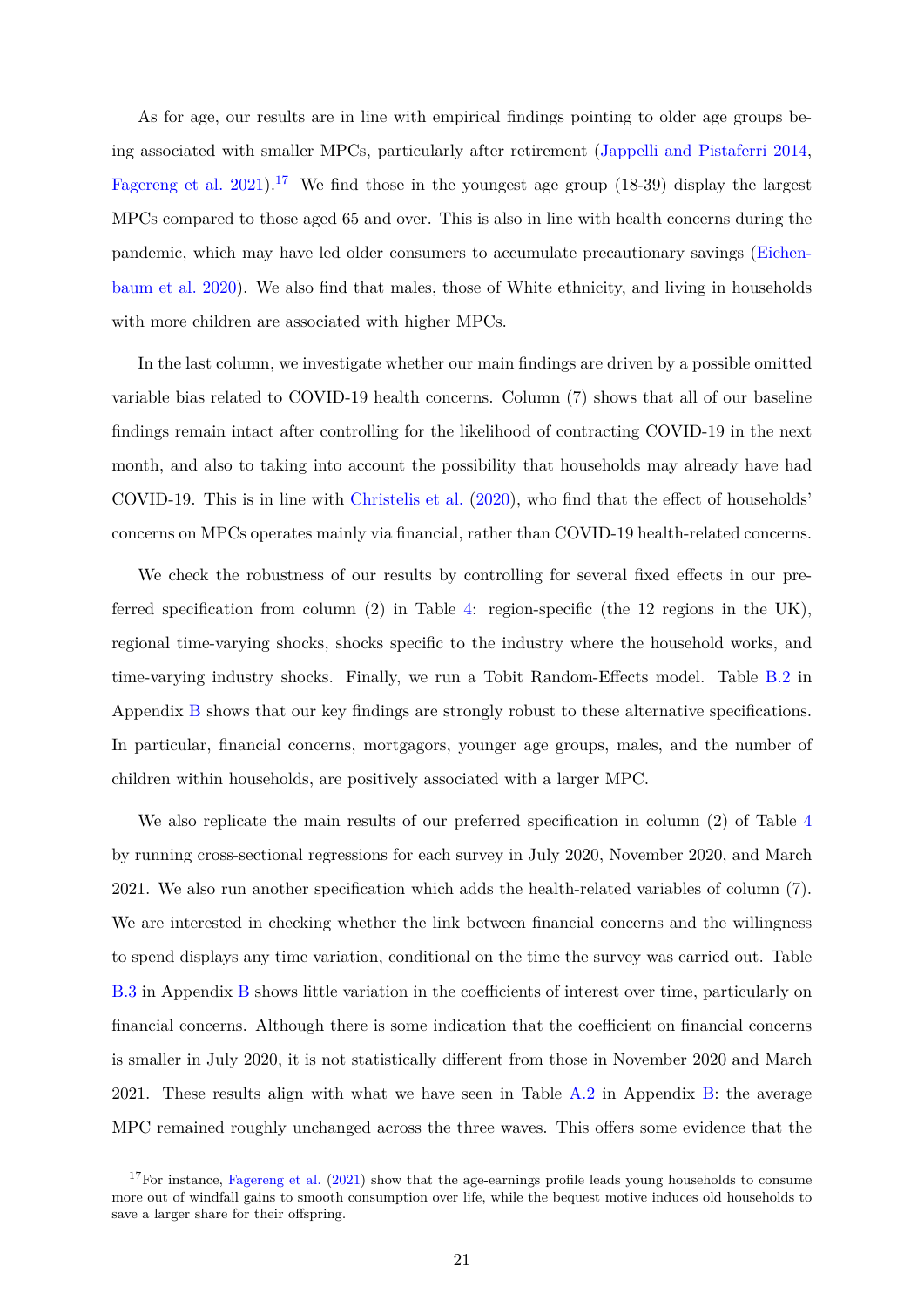As for age, our results are in line with empirical findings pointing to older age groups being associated with smaller MPCs, particularly after retirement (Jappelli and Pistaferri 2014, Fagereng et al. 2021).[17] We find those in the youngest age group (18-39) display the largest MPCs compared to those aged 65 and over. This is also in line with health concerns during the pandemic, which may have led older consumers to accumulate precautionary savings (Eichenbaum et al. 2020). We also find that males, those of White ethnicity, and living in households with more children are associated with higher MPCs.

In the last column, we investigate whether our main findings are driven by a possible omitted variable bias related to COVID-19 health concerns. Column (7) shows that all of our baseline findings remain intact after controlling for the likelihood of contracting COVID-19 in the next month, and also to taking into account the possibility that households may already have had COVID-19. This is in line with Christelis et al. (2020), who find that the effect of households' concerns on MPCs operates mainly via financial, rather than COVID-19 health-related concerns.

We check the robustness of our results by controlling for several fixed effects in our preferred specification from column (2) in Table 4: region-specific (the 12 regions in the UK), regional time-varying shocks, shocks specific to the industry where the household works, and time-varying industry shocks. Finally, we run a Tobit Random-Effects model. Table B.2 in Appendix B shows that our key findings are strongly robust to these alternative specifications. In particular, financial concerns, mortgagors, younger age groups, males, and the number of children within households, are positively associated with a larger MPC.

We also replicate the main results of our preferred specification in column (2) of Table 4 by running cross-sectional regressions for each survey in July 2020, November 2020, and March 2021. We also run another specification which adds the health-related variables of column (7). We are interested in checking whether the link between financial concerns and the willingness to spend displays any time variation, conditional on the time the survey was carried out. Table B.3 in Appendix B shows little variation in the coefficients of interest over time, particularly on financial concerns. Although there is some indication that the coefficient on financial concerns is smaller in July 2020, it is not statistically different from those in November 2020 and March 2021. These results align with what we have seen in Table A.2 in Appendix B: the average MPC remained roughly unchanged across the three waves. This offers some evidence that the

[17] For instance, Fagereng et al. (2021) show that the age-earnings profile leads young households to consume more out of windfall gains to smooth consumption over life, while the bequest motive induces old households to save a larger share for their offspring.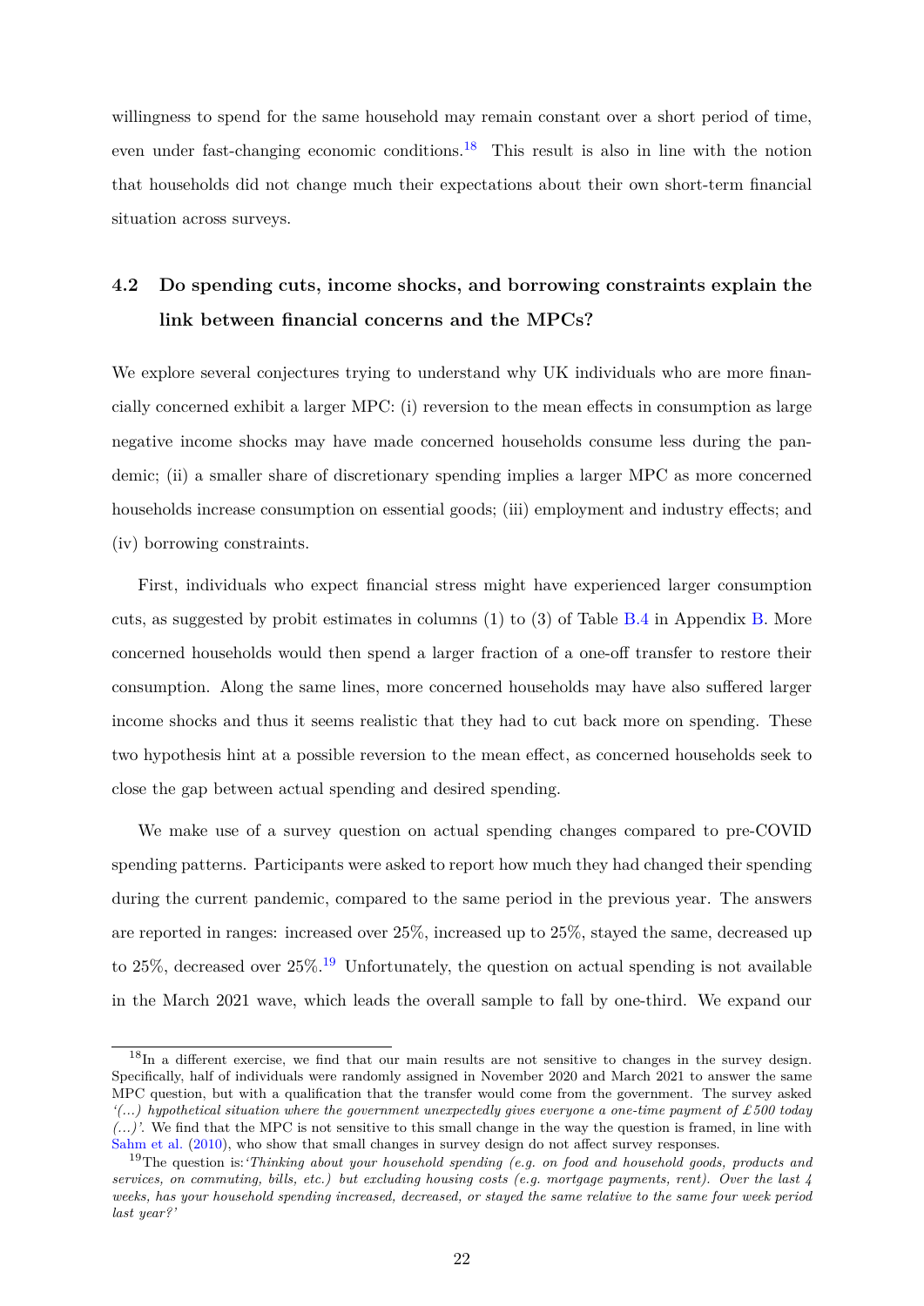willingness to spend for the same household may remain constant over a short period of time, even under fast-changing economic conditions.[18] This result is also in line with the notion that households did not change much their expectations about their own short-term financial situation across surveys.

## 4.2 Do spending cuts, income shocks, and borrowing constraints explain the link between financial concerns and the MPCs?

We explore several conjectures trying to understand why UK individuals who are more financially concerned exhibit a larger MPC: (i) reversion to the mean effects in consumption as large negative income shocks may have made concerned households consume less during the pandemic; (ii) a smaller share of discretionary spending implies a larger MPC as more concerned households increase consumption on essential goods; (iii) employment and industry effects; and (iv) borrowing constraints.

First, individuals who expect financial stress might have experienced larger consumption cuts, as suggested by probit estimates in columns (1) to (3) of Table B.4 in Appendix B. More concerned households would then spend a larger fraction of a one-off transfer to restore their consumption. Along the same lines, more concerned households may have also suffered larger income shocks and thus it seems realistic that they had to cut back more on spending. These two hypothesis hint at a possible reversion to the mean effect, as concerned households seek to close the gap between actual spending and desired spending.

We make use of a survey question on actual spending changes compared to pre-COVID spending patterns. Participants were asked to report how much they had changed their spending during the current pandemic, compared to the same period in the previous year. The answers are reported in ranges: increased over 25%, increased up to 25%, stayed the same, decreased up to 25%, decreased over 25%.[19] Unfortunately, the question on actual spending is not available in the March 2021 wave, which leads the overall sample to fall by one-third. We expand our

---

[18] In a different exercise, we find that our main results are not sensitive to changes in the survey design. Specifically, half of individuals were randomly assigned in November 2020 and March 2021 to answer the same MPC question, but with a qualification that the transfer would come from the government. The survey asked *'(...) hypothetical situation where the government unexpectedly gives everyone a one-time payment of £500 today (...)'*. We find that the MPC is not sensitive to this small change in the way the question is framed, in line with Sahm et al. (2010), who show that small changes in survey design do not affect survey responses.

[19] The question is: *'Thinking about your household spending (e.g. on food and household goods, products and services, on commuting, bills, etc.) but excluding housing costs (e.g. mortgage payments, rent). Over the last 4 weeks, has your household spending increased, decreased, or stayed the same relative to the same four week period last year?'*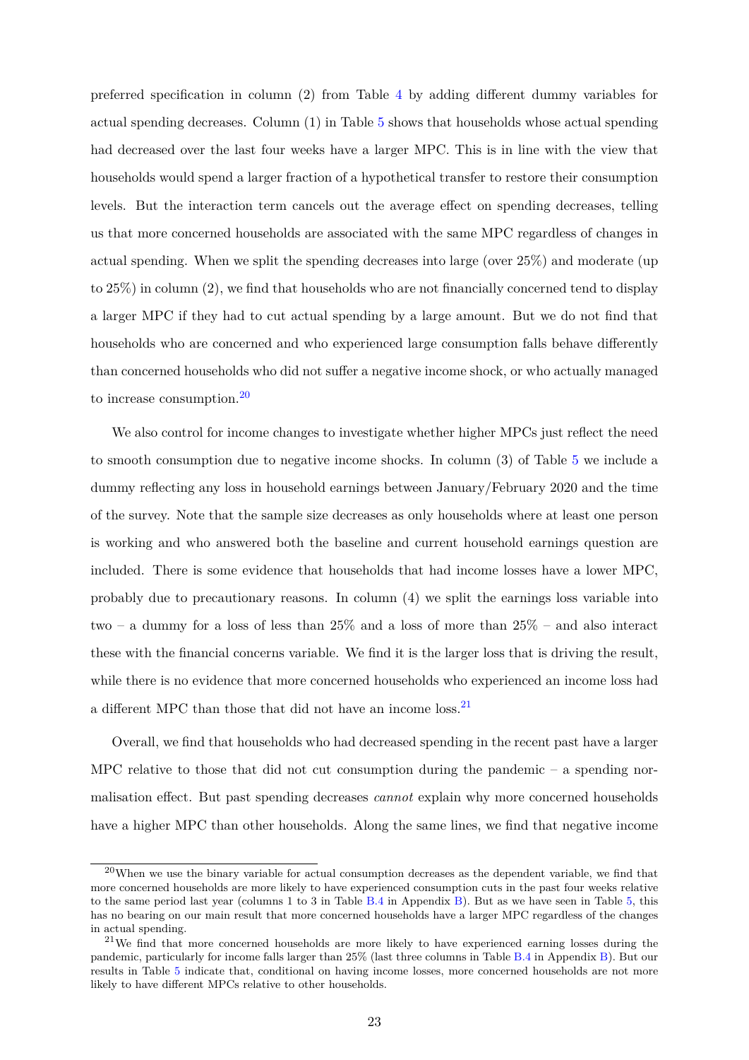preferred specification in column (2) from Table 4 by adding different dummy variables for actual spending decreases. Column (1) in Table 5 shows that households whose actual spending had decreased over the last four weeks have a larger MPC. This is in line with the view that households would spend a larger fraction of a hypothetical transfer to restore their consumption levels. But the interaction term cancels out the average effect on spending decreases, telling us that more concerned households are associated with the same MPC regardless of changes in actual spending. When we split the spending decreases into large (over 25%) and moderate (up to 25%) in column (2), we find that households who are not financially concerned tend to display a larger MPC if they had to cut actual spending by a large amount. But we do not find that households who are concerned and who experienced large consumption falls behave differently than concerned households who did not suffer a negative income shock, or who actually managed to increase consumption.[20]

We also control for income changes to investigate whether higher MPCs just reflect the need to smooth consumption due to negative income shocks. In column (3) of Table 5 we include a dummy reflecting any loss in household earnings between January/February 2020 and the time of the survey. Note that the sample size decreases as only households where at least one person is working and who answered both the baseline and current household earnings question are included. There is some evidence that households that had income losses have a lower MPC, probably due to precautionary reasons. In column (4) we split the earnings loss variable into two – a dummy for a loss of less than 25% and a loss of more than 25% – and also interact these with the financial concerns variable. We find it is the larger loss that is driving the result, while there is no evidence that more concerned households who experienced an income loss had a different MPC than those that did not have an income loss.[21]

Overall, we find that households who had decreased spending in the recent past have a larger MPC relative to those that did not cut consumption during the pandemic – a spending normalisation effect. But past spending decreases *cannot* explain why more concerned households have a higher MPC than other households. Along the same lines, we find that negative income

[20] When we use the binary variable for actual consumption decreases as the dependent variable, we find that more concerned households are more likely to have experienced consumption cuts in the past four weeks relative to the same period last year (columns 1 to 3 in Table B.4 in Appendix B). But as we have seen in Table 5, this has no bearing on our main result that more concerned households have a larger MPC regardless of the changes in actual spending.

[21] We find that more concerned households are more likely to have experienced earning losses during the pandemic, particularly for income falls larger than 25% (last three columns in Table B.4 in Appendix B). But our results in Table 5 indicate that, conditional on having income losses, more concerned households are not more likely to have different MPCs relative to other households.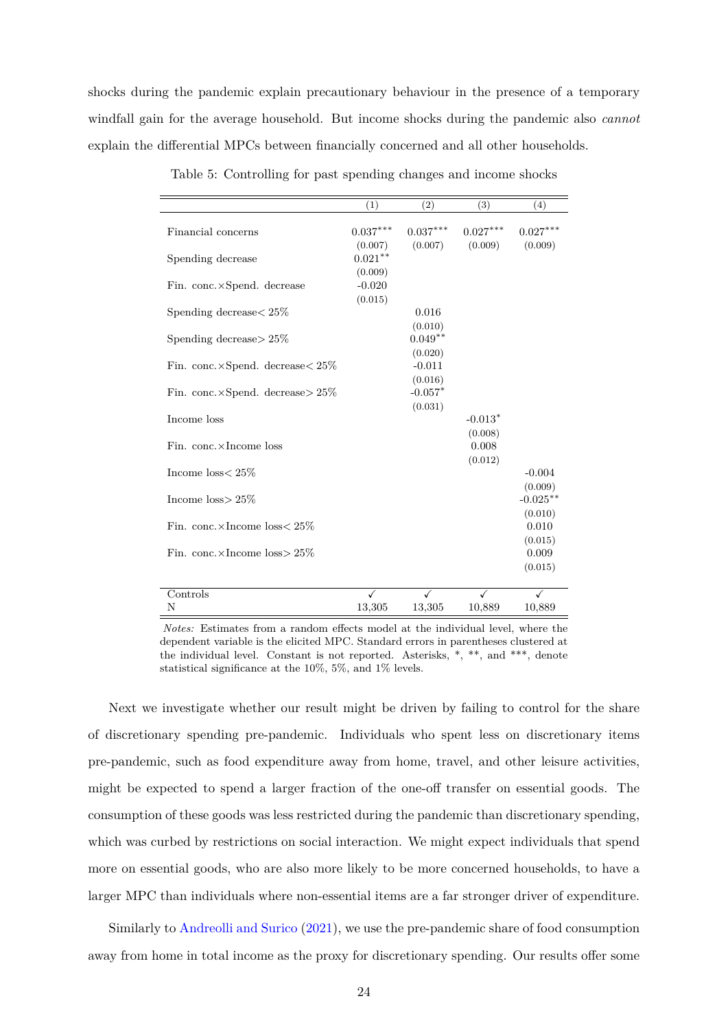shocks during the pandemic explain precautionary behaviour in the presence of a temporary windfall gain for the average household. But income shocks during the pandemic also *cannot* explain the differential MPCs between financially concerned and all other households.

Table 5: Controlling for past spending changes and income shocks

| | (1) | (2) | (3) | (4) |
|---|---|---|---|---|
| Financial concerns | $0.037^{***}$ | $0.037^{***}$ | $0.027^{***}$ | $0.027^{***}$ |
| | (0.007) | (0.007) | (0.009) | (0.009) |
| Spending decrease | $0.021^{**}$ | | | |
| | (0.009) | | | |
| Fin. conc.×Spend. decrease | -0.020 | | | |
| | (0.015) | | | |
| Spending decrease< 25% | | 0.016 | | |
| | | (0.010) | | |
| Spending decrease> 25% | | $0.049^{**}$ | | |
| | | (0.020) | | |
| Fin. conc.×Spend. decrease< 25% | | -0.011 | | |
| | | (0.016) | | |
| Fin. conc.×Spend. decrease> 25% | | $-0.057^{*}$ | | |
| | | (0.031) | | |
| Income loss | | | $-0.013^{*}$ | |
| | | | (0.008) | |
| Fin. conc.×Income loss | | | 0.008 | |
| | | | (0.012) | |
| Income loss< 25% | | | | -0.004 |
| | | | | (0.009) |
| Income loss> 25% | | | | $-0.025^{**}$ |
| | | | | (0.010) |
| Fin. conc.×Income loss< 25% | | | | 0.010 |
| | | | | (0.015) |
| Fin. conc.×Income loss> 25% | | | | 0.009 |
| | | | | (0.015) |
| Controls | ✓ | ✓ | ✓ | ✓ |
| N | 13,305 | 13,305 | 10,889 | 10,889 |

*Notes:* Estimates from a random effects model at the individual level, where the dependent variable is the elicited MPC. Standard errors in parentheses clustered at the individual level. Constant is not reported. Asterisks, *, **, and ***, denote statistical significance at the 10%, 5%, and 1% levels.

Next we investigate whether our result might be driven by failing to control for the share of discretionary spending pre-pandemic. Individuals who spent less on discretionary items pre-pandemic, such as food expenditure away from home, travel, and other leisure activities, might be expected to spend a larger fraction of the one-off transfer on essential goods. The consumption of these goods was less restricted during the pandemic than discretionary spending, which was curbed by restrictions on social interaction. We might expect individuals that spend more on essential goods, who are also more likely to be more concerned households, to have a larger MPC than individuals where non-essential items are a far stronger driver of expenditure.

Similarly to Andreolli and Surico (2021), we use the pre-pandemic share of food consumption away from home in total income as the proxy for discretionary spending. Our results offer some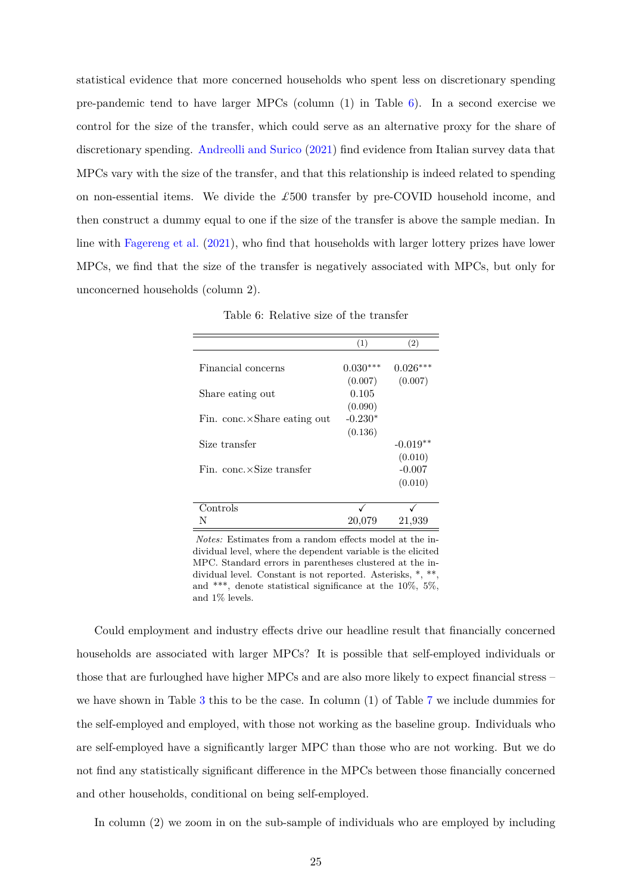statistical evidence that more concerned households who spent less on discretionary spending pre-pandemic tend to have larger MPCs (column (1) in Table 6). In a second exercise we control for the size of the transfer, which could serve as an alternative proxy for the share of discretionary spending. Andreolli and Surico (2021) find evidence from Italian survey data that MPCs vary with the size of the transfer, and that this relationship is indeed related to spending on non-essential items. We divide the £500 transfer by pre-COVID household income, and then construct a dummy equal to one if the size of the transfer is above the sample median. In line with Fagereng et al. (2021), who find that households with larger lottery prizes have lower MPCs, we find that the size of the transfer is negatively associated with MPCs, but only for unconcerned households (column 2).

Table 6: Relative size of the transfer

| | (1) | (2) |
|---|---|---|
| Financial concerns | 0.030*** | 0.026*** |
| | (0.007) | (0.007) |
| Share eating out | 0.105 | |
| | (0.090) | |
| Fin. conc.×Share eating out | -0.230* | |
| | (0.136) | |
| Size transfer | | -0.019** |
| | | (0.010) |
| Fin. conc.×Size transfer | | -0.007 |
| | | (0.010) |
| Controls | ✓ | ✓ |
| N | 20,079 | 21,939 |

*Notes:* Estimates from a random effects model at the individual level, where the dependent variable is the elicited MPC. Standard errors in parentheses clustered at the individual level. Constant is not reported. Asterisks, *, **, and ***, denote statistical significance at the 10%, 5%, and 1% levels.

Could employment and industry effects drive our headline result that financially concerned households are associated with larger MPCs? It is possible that self-employed individuals or those that are furloughed have higher MPCs and are also more likely to expect financial stress – we have shown in Table 3 this to be the case. In column (1) of Table 7 we include dummies for the self-employed and employed, with those not working as the baseline group. Individuals who are self-employed have a significantly larger MPC than those who are not working. But we do not find any statistically significant difference in the MPCs between those financially concerned and other households, conditional on being self-employed.

In column (2) we zoom in on the sub-sample of individuals who are employed by including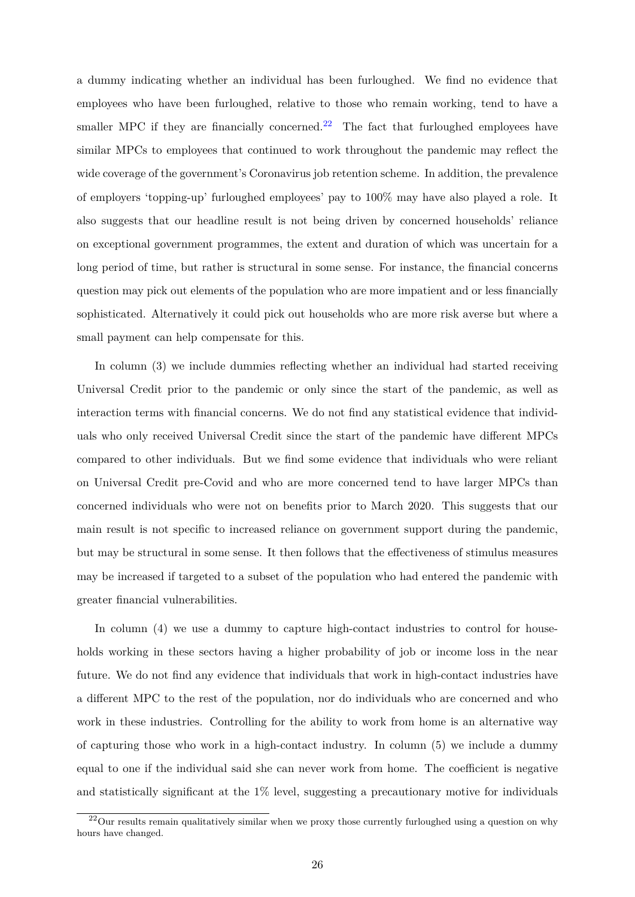a dummy indicating whether an individual has been furloughed. We find no evidence that employees who have been furloughed, relative to those who remain working, tend to have a smaller MPC if they are financially concerned.[22] The fact that furloughed employees have similar MPCs to employees that continued to work throughout the pandemic may reflect the wide coverage of the government's Coronavirus job retention scheme. In addition, the prevalence of employers 'topping-up' furloughed employees' pay to 100% may have also played a role. It also suggests that our headline result is not being driven by concerned households' reliance on exceptional government programmes, the extent and duration of which was uncertain for a long period of time, but rather is structural in some sense. For instance, the financial concerns question may pick out elements of the population who are more impatient and or less financially sophisticated. Alternatively it could pick out households who are more risk averse but where a small payment can help compensate for this.

In column (3) we include dummies reflecting whether an individual had started receiving Universal Credit prior to the pandemic or only since the start of the pandemic, as well as interaction terms with financial concerns. We do not find any statistical evidence that individuals who only received Universal Credit since the start of the pandemic have different MPCs compared to other individuals. But we find some evidence that individuals who were reliant on Universal Credit pre-Covid and who are more concerned tend to have larger MPCs than concerned individuals who were not on benefits prior to March 2020. This suggests that our main result is not specific to increased reliance on government support during the pandemic, but may be structural in some sense. It then follows that the effectiveness of stimulus measures may be increased if targeted to a subset of the population who had entered the pandemic with greater financial vulnerabilities.

In column (4) we use a dummy to capture high-contact industries to control for households working in these sectors having a higher probability of job or income loss in the near future. We do not find any evidence that individuals that work in high-contact industries have a different MPC to the rest of the population, nor do individuals who are concerned and who work in these industries. Controlling for the ability to work from home is an alternative way of capturing those who work in a high-contact industry. In column (5) we include a dummy equal to one if the individual said she can never work from home. The coefficient is negative and statistically significant at the 1% level, suggesting a precautionary motive for individuals

[22] Our results remain qualitatively similar when we proxy those currently furloughed using a question on why hours have changed.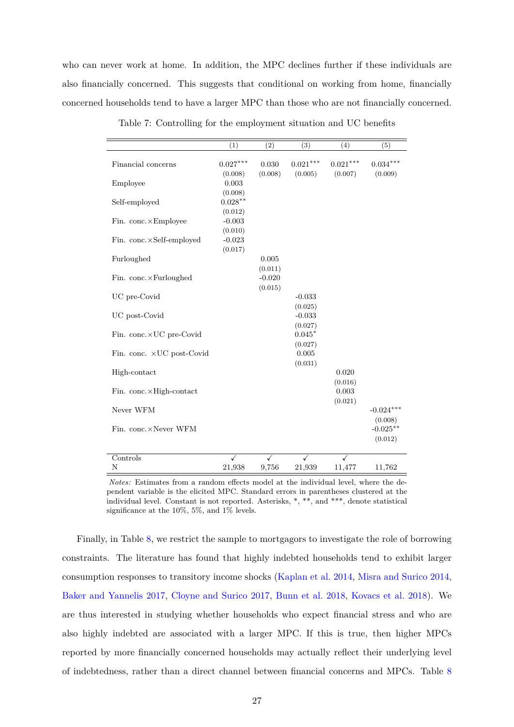who can never work at home. In addition, the MPC declines further if these individuals are also financially concerned. This suggests that conditional on working from home, financially concerned households tend to have a larger MPC than those who are not financially concerned.

Table 7: Controlling for the employment situation and UC benefits

| | (1) | (2) | (3) | (4) | (5) |
|---|---|---|---|---|---|
| Financial concerns | 0.027*** | 0.030 | 0.021*** | 0.021*** | 0.034*** |
| | (0.008) | (0.008) | (0.005) | (0.007) | (0.009) |
| Employee | 0.003 | | | | |
| | (0.008) | | | | |
| Self-employed | 0.028** | | | | |
| | (0.012) | | | | |
| Fin. conc.×Employee | -0.003 | | | | |
| | (0.010) | | | | |
| Fin. conc.×Self-employed | -0.023 | | | | |
| | (0.017) | | | | |
| Furloughed | | 0.005 | | | |
| | | (0.011) | | | |
| Fin. conc.×Furloughed | | -0.020 | | | |
| | | (0.015) | | | |
| UC pre-Covid | | | -0.033 | | |
| | | | (0.025) | | |
| UC post-Covid | | | -0.033 | | |
| | | | (0.027) | | |
| Fin. conc.×UC pre-Covid | | | 0.045* | | |
| | | | (0.027) | | |
| Fin. conc. ×UC post-Covid | | | 0.005 | | |
| | | | (0.031) | | |
| High-contact | | | | 0.020 | |
| | | | | (0.016) | |
| Fin. conc.×High-contact | | | | 0.003 | |
| | | | | (0.021) | |
| Never WFM | | | | | -0.024*** |
| | | | | | (0.008) |
| Fin. conc.×Never WFM | | | | | -0.025** |
| | | | | | (0.012) |
| Controls | ✓ | ✓ | ✓ | ✓ | |
| N | 21,938 | 9,756 | 21,939 | 11,477 | 11,762 |

*Notes:* Estimates from a random effects model at the individual level, where the dependent variable is the elicited MPC. Standard errors in parentheses clustered at the individual level. Constant is not reported. Asterisks, *, **, and ***, denote statistical significance at the 10%, 5%, and 1% levels.

Finally, in Table 8, we restrict the sample to mortgagors to investigate the role of borrowing constraints. The literature has found that highly indebted households tend to exhibit larger consumption responses to transitory income shocks (Kaplan et al. 2014, Misra and Surico 2014, Baker and Yannelis 2017, Cloyne and Surico 2017, Bunn et al. 2018, Kovacs et al. 2018). We are thus interested in studying whether households who expect financial stress and who are also highly indebted are associated with a larger MPC. If this is true, then higher MPCs reported by more financially concerned households may actually reflect their underlying level of indebtedness, rather than a direct channel between financial concerns and MPCs. Table 8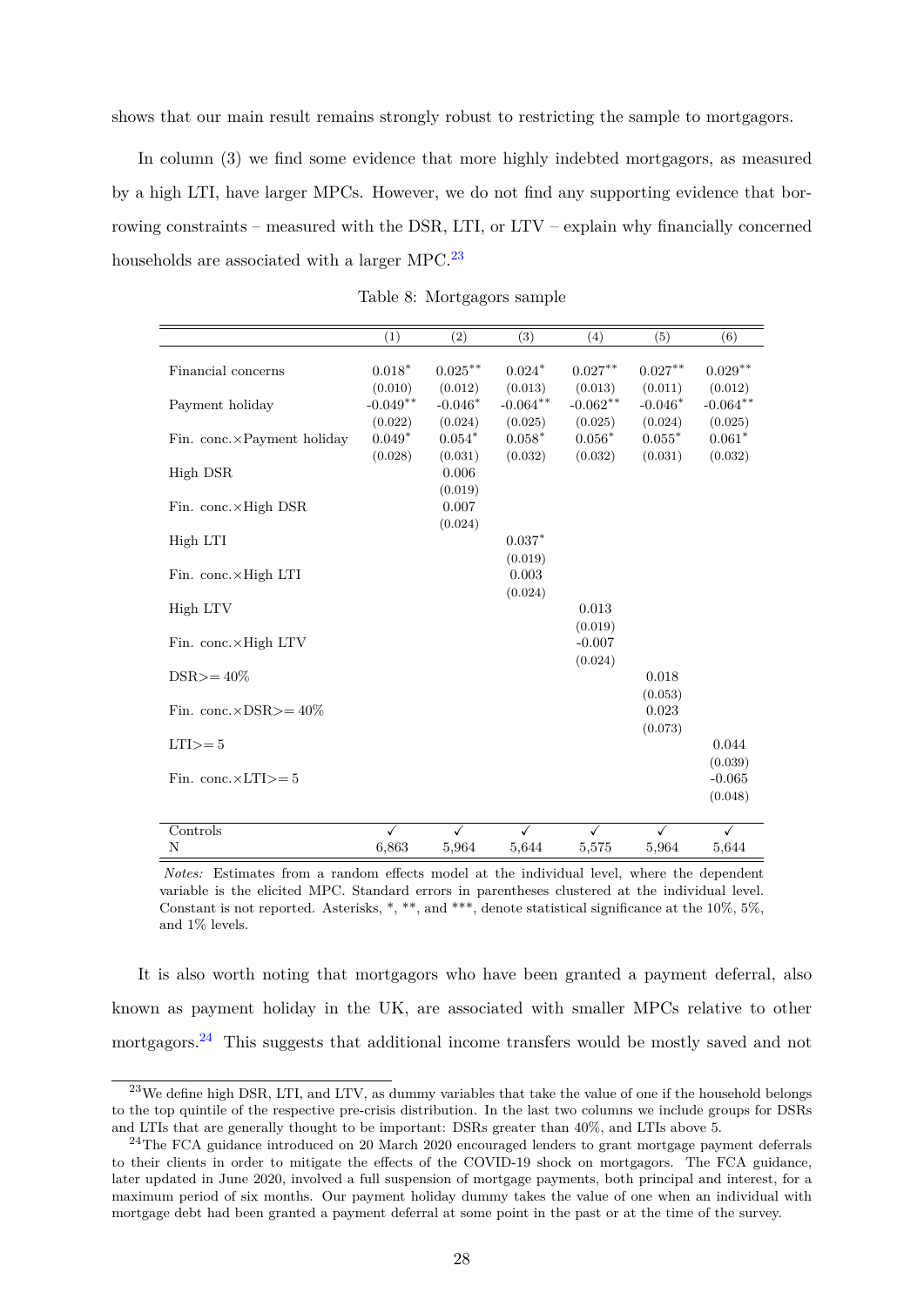shows that our main result remains strongly robust to restricting the sample to mortgagors.

In column (3) we find some evidence that more highly indebted mortgagors, as measured by a high LTI, have larger MPCs. However, we do not find any supporting evidence that borrowing constraints – measured with the DSR, LTI, or LTV – explain why financially concerned households are associated with a larger MPC.[23]

Table 8: Mortgagors sample

| | (1) | (2) | (3) | (4) | (5) | (6) |
|---|---|---|---|---|---|---|
| Financial concerns | $0.018^{*}$ | $0.025^{**}$ | $0.024^{*}$ | $0.027^{**}$ | $0.027^{**}$ | $0.029^{**}$ |
| | (0.010) | (0.012) | (0.013) | (0.013) | (0.011) | (0.012) |
| Payment holiday | $-0.049^{**}$ | $-0.046^{*}$ | $-0.064^{**}$ | $-0.062^{**}$ | $-0.046^{*}$ | $-0.064^{**}$ |
| | (0.022) | (0.024) | (0.025) | (0.025) | (0.024) | (0.025) |
| Fin. conc.×Payment holiday | $0.049^{*}$ | $0.054^{*}$ | $0.058^{*}$ | $0.056^{*}$ | $0.055^{*}$ | $0.061^{*}$ |
| | (0.028) | (0.031) | (0.032) | (0.032) | (0.031) | (0.032) |
| High DSR | | 0.006 | | | | |
| | | (0.019) | | | | |
| Fin. conc.×High DSR | | 0.007 | | | | |
| | | (0.024) | | | | |
| High LTI | | | $0.037^{*}$ | | | |
| | | | (0.019) | | | |
| Fin. conc.×High LTI | | | 0.003 | | | |
| | | | (0.024) | | | |
| High LTV | | | | 0.013 | | |
| | | | | (0.019) | | |
| Fin. conc.×High LTV | | | | -0.007 | | |
| | | | | (0.024) | | |
| DSR>= 40% | | | | | 0.018 | |
| | | | | | (0.053) | |
| Fin. conc.×DSR>= 40% | | | | | 0.023 | |
| | | | | | (0.073) | |
| LTI>= 5 | | | | | | 0.044 |
| | | | | | | (0.039) |
| Fin. conc.×LTI>= 5 | | | | | | -0.065 |
| | | | | | | (0.048) |
| Controls | ✓ | ✓ | ✓ | ✓ | ✓ | ✓ |
| N | 6,863 | 5,964 | 5,644 | 5,575 | 5,964 | 5,644 |

*Notes:* Estimates from a random effects model at the individual level, where the dependent variable is the elicited MPC. Standard errors in parentheses clustered at the individual level. Constant is not reported. Asterisks, *, **, and ***, denote statistical significance at the 10%, 5%, and 1% levels.

It is also worth noting that mortgagors who have been granted a payment deferral, also known as payment holiday in the UK, are associated with smaller MPCs relative to other mortgagors.[24] This suggests that additional income transfers would be mostly saved and not

[23] We define high DSR, LTI, and LTV, as dummy variables that take the value of one if the household belongs to the top quintile of the respective pre-crisis distribution. In the last two columns we include groups for DSRs and LTIs that are generally thought to be important: DSRs greater than 40%, and LTIs above 5.

[24] The FCA guidance introduced on 20 March 2020 encouraged lenders to grant mortgage payment deferrals to their clients in order to mitigate the effects of the COVID-19 shock on mortgagors. The FCA guidance, later updated in June 2020, involved a full suspension of mortgage payments, both principal and interest, for a maximum period of six months. Our payment holiday dummy takes the value of one when an individual with mortgage debt had been granted a payment deferral at some point in the past or at the time of the survey.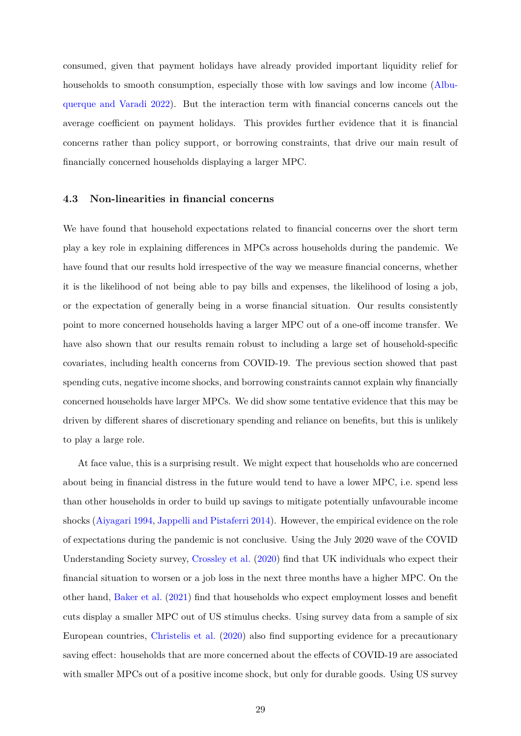consumed, given that payment holidays have already provided important liquidity relief for households to smooth consumption, especially those with low savings and low income (Albuquerque and Varadi 2022). But the interaction term with financial concerns cancels out the average coefficient on payment holidays. This provides further evidence that it is financial concerns rather than policy support, or borrowing constraints, that drive our main result of financially concerned households displaying a larger MPC.

### 4.3 Non-linearities in financial concerns

We have found that household expectations related to financial concerns over the short term play a key role in explaining differences in MPCs across households during the pandemic. We have found that our results hold irrespective of the way we measure financial concerns, whether it is the likelihood of not being able to pay bills and expenses, the likelihood of losing a job, or the expectation of generally being in a worse financial situation. Our results consistently point to more concerned households having a larger MPC out of a one-off income transfer. We have also shown that our results remain robust to including a large set of household-specific covariates, including health concerns from COVID-19. The previous section showed that past spending cuts, negative income shocks, and borrowing constraints cannot explain why financially concerned households have larger MPCs. We did show some tentative evidence that this may be driven by different shares of discretionary spending and reliance on benefits, but this is unlikely to play a large role.

At face value, this is a surprising result. We might expect that households who are concerned about being in financial distress in the future would tend to have a lower MPC, i.e. spend less than other households in order to build up savings to mitigate potentially unfavourable income shocks (Aiyagari 1994, Jappelli and Pistaferri 2014). However, the empirical evidence on the role of expectations during the pandemic is not conclusive. Using the July 2020 wave of the COVID Understanding Society survey, Crossley et al. (2020) find that UK individuals who expect their financial situation to worsen or a job loss in the next three months have a higher MPC. On the other hand, Baker et al. (2021) find that households who expect employment losses and benefit cuts display a smaller MPC out of US stimulus checks. Using survey data from a sample of six European countries, Christelis et al. (2020) also find supporting evidence for a precautionary saving effect: households that are more concerned about the effects of COVID-19 are associated with smaller MPCs out of a positive income shock, but only for durable goods. Using US survey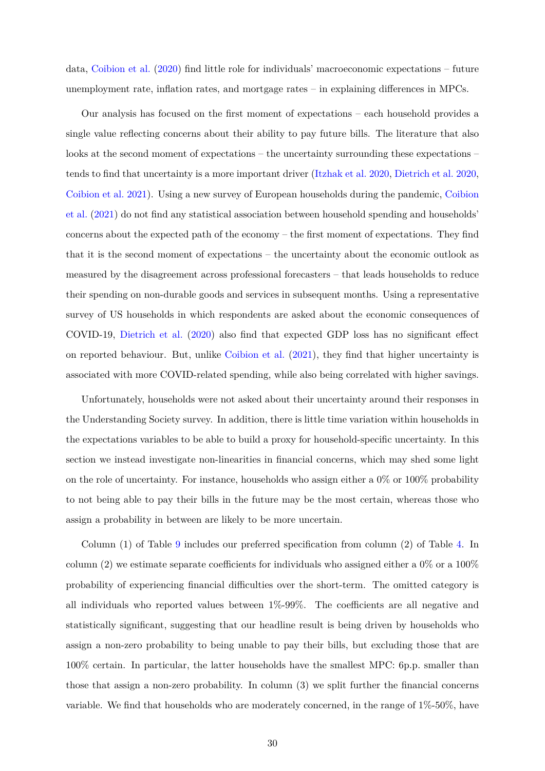data, Coibion et al. (2020) find little role for individuals' macroeconomic expectations – future unemployment rate, inflation rates, and mortgage rates – in explaining differences in MPCs.

Our analysis has focused on the first moment of expectations – each household provides a single value reflecting concerns about their ability to pay future bills. The literature that also looks at the second moment of expectations – the uncertainty surrounding these expectations – tends to find that uncertainty is a more important driver (Itzhak et al. 2020, Dietrich et al. 2020, Coibion et al. 2021). Using a new survey of European households during the pandemic, Coibion et al. (2021) do not find any statistical association between household spending and households' concerns about the expected path of the economy – the first moment of expectations. They find that it is the second moment of expectations – the uncertainty about the economic outlook as measured by the disagreement across professional forecasters – that leads households to reduce their spending on non-durable goods and services in subsequent months. Using a representative survey of US households in which respondents are asked about the economic consequences of COVID-19, Dietrich et al. (2020) also find that expected GDP loss has no significant effect on reported behaviour. But, unlike Coibion et al. (2021), they find that higher uncertainty is associated with more COVID-related spending, while also being correlated with higher savings.

Unfortunately, households were not asked about their uncertainty around their responses in the Understanding Society survey. In addition, there is little time variation within households in the expectations variables to be able to build a proxy for household-specific uncertainty. In this section we instead investigate non-linearities in financial concerns, which may shed some light on the role of uncertainty. For instance, households who assign either a 0% or 100% probability to not being able to pay their bills in the future may be the most certain, whereas those who assign a probability in between are likely to be more uncertain.

Column (1) of Table 9 includes our preferred specification from column (2) of Table 4. In column (2) we estimate separate coefficients for individuals who assigned either a 0% or a 100% probability of experiencing financial difficulties over the short-term. The omitted category is all individuals who reported values between 1%-99%. The coefficients are all negative and statistically significant, suggesting that our headline result is being driven by households who assign a non-zero probability to being unable to pay their bills, but excluding those that are 100% certain. In particular, the latter households have the smallest MPC: 6p.p. smaller than those that assign a non-zero probability. In column (3) we split further the financial concerns variable. We find that households who are moderately concerned, in the range of 1%-50%, have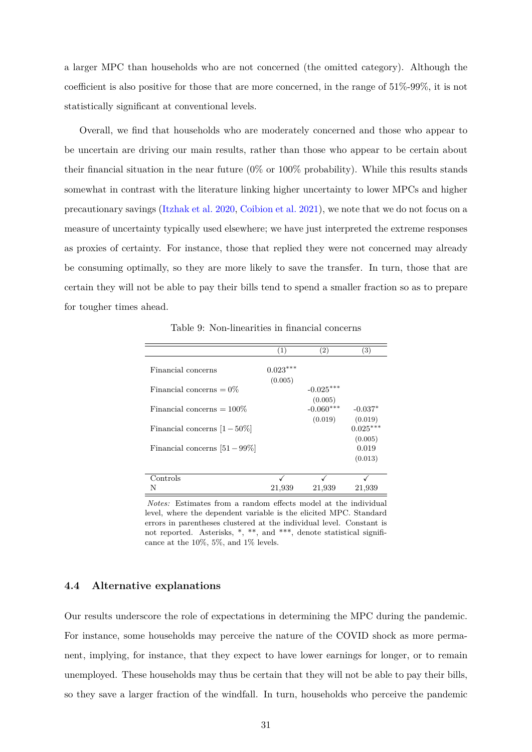a larger MPC than households who are not concerned (the omitted category). Although the coefficient is also positive for those that are more concerned, in the range of 51%-99%, it is not statistically significant at conventional levels.

Overall, we find that households who are moderately concerned and those who appear to be uncertain are driving our main results, rather than those who appear to be certain about their financial situation in the near future (0% or 100% probability). While this results stands somewhat in contrast with the literature linking higher uncertainty to lower MPCs and higher precautionary savings (Itzhak et al. 2020, Coibion et al. 2021), we note that we do not focus on a measure of uncertainty typically used elsewhere; we have just interpreted the extreme responses as proxies of certainty. For instance, those that replied they were not concerned may already be consuming optimally, so they are more likely to save the transfer. In turn, those that are certain they will not be able to pay their bills tend to spend a smaller fraction so as to prepare for tougher times ahead.

Table 9: Non-linearities in financial concerns

| | (1) | (2) | (3) |
|---|---|---|---|
| Financial concerns | $0.023^{***}$ | | |
| | (0.005) | | |
| Financial concerns = 0% | | $-0.025^{***}$ | |
| | | (0.005) | |
| Financial concerns = 100% | | $-0.060^{***}$ | $-0.037^{*}$ |
| | | (0.019) | (0.019) |
| Financial concerns $[1-50\%]$ | | | $0.025^{***}$ |
| | | | (0.005) |
| Financial concerns $[51-99\%]$ | | | 0.019 |
| | | | (0.013) |
| Controls | ✓ | ✓ | ✓ |
| N | 21,939 | 21,939 | 21,939 |

*Notes:* Estimates from a random effects model at the individual level, where the dependent variable is the elicited MPC. Standard errors in parentheses clustered at the individual level. Constant is not reported. Asterisks, *, **, and ***, denote statistical significance at the 10%, 5%, and 1% levels.

### 4.4 Alternative explanations

Our results underscore the role of expectations in determining the MPC during the pandemic. For instance, some households may perceive the nature of the COVID shock as more permanent, implying, for instance, that they expect to have lower earnings for longer, or to remain unemployed. These households may thus be certain that they will not be able to pay their bills, so they save a larger fraction of the windfall. In turn, households who perceive the pandemic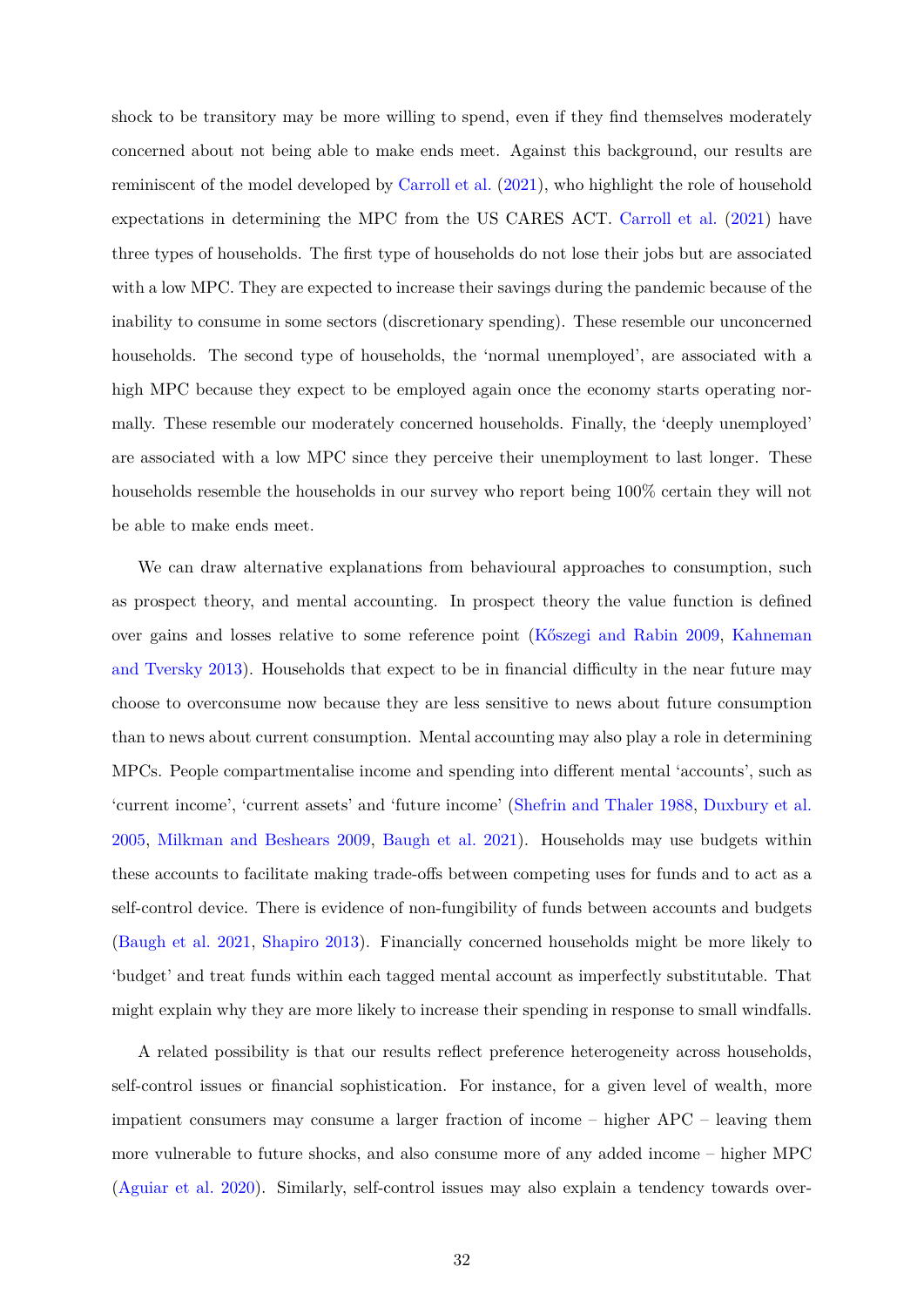shock to be transitory may be more willing to spend, even if they find themselves moderately concerned about not being able to make ends meet. Against this background, our results are reminiscent of the model developed by Carroll et al. (2021), who highlight the role of household expectations in determining the MPC from the US CARES ACT. Carroll et al. (2021) have three types of households. The first type of households do not lose their jobs but are associated with a low MPC. They are expected to increase their savings during the pandemic because of the inability to consume in some sectors (discretionary spending). These resemble our unconcerned households. The second type of households, the 'normal unemployed', are associated with a high MPC because they expect to be employed again once the economy starts operating normally. These resemble our moderately concerned households. Finally, the 'deeply unemployed' are associated with a low MPC since they perceive their unemployment to last longer. These households resemble the households in our survey who report being 100% certain they will not be able to make ends meet.

We can draw alternative explanations from behavioural approaches to consumption, such as prospect theory, and mental accounting. In prospect theory the value function is defined over gains and losses relative to some reference point (Kőszegi and Rabin 2009, Kahneman and Tversky 2013). Households that expect to be in financial difficulty in the near future may choose to overconsume now because they are less sensitive to news about future consumption than to news about current consumption. Mental accounting may also play a role in determining MPCs. People compartmentalise income and spending into different mental 'accounts', such as 'current income', 'current assets' and 'future income' (Shefrin and Thaler 1988, Duxbury et al. 2005, Milkman and Beshears 2009, Baugh et al. 2021). Households may use budgets within these accounts to facilitate making trade-offs between competing uses for funds and to act as a self-control device. There is evidence of non-fungibility of funds between accounts and budgets (Baugh et al. 2021, Shapiro 2013). Financially concerned households might be more likely to 'budget' and treat funds within each tagged mental account as imperfectly substitutable. That might explain why they are more likely to increase their spending in response to small windfalls.

A related possibility is that our results reflect preference heterogeneity across households, self-control issues or financial sophistication. For instance, for a given level of wealth, more impatient consumers may consume a larger fraction of income – higher APC – leaving them more vulnerable to future shocks, and also consume more of any added income – higher MPC (Aguiar et al. 2020). Similarly, self-control issues may also explain a tendency towards over-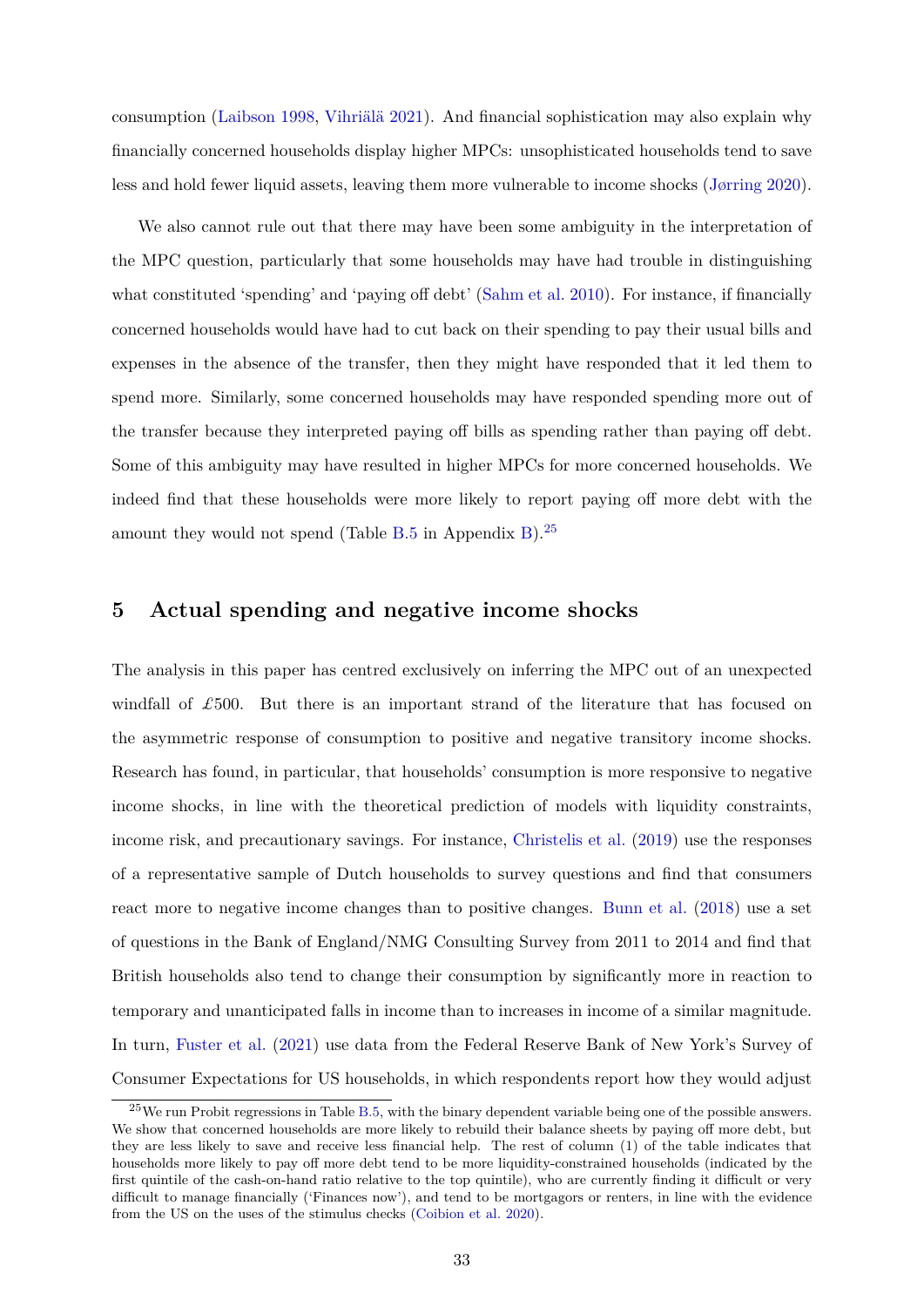consumption (Laibson 1998, Vihriälä 2021). And financial sophistication may also explain why financially concerned households display higher MPCs: unsophisticated households tend to save less and hold fewer liquid assets, leaving them more vulnerable to income shocks (Jørring 2020).

We also cannot rule out that there may have been some ambiguity in the interpretation of the MPC question, particularly that some households may have had trouble in distinguishing what constituted 'spending' and 'paying off debt' (Sahm et al. 2010). For instance, if financially concerned households would have had to cut back on their spending to pay their usual bills and expenses in the absence of the transfer, then they might have responded that it led them to spend more. Similarly, some concerned households may have responded spending more out of the transfer because they interpreted paying off bills as spending rather than paying off debt. Some of this ambiguity may have resulted in higher MPCs for more concerned households. We indeed find that these households were more likely to report paying off more debt with the amount they would not spend (Table B.5 in Appendix B).[25]

## 5 Actual spending and negative income shocks

The analysis in this paper has centred exclusively on inferring the MPC out of an unexpected windfall of £500. But there is an important strand of the literature that has focused on the asymmetric response of consumption to positive and negative transitory income shocks. Research has found, in particular, that households' consumption is more responsive to negative income shocks, in line with the theoretical prediction of models with liquidity constraints, income risk, and precautionary savings. For instance, Christelis et al. (2019) use the responses of a representative sample of Dutch households to survey questions and find that consumers react more to negative income changes than to positive changes. Bunn et al. (2018) use a set of questions in the Bank of England/NMG Consulting Survey from 2011 to 2014 and find that British households also tend to change their consumption by significantly more in reaction to temporary and unanticipated falls in income than to increases in income of a similar magnitude. In turn, Fuster et al. (2021) use data from the Federal Reserve Bank of New York's Survey of Consumer Expectations for US households, in which respondents report how they would adjust

[25] We run Probit regressions in Table B.5, with the binary dependent variable being one of the possible answers. We show that concerned households are more likely to rebuild their balance sheets by paying off more debt, but they are less likely to save and receive less financial help. The rest of column (1) of the table indicates that households more likely to pay off more debt tend to be more liquidity-constrained households (indicated by the first quintile of the cash-on-hand ratio relative to the top quintile), who are currently finding it difficult or very difficult to manage financially ('Finances now'), and tend to be mortgagors or renters, in line with the evidence from the US on the uses of the stimulus checks (Coibion et al. 2020).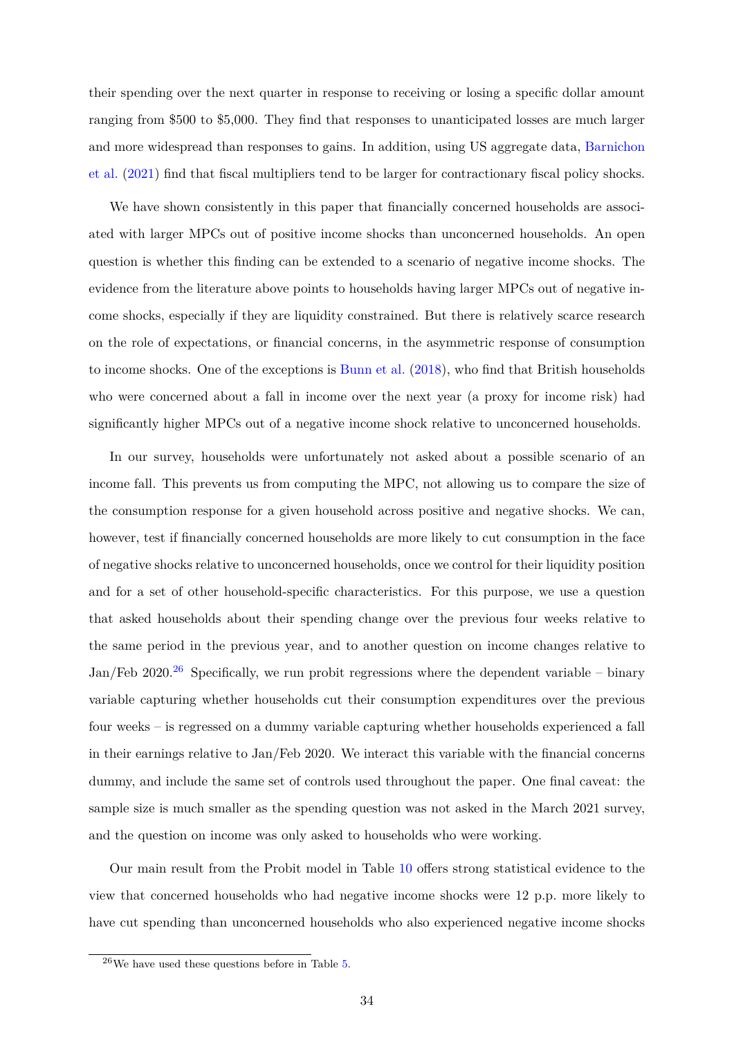their spending over the next quarter in response to receiving or losing a specific dollar amount ranging from $500 to $5,000. They find that responses to unanticipated losses are much larger and more widespread than responses to gains. In addition, using US aggregate data, Barnichon et al. (2021) find that fiscal multipliers tend to be larger for contractionary fiscal policy shocks.

We have shown consistently in this paper that financially concerned households are associated with larger MPCs out of positive income shocks than unconcerned households. An open question is whether this finding can be extended to a scenario of negative income shocks. The evidence from the literature above points to households having larger MPCs out of negative income shocks, especially if they are liquidity constrained. But there is relatively scarce research on the role of expectations, or financial concerns, in the asymmetric response of consumption to income shocks. One of the exceptions is Bunn et al. (2018), who find that British households who were concerned about a fall in income over the next year (a proxy for income risk) had significantly higher MPCs out of a negative income shock relative to unconcerned households.

In our survey, households were unfortunately not asked about a possible scenario of an income fall. This prevents us from computing the MPC, not allowing us to compare the size of the consumption response for a given household across positive and negative shocks. We can, however, test if financially concerned households are more likely to cut consumption in the face of negative shocks relative to unconcerned households, once we control for their liquidity position and for a set of other household-specific characteristics. For this purpose, we use a question that asked households about their spending change over the previous four weeks relative to the same period in the previous year, and to another question on income changes relative to Jan/Feb 2020.[26] Specifically, we run probit regressions where the dependent variable – binary variable capturing whether households cut their consumption expenditures over the previous four weeks – is regressed on a dummy variable capturing whether households experienced a fall in their earnings relative to Jan/Feb 2020. We interact this variable with the financial concerns dummy, and include the same set of controls used throughout the paper. One final caveat: the sample size is much smaller as the spending question was not asked in the March 2021 survey, and the question on income was only asked to households who were working.

Our main result from the Probit model in Table 10 offers strong statistical evidence to the view that concerned households who had negative income shocks were 12 p.p. more likely to have cut spending than unconcerned households who also experienced negative income shocks

[26] We have used these questions before in Table 5.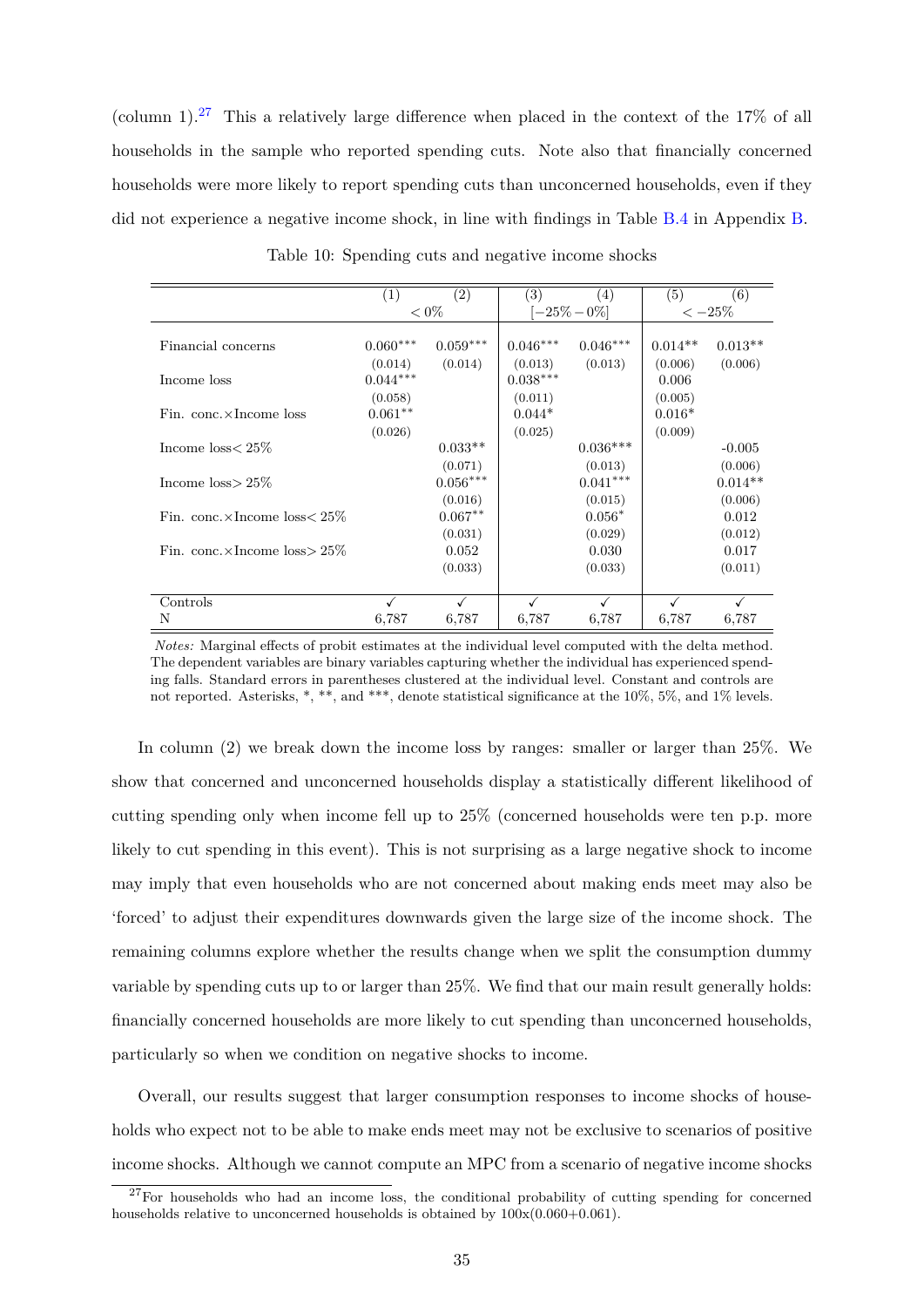(column 1).[27] This a relatively large difference when placed in the context of the 17% of all households in the sample who reported spending cuts. Note also that financially concerned households were more likely to report spending cuts than unconcerned households, even if they did not experience a negative income shock, in line with findings in Table B.4 in Appendix B.

Table 10: Spending cuts and negative income shocks

| | (1) | (2) | (3) | (4) | (5) | (6) |
|---|---|---|---|---|---|---|
| | $<0\%$ | | $[-25\%-0\%]$ | | $<-25\%$ | |
| Financial concerns | $0.060^{***}$ | $0.059^{***}$ | $0.046^{***}$ | $0.046^{***}$ | $0.014^{**}$ | $0.013^{**}$ |
| | (0.014) | (0.014) | (0.013) | (0.013) | (0.006) | (0.006) |
| Income loss | $0.044^{***}$ | | $0.038^{***}$ | | 0.006 | |
| | (0.058) | | (0.011) | | (0.005) | |
| Fin. conc.×Income loss | $0.061^{**}$ | | $0.044^{*}$ | | $0.016^{*}$ | |
| | (0.026) | | (0.025) | | (0.009) | |
| Income loss$<25\%$ | | $0.033^{**}$ | | $0.036^{***}$ | | -0.005 |
| | | (0.071) | | (0.013) | | (0.006) |
| Income loss$>25\%$ | | $0.056^{***}$ | | $0.041^{***}$ | | $0.014^{**}$ |
| | | (0.016) | | (0.015) | | (0.006) |
| Fin. conc.×Income loss$<25\%$ | | $0.067^{**}$ | | $0.056^{*}$ | | 0.012 |
| | | (0.031) | | (0.029) | | (0.012) |
| Fin. conc.×Income loss$>25\%$ | | 0.052 | | 0.030 | | 0.017 |
| | | (0.033) | | (0.033) | | (0.011) |
| Controls | ✓ | ✓ | ✓ | ✓ | ✓ | ✓ |
| N | 6,787 | 6,787 | 6,787 | 6,787 | 6,787 | 6,787 |

*Notes:* Marginal effects of probit estimates at the individual level computed with the delta method. The dependent variables are binary variables capturing whether the individual has experienced spending falls. Standard errors in parentheses clustered at the individual level. Constant and controls are not reported. Asterisks, *, **, and ***, denote statistical significance at the 10%, 5%, and 1% levels.

In column (2) we break down the income loss by ranges: smaller or larger than 25%. We show that concerned and unconcerned households display a statistically different likelihood of cutting spending only when income fell up to 25% (concerned households were ten p.p. more likely to cut spending in this event). This is not surprising as a large negative shock to income may imply that even households who are not concerned about making ends meet may also be 'forced' to adjust their expenditures downwards given the large size of the income shock. The remaining columns explore whether the results change when we split the consumption dummy variable by spending cuts up to or larger than 25%. We find that our main result generally holds: financially concerned households are more likely to cut spending than unconcerned households, particularly so when we condition on negative shocks to income.

Overall, our results suggest that larger consumption responses to income shocks of households who expect not to be able to make ends meet may not be exclusive to scenarios of positive income shocks. Although we cannot compute an MPC from a scenario of negative income shocks

[27] For households who had an income loss, the conditional probability of cutting spending for concerned households relative to unconcerned households is obtained by 100x(0.060+0.061).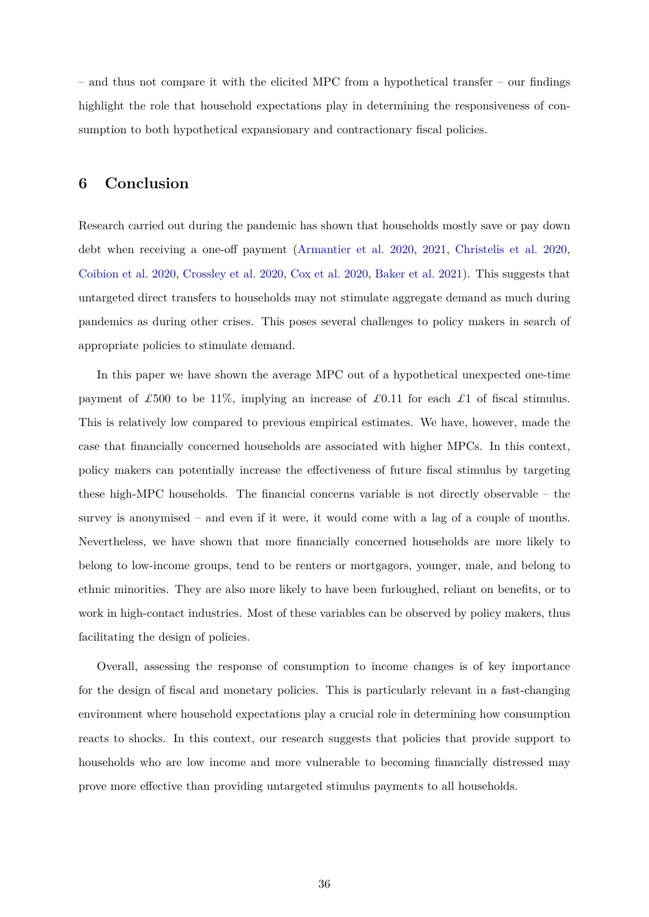– and thus not compare it with the elicited MPC from a hypothetical transfer – our findings highlight the role that household expectations play in determining the responsiveness of consumption to both hypothetical expansionary and contractionary fiscal policies.

## 6 Conclusion

Research carried out during the pandemic has shown that households mostly save or pay down debt when receiving a one-off payment (Armantier et al. 2020, 2021, Christelis et al. 2020, Coibion et al. 2020, Crossley et al. 2020, Cox et al. 2020, Baker et al. 2021). This suggests that untargeted direct transfers to households may not stimulate aggregate demand as much during pandemics as during other crises. This poses several challenges to policy makers in search of appropriate policies to stimulate demand.

In this paper we have shown the average MPC out of a hypothetical unexpected one-time payment of £500 to be 11%, implying an increase of £0.11 for each £1 of fiscal stimulus. This is relatively low compared to previous empirical estimates. We have, however, made the case that financially concerned households are associated with higher MPCs. In this context, policy makers can potentially increase the effectiveness of future fiscal stimulus by targeting these high-MPC households. The financial concerns variable is not directly observable – the survey is anonymised – and even if it were, it would come with a lag of a couple of months. Nevertheless, we have shown that more financially concerned households are more likely to belong to low-income groups, tend to be renters or mortgagors, younger, male, and belong to ethnic minorities. They are also more likely to have been furloughed, reliant on benefits, or to work in high-contact industries. Most of these variables can be observed by policy makers, thus facilitating the design of policies.

Overall, assessing the response of consumption to income changes is of key importance for the design of fiscal and monetary policies. This is particularly relevant in a fast-changing environment where household expectations play a crucial role in determining how consumption reacts to shocks. In this context, our research suggests that policies that provide support to households who are low income and more vulnerable to becoming financially distressed may prove more effective than providing untargeted stimulus payments to all households.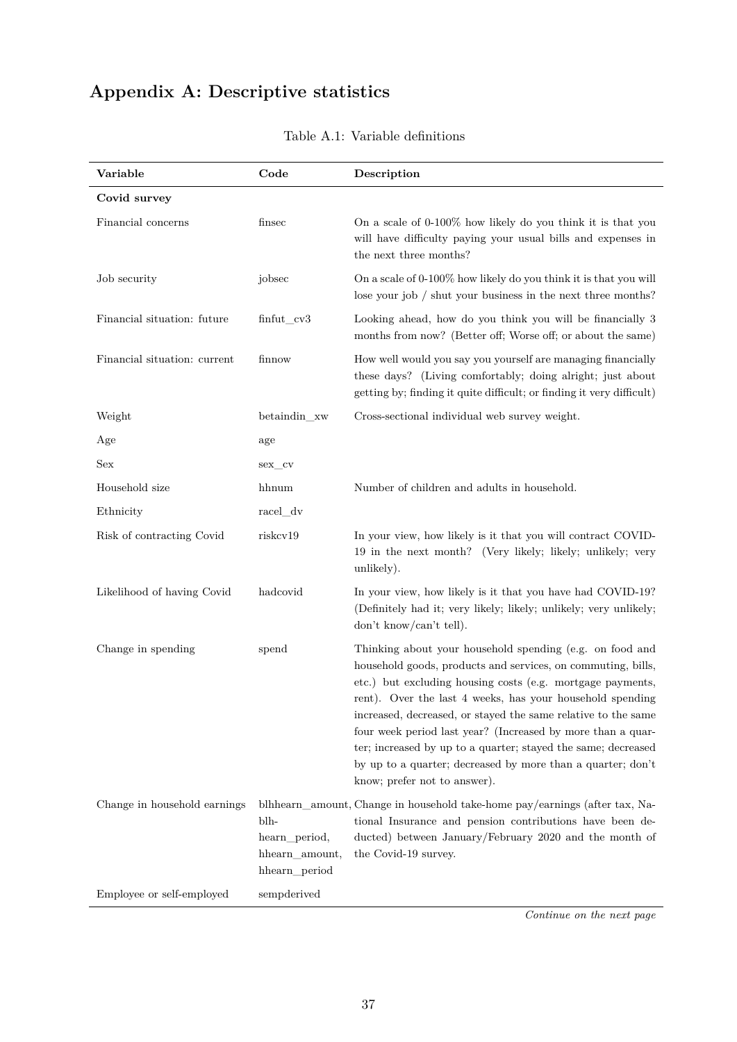# Appendix A: Descriptive statistics

Table A.1: Variable definitions

| Variable | Code | Description |
|---|---|---|
| **Covid survey** | | |
| Financial concerns | finsec | On a scale of 0-100% how likely do you think it is that you will have difficulty paying your usual bills and expenses in the next three months? |
| Job security | jobsec | On a scale of 0-100% how likely do you think it is that you will lose your job / shut your business in the next three months? |
| Financial situation: future | finfut_cv3 | Looking ahead, how do you think you will be financially 3 months from now? (Better off; Worse off; or about the same) |
| Financial situation: current | finnow | How well would you say you yourself are managing financially these days? (Living comfortably; doing alright; just about getting by; finding it quite difficult; or finding it very difficult) |
| Weight | betaindin_xw | Cross-sectional individual web survey weight. |
| Age | age | |
| Sex | sex_cv | |
| Household size | hhnum | Number of children and adults in household. |
| Ethnicity | racel_dv | |
| Risk of contracting Covid | riskcv19 | In your view, how likely is it that you will contract COVID-19 in the next month? (Very likely; likely; unlikely; very unlikely). |
| Likelihood of having Covid | hadcovid | In your view, how likely is it that you have had COVID-19? (Definitely had it; very likely; likely; unlikely; very unlikely; don't know/can't tell). |
| Change in spending | spend | Thinking about your household spending (e.g. on food and household goods, products and services, on commuting, bills, etc.) but excluding housing costs (e.g. mortgage payments, rent). Over the last 4 weeks, has your household spending increased, decreased, or stayed the same relative to the same four week period last year? (Increased by more than a quarter; increased by up to a quarter; stayed the same; decreased by up to a quarter; decreased by more than a quarter; don't know; prefer not to answer). |
| Change in household earnings | blhhearn_amount, blhhearn_period, hhearn_amount, hhearn_period | Change in household take-home pay/earnings (after tax, National Insurance and pension contributions have been deducted) between January/February 2020 and the month of the Covid-19 survey. |
| Employee or self-employed | sempderived | |

*Continue on the next page*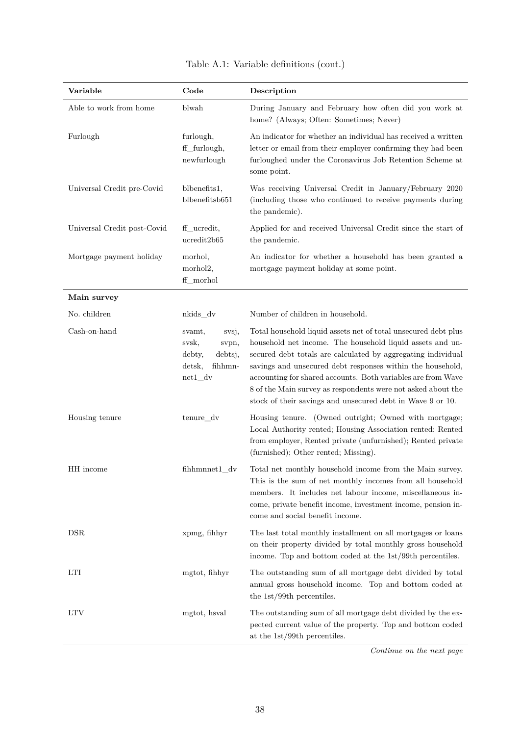Table A.1: Variable definitions (cont.)

| Variable | Code | Description |
|---|---|---|
| Able to work from home | blwah | During January and February how often did you work at home? (Always; Often: Sometimes; Never) |
| Furlough | furlough, ff_furlough, newfurlough | An indicator for whether an individual has received a written letter or email from their employer confirming they had been furloughed under the Coronavirus Job Retention Scheme at some point. |
| Universal Credit pre-Covid | blbenefits1, blbenefitsb651 | Was receiving Universal Credit in January/February 2020 (including those who continued to receive payments during the pandemic). |
| Universal Credit post-Covid | ff_ucredit, ucredit2b65 | Applied for and received Universal Credit since the start of the pandemic. |
| Mortgage payment holiday | morhol, morhol2, ff_morhol | An indicator for whether a household has been granted a mortgage payment holiday at some point. |
| **Main survey** | | |
| No. children | nkids_dv | Number of children in household. |
| Cash-on-hand | svamt, svsj, svsk, svpn, debty, debtsj, detsk, fihhmnnet1_dv | Total household liquid assets net of total unsecured debt plus household net income. The household liquid assets and unsecured debt totals are calculated by aggregating individual savings and unsecured debt responses within the household, accounting for shared accounts. Both variables are from Wave 8 of the Main survey as respondents were not asked about the stock of their savings and unsecured debt in Wave 9 or 10. |
| Housing tenure | tenure_dv | Housing tenure. (Owned outright; Owned with mortgage; Local Authority rented; Housing Association rented; Rented from employer, Rented private (unfurnished); Rented private (furnished); Other rented; Missing). |
| HH income | fihhmnnet1_dv | Total net monthly household income from the Main survey. This is the sum of net monthly incomes from all household members. It includes net labour income, miscellaneous income, private benefit income, investment income, pension income and social benefit income. |
| DSR | xpmg, fihhyr | The last total monthly installment on all mortgages or loans on their property divided by total monthly gross household income. Top and bottom coded at the 1st/99th percentiles. |
| LTI | mgtot, fihhyr | The outstanding sum of all mortgage debt divided by total annual gross household income. Top and bottom coded at the 1st/99th percentiles. |
| LTV | mgtot, hsval | The outstanding sum of all mortgage debt divided by the expected current value of the property. Top and bottom coded at the 1st/99th percentiles. |

*Continue on the next page*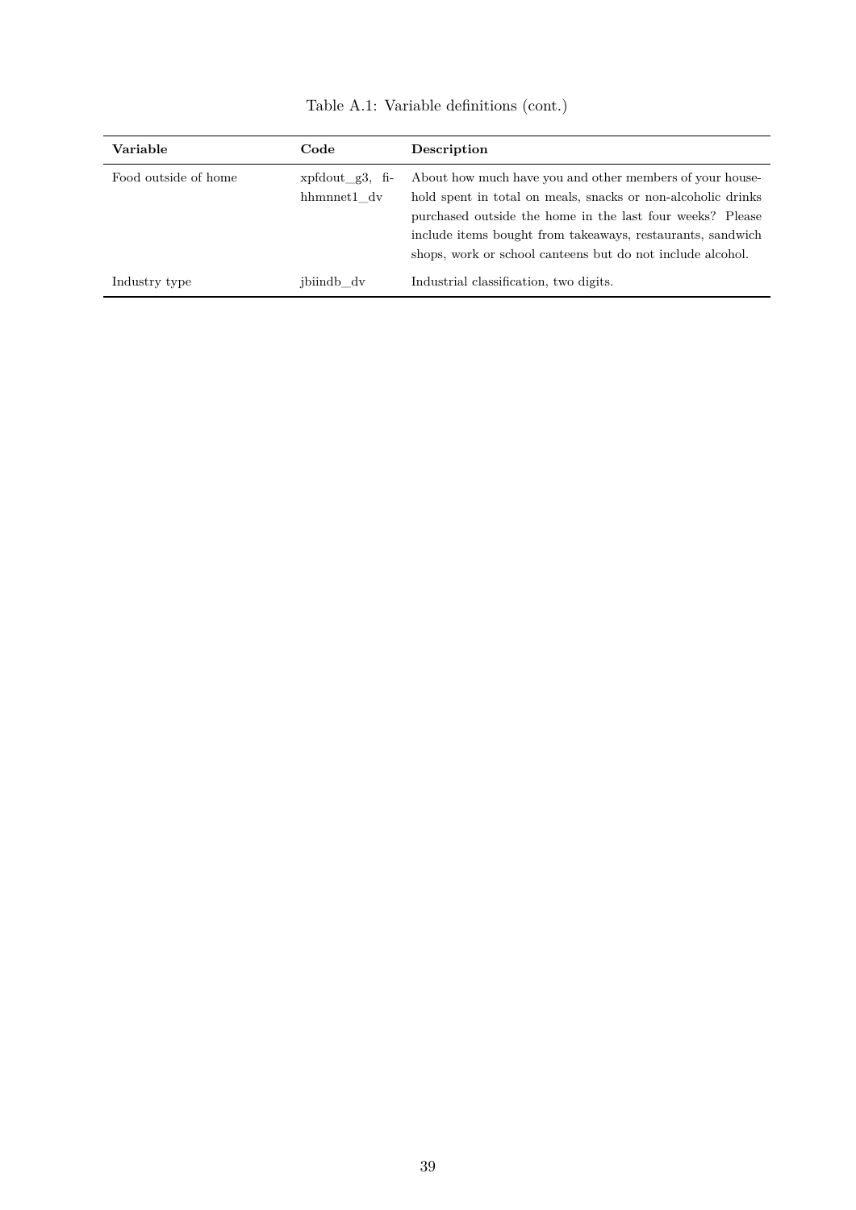Table A.1: Variable definitions (cont.)

| **Variable** | **Code** | **Description** |
| --- | --- | --- |
| Food outside of home | xpfdout_g3, fihhmnnet1_dv | About how much have you and other members of your household spent in total on meals, snacks or non-alcoholic drinks purchased outside the home in the last four weeks? Please include items bought from takeaways, restaurants, sandwich shops, work or school canteens but do not include alcohol. |
| Industry type | jbiindb_dv | Industrial classification, two digits. |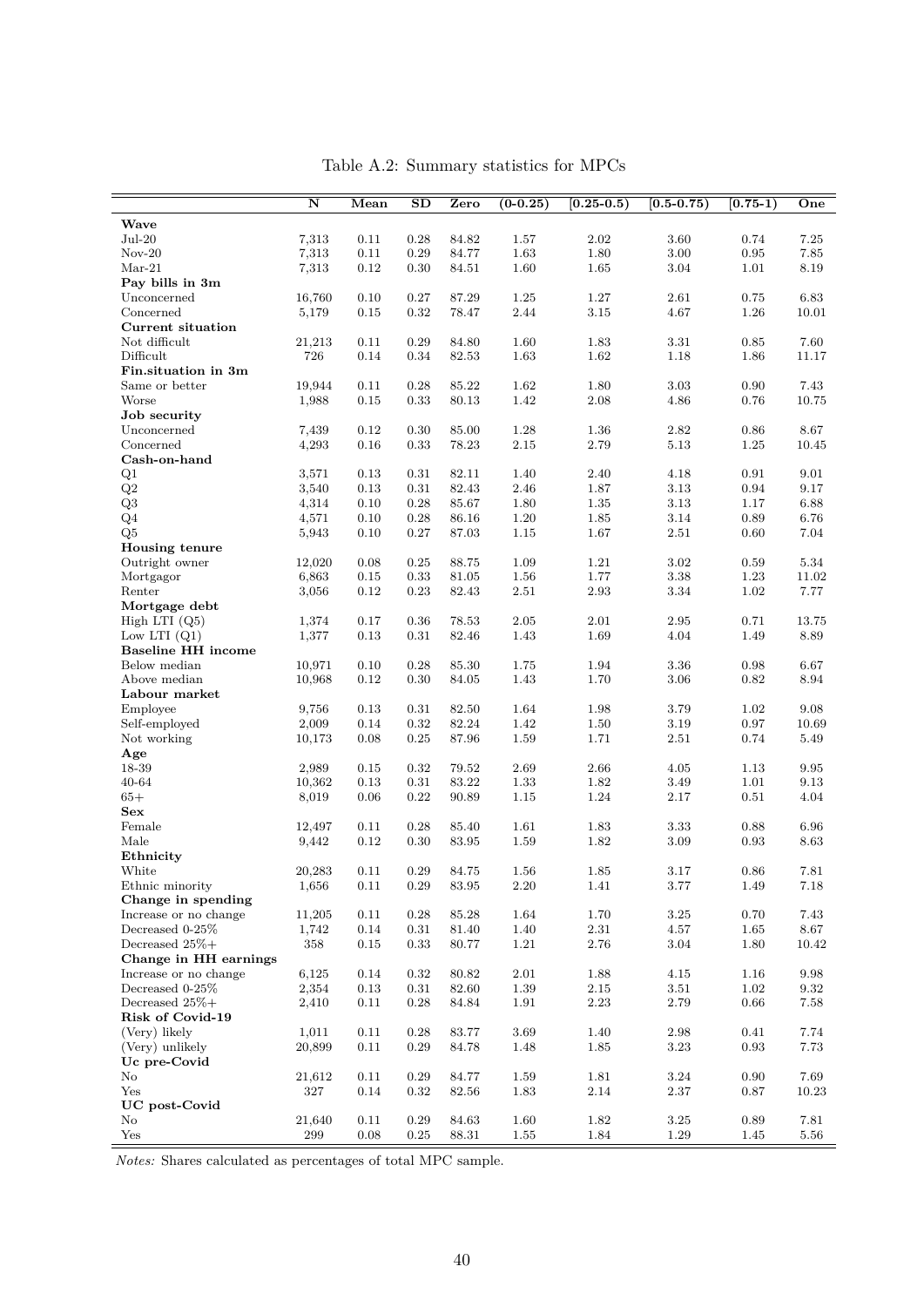Table A.2: Summary statistics for MPCs

| | N | Mean | SD | Zero | (0-0.25) | [0.25-0.5) | [0.5-0.75) | [0.75-1) | One |
|---|---|---|---|---|---|---|---|---|---|
| **Wave** | | | | | | | | | |
| Jul-20 | 7,313 | 0.11 | 0.28 | 84.82 | 1.57 | 2.02 | 3.60 | 0.74 | 7.25 |
| Nov-20 | 7,313 | 0.11 | 0.29 | 84.77 | 1.63 | 1.80 | 3.00 | 0.95 | 7.85 |
| Mar-21 | 7,313 | 0.12 | 0.30 | 84.51 | 1.60 | 1.65 | 3.04 | 1.01 | 8.19 |
| **Pay bills in 3m** | | | | | | | | | |
| Unconcerned | 16,760 | 0.10 | 0.27 | 87.29 | 1.25 | 1.27 | 2.61 | 0.75 | 6.83 |
| Concerned | 5,179 | 0.15 | 0.32 | 78.47 | 2.44 | 3.15 | 4.67 | 1.26 | 10.01 |
| **Current situation** | | | | | | | | | |
| Not difficult | 21,213 | 0.11 | 0.29 | 84.80 | 1.60 | 1.83 | 3.31 | 0.85 | 7.60 |
| Difficult | 726 | 0.14 | 0.34 | 82.53 | 1.63 | 1.62 | 1.18 | 1.86 | 11.17 |
| **Fin.situation in 3m** | | | | | | | | | |
| Same or better | 19,944 | 0.11 | 0.28 | 85.22 | 1.62 | 1.80 | 3.03 | 0.90 | 7.43 |
| Worse | 1,988 | 0.15 | 0.33 | 80.13 | 1.42 | 2.08 | 4.86 | 0.76 | 10.75 |
| **Job security** | | | | | | | | | |
| Unconcerned | 7,439 | 0.12 | 0.30 | 85.00 | 1.28 | 1.36 | 2.82 | 0.86 | 8.67 |
| Concerned | 4,293 | 0.16 | 0.33 | 78.23 | 2.15 | 2.79 | 5.13 | 1.25 | 10.45 |
| **Cash-on-hand** | | | | | | | | | |
| Q1 | 3,571 | 0.13 | 0.31 | 82.11 | 1.40 | 2.40 | 4.18 | 0.91 | 9.01 |
| Q2 | 3,540 | 0.13 | 0.31 | 82.43 | 2.46 | 1.87 | 3.13 | 0.94 | 9.17 |
| Q3 | 4,314 | 0.10 | 0.28 | 85.67 | 1.80 | 1.35 | 3.13 | 1.17 | 6.88 |
| Q4 | 4,571 | 0.10 | 0.28 | 86.16 | 1.20 | 1.85 | 3.14 | 0.89 | 6.76 |
| Q5 | 5,943 | 0.10 | 0.27 | 87.03 | 1.15 | 1.67 | 2.51 | 0.60 | 7.04 |
| **Housing tenure** | | | | | | | | | |
| Outright owner | 12,020 | 0.08 | 0.25 | 88.75 | 1.09 | 1.21 | 3.02 | 0.59 | 5.34 |
| Mortgagor | 6,863 | 0.15 | 0.33 | 81.05 | 1.56 | 1.77 | 3.38 | 1.23 | 11.02 |
| Renter | 3,056 | 0.12 | 0.23 | 82.43 | 2.51 | 2.93 | 3.34 | 1.02 | 7.77 |
| **Mortgage debt** | | | | | | | | | |
| High LTI (Q5) | 1,374 | 0.17 | 0.36 | 78.53 | 2.05 | 2.01 | 2.95 | 0.71 | 13.75 |
| Low LTI (Q1) | 1,377 | 0.13 | 0.31 | 82.46 | 1.43 | 1.69 | 4.04 | 1.49 | 8.89 |
| **Baseline HH income** | | | | | | | | | |
| Below median | 10,971 | 0.10 | 0.28 | 85.30 | 1.75 | 1.94 | 3.36 | 0.98 | 6.67 |
| Above median | 10,968 | 0.12 | 0.30 | 84.05 | 1.43 | 1.70 | 3.06 | 0.82 | 8.94 |
| **Labour market** | | | | | | | | | |
| Employee | 9,756 | 0.13 | 0.31 | 82.50 | 1.64 | 1.98 | 3.79 | 1.02 | 9.08 |
| Self-employed | 2,009 | 0.14 | 0.32 | 82.24 | 1.42 | 1.50 | 3.19 | 0.97 | 10.69 |
| Not working | 10,173 | 0.08 | 0.25 | 87.96 | 1.59 | 1.71 | 2.51 | 0.74 | 5.49 |
| **Age** | | | | | | | | | |
| 18-39 | 2,989 | 0.15 | 0.32 | 79.52 | 2.69 | 2.66 | 4.05 | 1.13 | 9.95 |
| 40-64 | 10,362 | 0.13 | 0.31 | 83.22 | 1.33 | 1.82 | 3.49 | 1.01 | 9.13 |
| 65+ | 8,019 | 0.06 | 0.22 | 90.89 | 1.15 | 1.24 | 2.17 | 0.51 | 4.04 |
| **Sex** | | | | | | | | | |
| Female | 12,497 | 0.11 | 0.28 | 85.40 | 1.61 | 1.83 | 3.33 | 0.88 | 6.96 |
| Male | 9,442 | 0.12 | 0.30 | 83.95 | 1.59 | 1.82 | 3.09 | 0.93 | 8.63 |
| **Ethnicity** | | | | | | | | | |
| White | 20,283 | 0.11 | 0.29 | 84.75 | 1.56 | 1.85 | 3.17 | 0.86 | 7.81 |
| Ethnic minority | 1,656 | 0.11 | 0.29 | 83.95 | 2.20 | 1.41 | 3.77 | 1.49 | 7.18 |
| **Change in spending** | | | | | | | | | |
| Increase or no change | 11,205 | 0.11 | 0.28 | 85.28 | 1.64 | 1.70 | 3.25 | 0.70 | 7.43 |
| Decreased 0-25% | 1,742 | 0.14 | 0.31 | 81.40 | 1.40 | 2.31 | 4.57 | 1.65 | 8.67 |
| Decreased 25%+ | 358 | 0.15 | 0.33 | 80.77 | 1.21 | 2.76 | 3.04 | 1.80 | 10.42 |
| **Change in HH earnings** | | | | | | | | | |
| Increase or no change | 6,125 | 0.14 | 0.32 | 80.82 | 2.01 | 1.88 | 4.15 | 1.16 | 9.98 |
| Decreased 0-25% | 2,354 | 0.13 | 0.31 | 82.60 | 1.39 | 2.15 | 3.51 | 1.02 | 9.32 |
| Decreased 25%+ | 2,410 | 0.11 | 0.28 | 84.84 | 1.91 | 2.23 | 2.79 | 0.66 | 7.58 |
| **Risk of Covid-19** | | | | | | | | | |
| (Very) likely | 1,011 | 0.11 | 0.28 | 83.77 | 3.69 | 1.40 | 2.98 | 0.41 | 7.74 |
| (Very) unlikely | 20,899 | 0.11 | 0.29 | 84.78 | 1.48 | 1.85 | 3.23 | 0.93 | 7.73 |
| **Uc pre-Covid** | | | | | | | | | |
| No | 21,612 | 0.11 | 0.29 | 84.77 | 1.59 | 1.81 | 3.24 | 0.90 | 7.69 |
| Yes | 327 | 0.14 | 0.32 | 82.56 | 1.83 | 2.14 | 2.37 | 0.87 | 10.23 |
| **UC post-Covid** | | | | | | | | | |
| No | 21,640 | 0.11 | 0.29 | 84.63 | 1.60 | 1.82 | 3.25 | 0.89 | 7.81 |
| Yes | 299 | 0.08 | 0.25 | 88.31 | 1.55 | 1.84 | 1.29 | 1.45 | 5.56 |

*Notes:* Shares calculated as percentages of total MPC sample.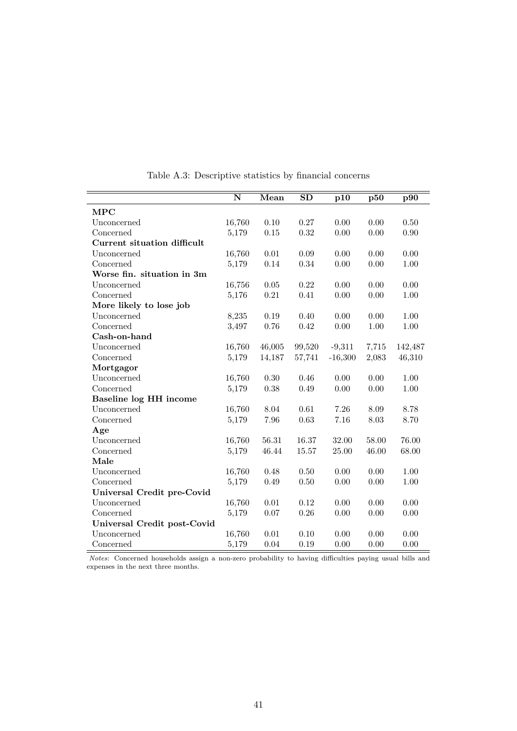Table A.3: Descriptive statistics by financial concerns

| | N | Mean | SD | p10 | p50 | p90 |
|---|---|---|---|---|---|---|
| **MPC** | | | | | | |
| Unconcerned | 16,760 | 0.10 | 0.27 | 0.00 | 0.00 | 0.50 |
| Concerned | 5,179 | 0.15 | 0.32 | 0.00 | 0.00 | 0.90 |
| **Current situation difficult** | | | | | | |
| Unconcerned | 16,760 | 0.01 | 0.09 | 0.00 | 0.00 | 0.00 |
| Concerned | 5,179 | 0.14 | 0.34 | 0.00 | 0.00 | 1.00 |
| **Worse fin. situation in 3m** | | | | | | |
| Unconcerned | 16,756 | 0.05 | 0.22 | 0.00 | 0.00 | 0.00 |
| Concerned | 5,176 | 0.21 | 0.41 | 0.00 | 0.00 | 1.00 |
| **More likely to lose job** | | | | | | |
| Unconcerned | 8,235 | 0.19 | 0.40 | 0.00 | 0.00 | 1.00 |
| Concerned | 3,497 | 0.76 | 0.42 | 0.00 | 1.00 | 1.00 |
| **Cash-on-hand** | | | | | | |
| Unconcerned | 16,760 | 46,005 | 99,520 | -9,311 | 7,715 | 142,487 |
| Concerned | 5,179 | 14,187 | 57,741 | -16,300 | 2,083 | 46,310 |
| **Mortgagor** | | | | | | |
| Unconcerned | 16,760 | 0.30 | 0.46 | 0.00 | 0.00 | 1.00 |
| Concerned | 5,179 | 0.38 | 0.49 | 0.00 | 0.00 | 1.00 |
| **Baseline log HH income** | | | | | | |
| Unconcerned | 16,760 | 8.04 | 0.61 | 7.26 | 8.09 | 8.78 |
| Concerned | 5,179 | 7.96 | 0.63 | 7.16 | 8.03 | 8.70 |
| **Age** | | | | | | |
| Unconcerned | 16,760 | 56.31 | 16.37 | 32.00 | 58.00 | 76.00 |
| Concerned | 5,179 | 46.44 | 15.57 | 25.00 | 46.00 | 68.00 |
| **Male** | | | | | | |
| Unconcerned | 16,760 | 0.48 | 0.50 | 0.00 | 0.00 | 1.00 |
| Concerned | 5,179 | 0.49 | 0.50 | 0.00 | 0.00 | 1.00 |
| **Universal Credit pre-Covid** | | | | | | |
| Unconcerned | 16,760 | 0.01 | 0.12 | 0.00 | 0.00 | 0.00 |
| Concerned | 5,179 | 0.07 | 0.26 | 0.00 | 0.00 | 0.00 |
| **Universal Credit post-Covid** | | | | | | |
| Unconcerned | 16,760 | 0.01 | 0.10 | 0.00 | 0.00 | 0.00 |
| Concerned | 5,179 | 0.04 | 0.19 | 0.00 | 0.00 | 0.00 |

*Notes*: Concerned households assign a non-zero probability to having difficulties paying usual bills and expenses in the next three months.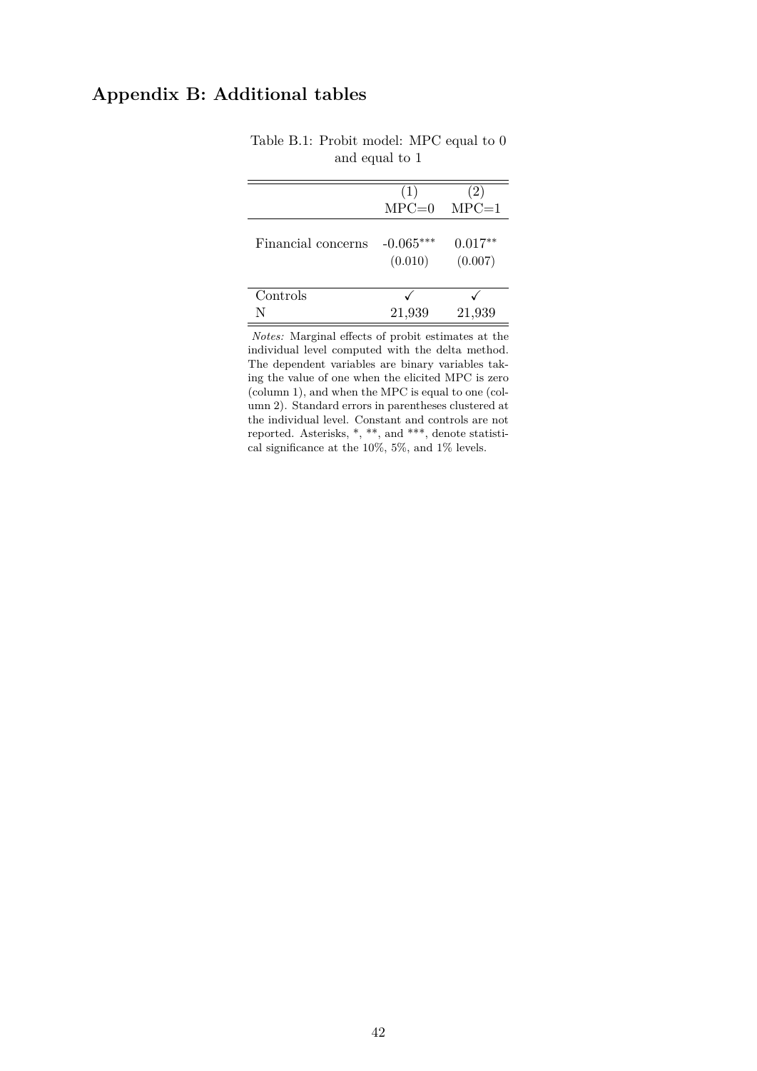## Appendix B: Additional tables

Table B.1: Probit model: MPC equal to 0 and equal to 1

| | (1) | (2) |
|---|---|---|
| | MPC=0 | MPC=1 |
| Financial concerns | -0.065*** | 0.017** |
| | (0.010) | (0.007) |
| Controls | ✓ | ✓ |
| N | 21,939 | 21,939 |

*Notes:* Marginal effects of probit estimates at the individual level computed with the delta method. The dependent variables are binary variables taking the value of one when the elicited MPC is zero (column 1), and when the MPC is equal to one (column 2). Standard errors in parentheses clustered at the individual level. Constant and controls are not reported. Asterisks, *, **, and ***, denote statistical significance at the 10%, 5%, and 1% levels.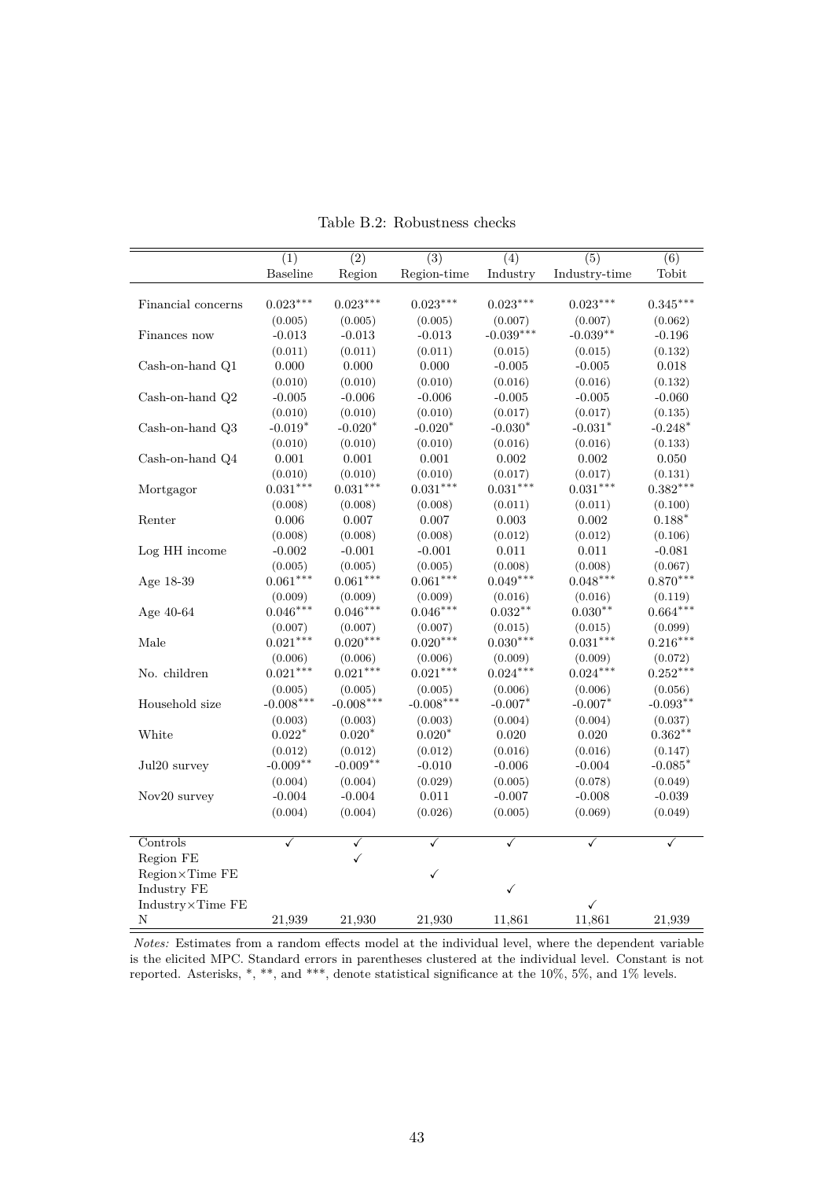Table B.2: Robustness checks

| | (1) | (2) | (3) | (4) | (5) | (6) |
|---|---|---|---|---|---|---|
| | Baseline | Region | Region-time | Industry | Industry-time | Tobit |
| Financial concerns | 0.023*** | 0.023*** | 0.023*** | 0.023*** | 0.023*** | 0.345*** |
| | (0.005) | (0.005) | (0.005) | (0.007) | (0.007) | (0.062) |
| Finances now | -0.013 | -0.013 | -0.013 | -0.039*** | -0.039** | -0.196 |
| | (0.011) | (0.011) | (0.011) | (0.015) | (0.015) | (0.132) |
| Cash-on-hand Q1 | 0.000 | 0.000 | 0.000 | -0.005 | -0.005 | 0.018 |
| | (0.010) | (0.010) | (0.010) | (0.016) | (0.016) | (0.132) |
| Cash-on-hand Q2 | -0.005 | -0.006 | -0.006 | -0.005 | -0.005 | -0.060 |
| | (0.010) | (0.010) | (0.010) | (0.017) | (0.017) | (0.135) |
| Cash-on-hand Q3 | -0.019* | -0.020* | -0.020* | -0.030* | -0.031* | -0.248* |
| | (0.010) | (0.010) | (0.010) | (0.016) | (0.016) | (0.133) |
| Cash-on-hand Q4 | 0.001 | 0.001 | 0.001 | 0.002 | 0.002 | 0.050 |
| | (0.010) | (0.010) | (0.010) | (0.017) | (0.017) | (0.131) |
| Mortgagor | 0.031*** | 0.031*** | 0.031*** | 0.031*** | 0.031*** | 0.382*** |
| | (0.008) | (0.008) | (0.008) | (0.011) | (0.011) | (0.100) |
| Renter | 0.006 | 0.007 | 0.007 | 0.003 | 0.002 | 0.188* |
| | (0.008) | (0.008) | (0.008) | (0.012) | (0.012) | (0.106) |
| Log HH income | -0.002 | -0.001 | -0.001 | 0.011 | 0.011 | -0.081 |
| | (0.005) | (0.005) | (0.005) | (0.008) | (0.008) | (0.067) |
| Age 18-39 | 0.061*** | 0.061*** | 0.061*** | 0.049*** | 0.048*** | 0.870*** |
| | (0.009) | (0.009) | (0.009) | (0.016) | (0.016) | (0.119) |
| Age 40-64 | 0.046*** | 0.046*** | 0.046*** | 0.032** | 0.030** | 0.664*** |
| | (0.007) | (0.007) | (0.007) | (0.015) | (0.015) | (0.099) |
| Male | 0.021*** | 0.020*** | 0.020*** | 0.030*** | 0.031*** | 0.216*** |
| | (0.006) | (0.006) | (0.006) | (0.009) | (0.009) | (0.072) |
| No. children | 0.021*** | 0.021*** | 0.021*** | 0.024*** | 0.024*** | 0.252*** |
| | (0.005) | (0.005) | (0.005) | (0.006) | (0.006) | (0.056) |
| Household size | -0.008*** | -0.008*** | -0.008*** | -0.007* | -0.007* | -0.093** |
| | (0.003) | (0.003) | (0.003) | (0.004) | (0.004) | (0.037) |
| White | 0.022* | 0.020* | 0.020* | 0.020 | 0.020 | 0.362** |
| | (0.012) | (0.012) | (0.012) | (0.016) | (0.016) | (0.147) |
| Jul20 survey | -0.009** | -0.009** | -0.010 | -0.006 | -0.004 | -0.085* |
| | (0.004) | (0.004) | (0.029) | (0.005) | (0.078) | (0.049) |
| Nov20 survey | -0.004 | -0.004 | 0.011 | -0.007 | -0.008 | -0.039 |
| | (0.004) | (0.004) | (0.026) | (0.005) | (0.069) | (0.049) |
| Controls | ✓ | ✓ | ✓ | ✓ | ✓ | ✓ |
| Region FE | | ✓ | | | | |
| Region×Time FE | | | ✓ | | | |
| Industry FE | | | | ✓ | | |
| Industry×Time FE | | | | | ✓ | |
| N | 21,939 | 21,930 | 21,930 | 11,861 | 11,861 | 21,939 |

*Notes:* Estimates from a random effects model at the individual level, where the dependent variable is the elicited MPC. Standard errors in parentheses clustered at the individual level. Constant is not reported. Asterisks, *, **, and ***, denote statistical significance at the 10%, 5%, and 1% levels.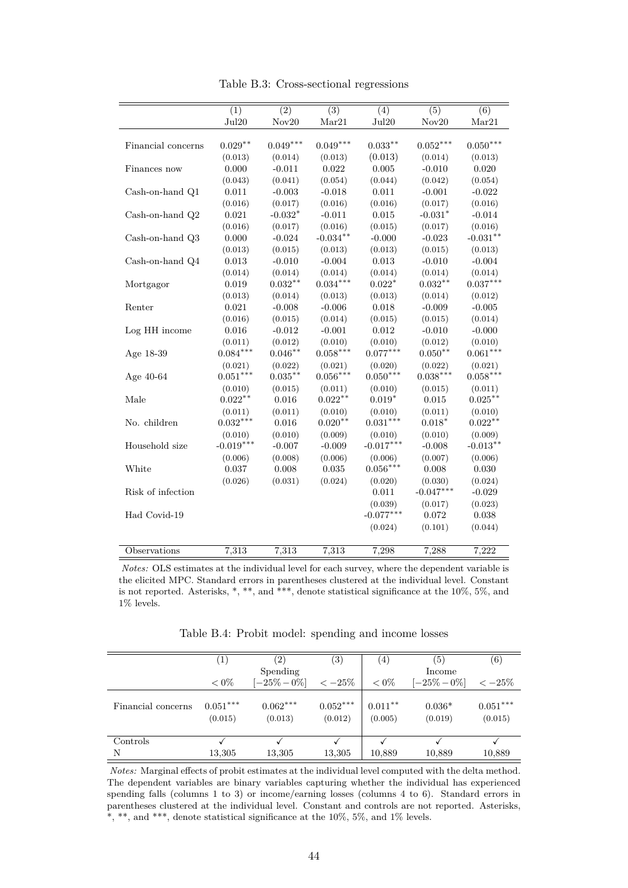Table B.3: Cross-sectional regressions

| | (1) | (2) | (3) | (4) | (5) | (6) |
|---|---|---|---|---|---|---|
| | Jul20 | Nov20 | Mar21 | Jul20 | Nov20 | Mar21 |
| Financial concerns | $0.029^{**}$ | $0.049^{***}$ | $0.049^{***}$ | $0.033^{**}$ | $0.052^{***}$ | $0.050^{***}$ |
| | (0.013) | (0.014) | (0.013) | (0.013) | (0.014) | (0.013) |
| Finances now | 0.000 | -0.011 | 0.022 | 0.005 | -0.010 | 0.020 |
| | (0.043) | (0.041) | (0.054) | (0.044) | (0.042) | (0.054) |
| Cash-on-hand Q1 | 0.011 | -0.003 | -0.018 | 0.011 | -0.001 | -0.022 |
| | (0.016) | (0.017) | (0.016) | (0.016) | (0.017) | (0.016) |
| Cash-on-hand Q2 | 0.021 | $-0.032^{*}$ | -0.011 | 0.015 | $-0.031^{*}$ | -0.014 |
| | (0.016) | (0.017) | (0.016) | (0.015) | (0.017) | (0.016) |
| Cash-on-hand Q3 | 0.000 | -0.024 | $-0.034^{**}$ | -0.000 | -0.023 | $-0.031^{**}$ |
| | (0.013) | (0.015) | (0.013) | (0.013) | (0.015) | (0.013) |
| Cash-on-hand Q4 | 0.013 | -0.010 | -0.004 | 0.013 | -0.010 | -0.004 |
| | (0.014) | (0.014) | (0.014) | (0.014) | (0.014) | (0.014) |
| Mortgagor | 0.019 | $0.032^{**}$ | $0.034^{***}$ | $0.022^{*}$ | $0.032^{**}$ | $0.037^{***}$ |
| | (0.013) | (0.014) | (0.013) | (0.013) | (0.014) | (0.012) |
| Renter | 0.021 | -0.008 | -0.006 | 0.018 | -0.009 | -0.005 |
| | (0.016) | (0.015) | (0.014) | (0.015) | (0.015) | (0.014) |
| Log HH income | 0.016 | -0.012 | -0.001 | 0.012 | -0.010 | -0.000 |
| | (0.011) | (0.012) | (0.010) | (0.010) | (0.012) | (0.010) |
| Age 18-39 | $0.084^{***}$ | $0.046^{**}$ | $0.058^{***}$ | $0.077^{***}$ | $0.050^{**}$ | $0.061^{***}$ |
| | (0.021) | (0.022) | (0.021) | (0.020) | (0.022) | (0.021) |
| Age 40-64 | $0.051^{***}$ | $0.035^{**}$ | $0.056^{***}$ | $0.050^{***}$ | $0.038^{***}$ | $0.058^{***}$ |
| | (0.010) | (0.015) | (0.011) | (0.010) | (0.015) | (0.011) |
| Male | $0.022^{**}$ | 0.016 | $0.022^{**}$ | $0.019^{*}$ | 0.015 | $0.025^{**}$ |
| | (0.011) | (0.011) | (0.010) | (0.010) | (0.011) | (0.010) |
| No. children | $0.032^{***}$ | 0.016 | $0.020^{**}$ | $0.031^{***}$ | $0.018^{*}$ | $0.022^{**}$ |
| | (0.010) | (0.010) | (0.009) | (0.010) | (0.010) | (0.009) |
| Household size | $-0.019^{***}$ | -0.007 | -0.009 | $-0.017^{***}$ | -0.008 | $-0.013^{**}$ |
| | (0.006) | (0.008) | (0.006) | (0.006) | (0.007) | (0.006) |
| White | 0.037 | 0.008 | 0.035 | $0.056^{***}$ | 0.008 | 0.030 |
| | (0.026) | (0.031) | (0.024) | (0.020) | (0.030) | (0.024) |
| Risk of infection | | | | 0.011 | $-0.047^{***}$ | -0.029 |
| | | | | (0.039) | (0.017) | (0.023) |
| Had Covid-19 | | | | $-0.077^{***}$ | 0.072 | 0.038 |
| | | | | (0.024) | (0.101) | (0.044) |
| Observations | 7,313 | 7,313 | 7,313 | 7,298 | 7,288 | 7,222 |

*Notes:* OLS estimates at the individual level for each survey, where the dependent variable is the elicited MPC. Standard errors in parentheses clustered at the individual level. Constant is not reported. Asterisks, *, **, and ***, denote statistical significance at the 10%, 5%, and 1% levels.

Table B.4: Probit model: spending and income losses

| | (1) | (2) | (3) | (4) | (5) | (6) |
|---|---|---|---|---|---|---|
| | | Spending | | | Income | |
| | $<0\%$ | $[-25\%-0\%]$ | $<-25\%$ | $<0\%$ | $[-25\%-0\%]$ | $<-25\%$ |
| Financial concerns | $0.051^{***}$ | $0.062^{***}$ | $0.052^{***}$ | $0.011^{**}$ | $0.036^{*}$ | $0.051^{***}$ |
| | (0.015) | (0.013) | (0.012) | (0.005) | (0.019) | (0.015) |
| Controls | ✓ | ✓ | ✓ | ✓ | ✓ | ✓ |
| N | 13,305 | 13,305 | 13,305 | 10,889 | 10,889 | 10,889 |

*Notes:* Marginal effects of probit estimates at the individual level computed with the delta method. The dependent variables are binary variables capturing whether the individual has experienced spending falls (columns 1 to 3) or income/earning losses (columns 4 to 6). Standard errors in parentheses clustered at the individual level. Constant and controls are not reported. Asterisks, *, **, and ***, denote statistical significance at the 10%, 5%, and 1% levels.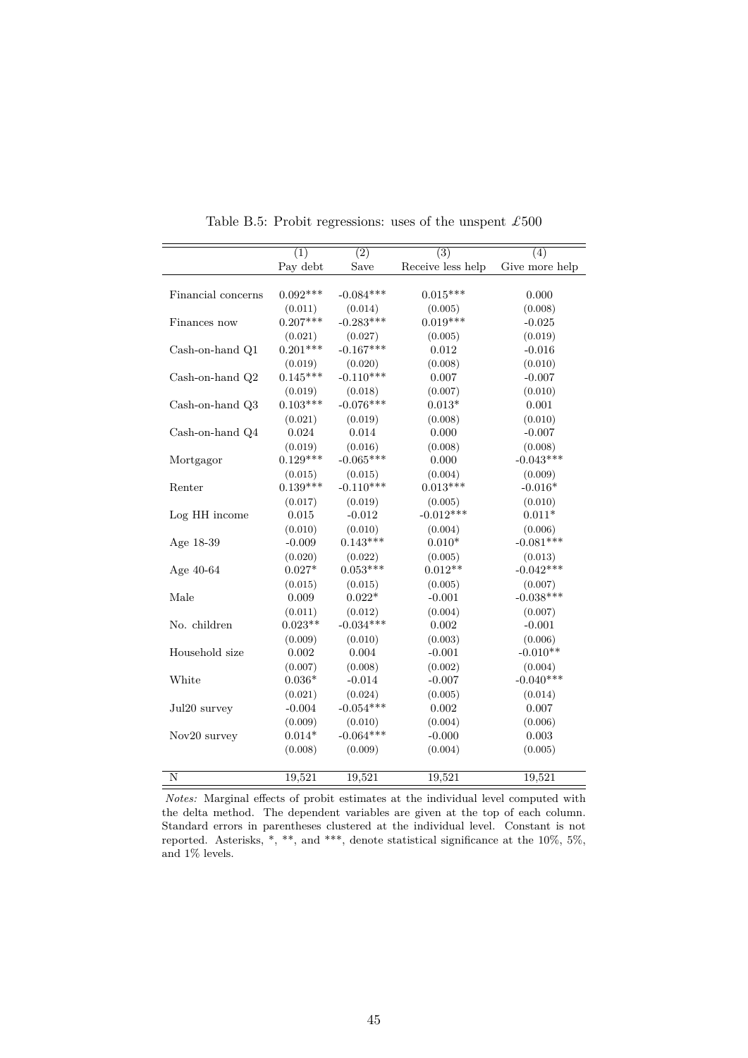Table B.5: Probit regressions: uses of the unspent £500

| | (1) | (2) | (3) | (4) |
|---|---|---|---|---|
| | Pay debt | Save | Receive less help | Give more help |
| Financial concerns | 0.092*** | -0.084*** | 0.015*** | 0.000 |
| | (0.011) | (0.014) | (0.005) | (0.008) |
| Finances now | 0.207*** | -0.283*** | 0.019*** | -0.025 |
| | (0.021) | (0.027) | (0.005) | (0.019) |
| Cash-on-hand Q1 | 0.201*** | -0.167*** | 0.012 | -0.016 |
| | (0.019) | (0.020) | (0.008) | (0.010) |
| Cash-on-hand Q2 | 0.145*** | -0.110*** | 0.007 | -0.007 |
| | (0.019) | (0.018) | (0.007) | (0.010) |
| Cash-on-hand Q3 | 0.103*** | -0.076*** | 0.013* | 0.001 |
| | (0.021) | (0.019) | (0.008) | (0.010) |
| Cash-on-hand Q4 | 0.024 | 0.014 | 0.000 | -0.007 |
| | (0.019) | (0.016) | (0.008) | (0.008) |
| Mortgagor | 0.129*** | -0.065*** | 0.000 | -0.043*** |
| | (0.015) | (0.015) | (0.004) | (0.009) |
| Renter | 0.139*** | -0.110*** | 0.013*** | -0.016* |
| | (0.017) | (0.019) | (0.005) | (0.010) |
| Log HH income | 0.015 | -0.012 | -0.012*** | 0.011* |
| | (0.010) | (0.010) | (0.004) | (0.006) |
| Age 18-39 | -0.009 | 0.143*** | 0.010* | -0.081*** |
| | (0.020) | (0.022) | (0.005) | (0.013) |
| Age 40-64 | 0.027* | 0.053*** | 0.012** | -0.042*** |
| | (0.015) | (0.015) | (0.005) | (0.007) |
| Male | 0.009 | 0.022* | -0.001 | -0.038*** |
| | (0.011) | (0.012) | (0.004) | (0.007) |
| No. children | 0.023** | -0.034*** | 0.002 | -0.001 |
| | (0.009) | (0.010) | (0.003) | (0.006) |
| Household size | 0.002 | 0.004 | -0.001 | -0.010** |
| | (0.007) | (0.008) | (0.002) | (0.004) |
| White | 0.036* | -0.014 | -0.007 | -0.040*** |
| | (0.021) | (0.024) | (0.005) | (0.014) |
| Jul20 survey | -0.004 | -0.054*** | 0.002 | 0.007 |
| | (0.009) | (0.010) | (0.004) | (0.006) |
| Nov20 survey | 0.014* | -0.064*** | -0.000 | 0.003 |
| | (0.008) | (0.009) | (0.004) | (0.005) |
| N | 19,521 | 19,521 | 19,521 | 19,521 |

*Notes:* Marginal effects of probit estimates at the individual level computed with the delta method. The dependent variables are given at the top of each column. Standard errors in parentheses clustered at the individual level. Constant is not reported. Asterisks, *, **, and ***, denote statistical significance at the 10%, 5%, and 1% levels.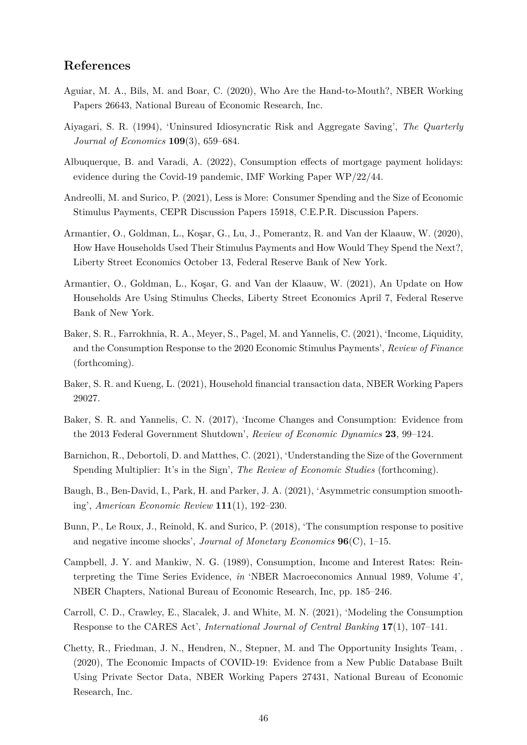## References

Aguiar, M. A., Bils, M. and Boar, C. (2020), Who Are the Hand-to-Mouth?, NBER Working Papers 26643, National Bureau of Economic Research, Inc.

Aiyagari, S. R. (1994), 'Uninsured Idiosyncratic Risk and Aggregate Saving', *The Quarterly Journal of Economics* **109**(3), 659–684.

Albuquerque, B. and Varadi, A. (2022), Consumption effects of mortgage payment holidays: evidence during the Covid-19 pandemic, IMF Working Paper WP/22/44.

Andreolli, M. and Surico, P. (2021), Less is More: Consumer Spending and the Size of Economic Stimulus Payments, CEPR Discussion Papers 15918, C.E.P.R. Discussion Papers.

Armantier, O., Goldman, L., Koşar, G., Lu, J., Pomerantz, R. and Van der Klaauw, W. (2020), How Have Households Used Their Stimulus Payments and How Would They Spend the Next?, Liberty Street Economics October 13, Federal Reserve Bank of New York.

Armantier, O., Goldman, L., Koşar, G. and Van der Klaauw, W. (2021), An Update on How Households Are Using Stimulus Checks, Liberty Street Economics April 7, Federal Reserve Bank of New York.

Baker, S. R., Farrokhnia, R. A., Meyer, S., Pagel, M. and Yannelis, C. (2021), 'Income, Liquidity, and the Consumption Response to the 2020 Economic Stimulus Payments', *Review of Finance* (forthcoming).

Baker, S. R. and Kueng, L. (2021), Household financial transaction data, NBER Working Papers 29027.

Baker, S. R. and Yannelis, C. N. (2017), 'Income Changes and Consumption: Evidence from the 2013 Federal Government Shutdown', *Review of Economic Dynamics* **23**, 99–124.

Barnichon, R., Debortoli, D. and Matthes, C. (2021), 'Understanding the Size of the Government Spending Multiplier: It's in the Sign', *The Review of Economic Studies* (forthcoming).

Baugh, B., Ben-David, I., Park, H. and Parker, J. A. (2021), 'Asymmetric consumption smoothing', *American Economic Review* **111**(1), 192–230.

Bunn, P., Le Roux, J., Reinold, K. and Surico, P. (2018), 'The consumption response to positive and negative income shocks', *Journal of Monetary Economics* **96**(C), 1–15.

Campbell, J. Y. and Mankiw, N. G. (1989), Consumption, Income and Interest Rates: Reinterpreting the Time Series Evidence, *in* 'NBER Macroeconomics Annual 1989, Volume 4', NBER Chapters, National Bureau of Economic Research, Inc, pp. 185–246.

Carroll, C. D., Crawley, E., Slacalek, J. and White, M. N. (2021), 'Modeling the Consumption Response to the CARES Act', *International Journal of Central Banking* **17**(1), 107–141.

Chetty, R., Friedman, J. N., Hendren, N., Stepner, M. and The Opportunity Insights Team, . (2020), The Economic Impacts of COVID-19: Evidence from a New Public Database Built Using Private Sector Data, NBER Working Papers 27431, National Bureau of Economic Research, Inc.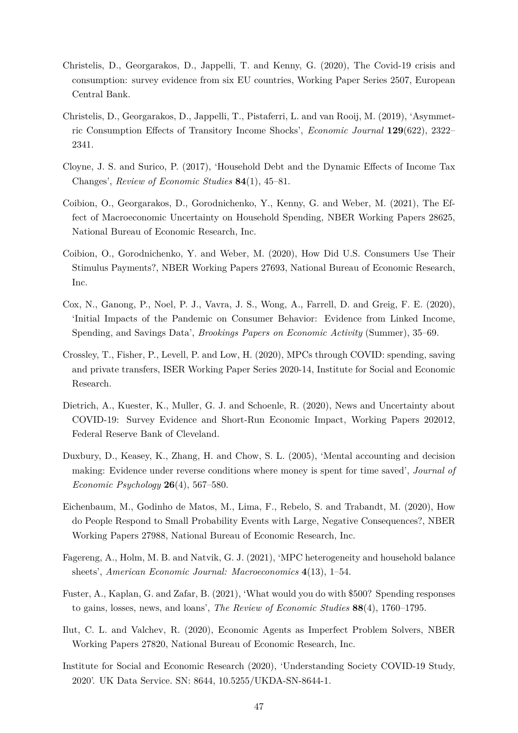Christelis, D., Georgarakos, D., Jappelli, T. and Kenny, G. (2020), The Covid-19 crisis and consumption: survey evidence from six EU countries, Working Paper Series 2507, European Central Bank.

Christelis, D., Georgarakos, D., Jappelli, T., Pistaferri, L. and van Rooij, M. (2019), 'Asymmetric Consumption Effects of Transitory Income Shocks', *Economic Journal* **129**(622), 2322–2341.

Cloyne, J. S. and Surico, P. (2017), 'Household Debt and the Dynamic Effects of Income Tax Changes', *Review of Economic Studies* **84**(1), 45–81.

Coibion, O., Georgarakos, D., Gorodnichenko, Y., Kenny, G. and Weber, M. (2021), The Effect of Macroeconomic Uncertainty on Household Spending, NBER Working Papers 28625, National Bureau of Economic Research, Inc.

Coibion, O., Gorodnichenko, Y. and Weber, M. (2020), How Did U.S. Consumers Use Their Stimulus Payments?, NBER Working Papers 27693, National Bureau of Economic Research, Inc.

Cox, N., Ganong, P., Noel, P. J., Vavra, J. S., Wong, A., Farrell, D. and Greig, F. E. (2020), 'Initial Impacts of the Pandemic on Consumer Behavior: Evidence from Linked Income, Spending, and Savings Data', *Brookings Papers on Economic Activity* (Summer), 35–69.

Crossley, T., Fisher, P., Levell, P. and Low, H. (2020), MPCs through COVID: spending, saving and private transfers, ISER Working Paper Series 2020-14, Institute for Social and Economic Research.

Dietrich, A., Kuester, K., Muller, G. J. and Schoenle, R. (2020), News and Uncertainty about COVID-19: Survey Evidence and Short-Run Economic Impact, Working Papers 202012, Federal Reserve Bank of Cleveland.

Duxbury, D., Keasey, K., Zhang, H. and Chow, S. L. (2005), 'Mental accounting and decision making: Evidence under reverse conditions where money is spent for time saved', *Journal of Economic Psychology* **26**(4), 567–580.

Eichenbaum, M., Godinho de Matos, M., Lima, F., Rebelo, S. and Trabandt, M. (2020), How do People Respond to Small Probability Events with Large, Negative Consequences?, NBER Working Papers 27988, National Bureau of Economic Research, Inc.

Fagereng, A., Holm, M. B. and Natvik, G. J. (2021), 'MPC heterogeneity and household balance sheets', *American Economic Journal: Macroeconomics* **4**(13), 1–54.

Fuster, A., Kaplan, G. and Zafar, B. (2021), 'What would you do with $500? Spending responses to gains, losses, news, and loans', *The Review of Economic Studies* **88**(4), 1760–1795.

Ilut, C. L. and Valchev, R. (2020), Economic Agents as Imperfect Problem Solvers, NBER Working Papers 27820, National Bureau of Economic Research, Inc.

Institute for Social and Economic Research (2020), 'Understanding Society COVID-19 Study, 2020'. UK Data Service. SN: 8644, 10.5255/UKDA-SN-8644-1.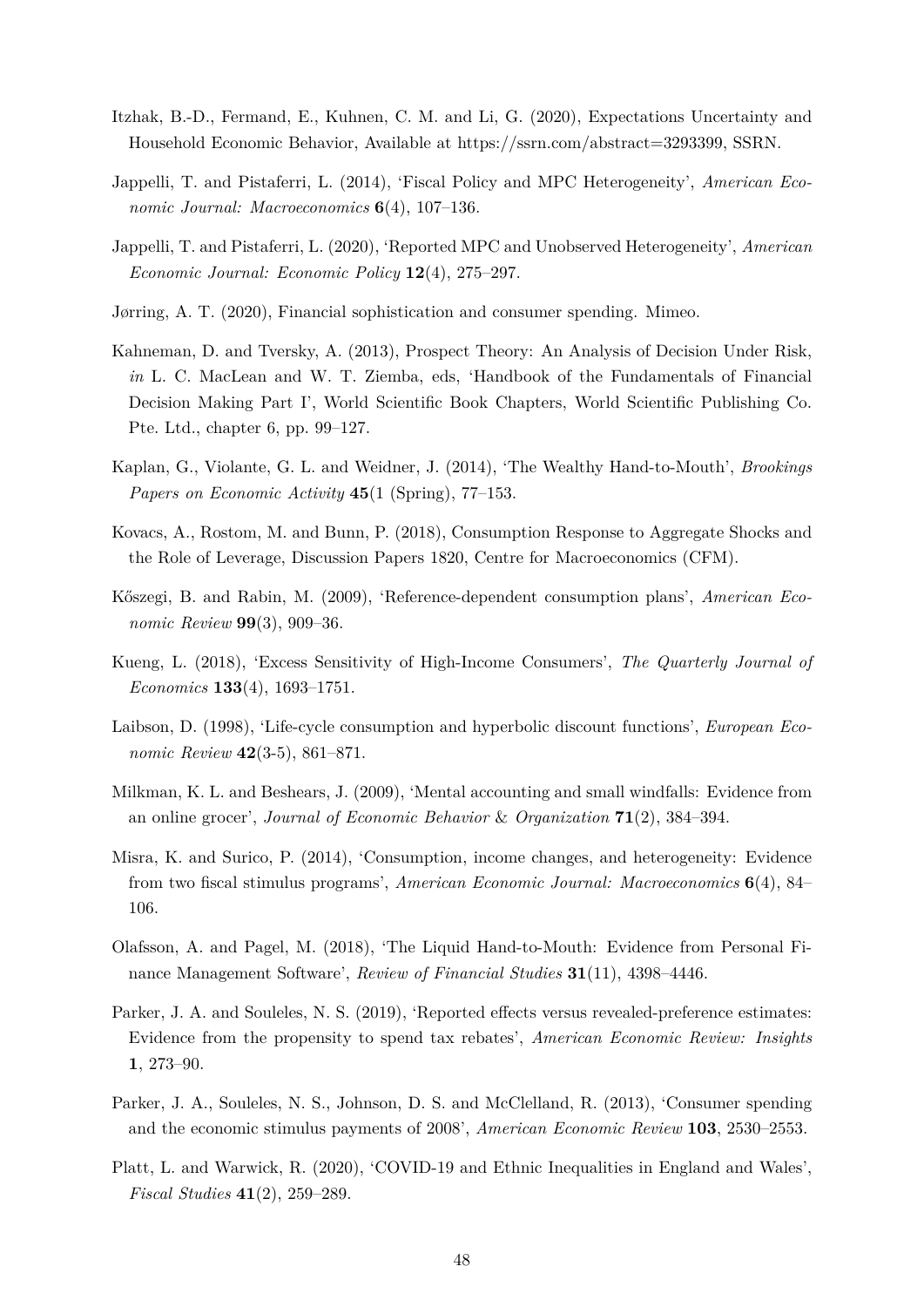Itzhak, B.-D., Fermand, E., Kuhnen, C. M. and Li, G. (2020), Expectations Uncertainty and Household Economic Behavior, Available at https://ssrn.com/abstract=3293399, SSRN.

Jappelli, T. and Pistaferri, L. (2014), 'Fiscal Policy and MPC Heterogeneity', *American Economic Journal: Macroeconomics* **6**(4), 107–136.

Jappelli, T. and Pistaferri, L. (2020), 'Reported MPC and Unobserved Heterogeneity', *American Economic Journal: Economic Policy* **12**(4), 275–297.

Jørring, A. T. (2020), Financial sophistication and consumer spending. Mimeo.

Kahneman, D. and Tversky, A. (2013), Prospect Theory: An Analysis of Decision Under Risk, *in* L. C. MacLean and W. T. Ziemba, eds, 'Handbook of the Fundamentals of Financial Decision Making Part I', World Scientific Book Chapters, World Scientific Publishing Co. Pte. Ltd., chapter 6, pp. 99–127.

Kaplan, G., Violante, G. L. and Weidner, J. (2014), 'The Wealthy Hand-to-Mouth', *Brookings Papers on Economic Activity* **45**(1 (Spring), 77–153.

Kovacs, A., Rostom, M. and Bunn, P. (2018), Consumption Response to Aggregate Shocks and the Role of Leverage, Discussion Papers 1820, Centre for Macroeconomics (CFM).

Kőszegi, B. and Rabin, M. (2009), 'Reference-dependent consumption plans', *American Economic Review* **99**(3), 909–36.

Kueng, L. (2018), 'Excess Sensitivity of High-Income Consumers', *The Quarterly Journal of Economics* **133**(4), 1693–1751.

Laibson, D. (1998), 'Life-cycle consumption and hyperbolic discount functions', *European Economic Review* **42**(3-5), 861–871.

Milkman, K. L. and Beshears, J. (2009), 'Mental accounting and small windfalls: Evidence from an online grocer', *Journal of Economic Behavior* & *Organization* **71**(2), 384–394.

Misra, K. and Surico, P. (2014), 'Consumption, income changes, and heterogeneity: Evidence from two fiscal stimulus programs', *American Economic Journal: Macroeconomics* **6**(4), 84–106.

Olafsson, A. and Pagel, M. (2018), 'The Liquid Hand-to-Mouth: Evidence from Personal Finance Management Software', *Review of Financial Studies* **31**(11), 4398–4446.

Parker, J. A. and Souleles, N. S. (2019), 'Reported effects versus revealed-preference estimates: Evidence from the propensity to spend tax rebates', *American Economic Review: Insights* **1**, 273–90.

Parker, J. A., Souleles, N. S., Johnson, D. S. and McClelland, R. (2013), 'Consumer spending and the economic stimulus payments of 2008', *American Economic Review* **103**, 2530–2553.

Platt, L. and Warwick, R. (2020), 'COVID-19 and Ethnic Inequalities in England and Wales', *Fiscal Studies* **41**(2), 259–289.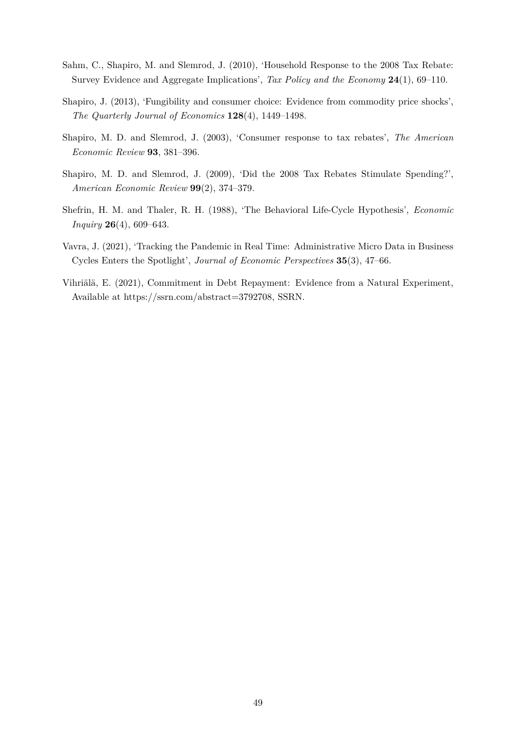Sahm, C., Shapiro, M. and Slemrod, J. (2010), 'Household Response to the 2008 Tax Rebate: Survey Evidence and Aggregate Implications', *Tax Policy and the Economy* **24**(1), 69–110.

Shapiro, J. (2013), 'Fungibility and consumer choice: Evidence from commodity price shocks', *The Quarterly Journal of Economics* **128**(4), 1449–1498.

Shapiro, M. D. and Slemrod, J. (2003), 'Consumer response to tax rebates', *The American Economic Review* **93**, 381–396.

Shapiro, M. D. and Slemrod, J. (2009), 'Did the 2008 Tax Rebates Stimulate Spending?', *American Economic Review* **99**(2), 374–379.

Shefrin, H. M. and Thaler, R. H. (1988), 'The Behavioral Life-Cycle Hypothesis', *Economic Inquiry* **26**(4), 609–643.

Vavra, J. (2021), 'Tracking the Pandemic in Real Time: Administrative Micro Data in Business Cycles Enters the Spotlight', *Journal of Economic Perspectives* **35**(3), 47–66.

Vihriälä, E. (2021), Commitment in Debt Repayment: Evidence from a Natural Experiment, Available at https://ssrn.com/abstract=3792708, SSRN.